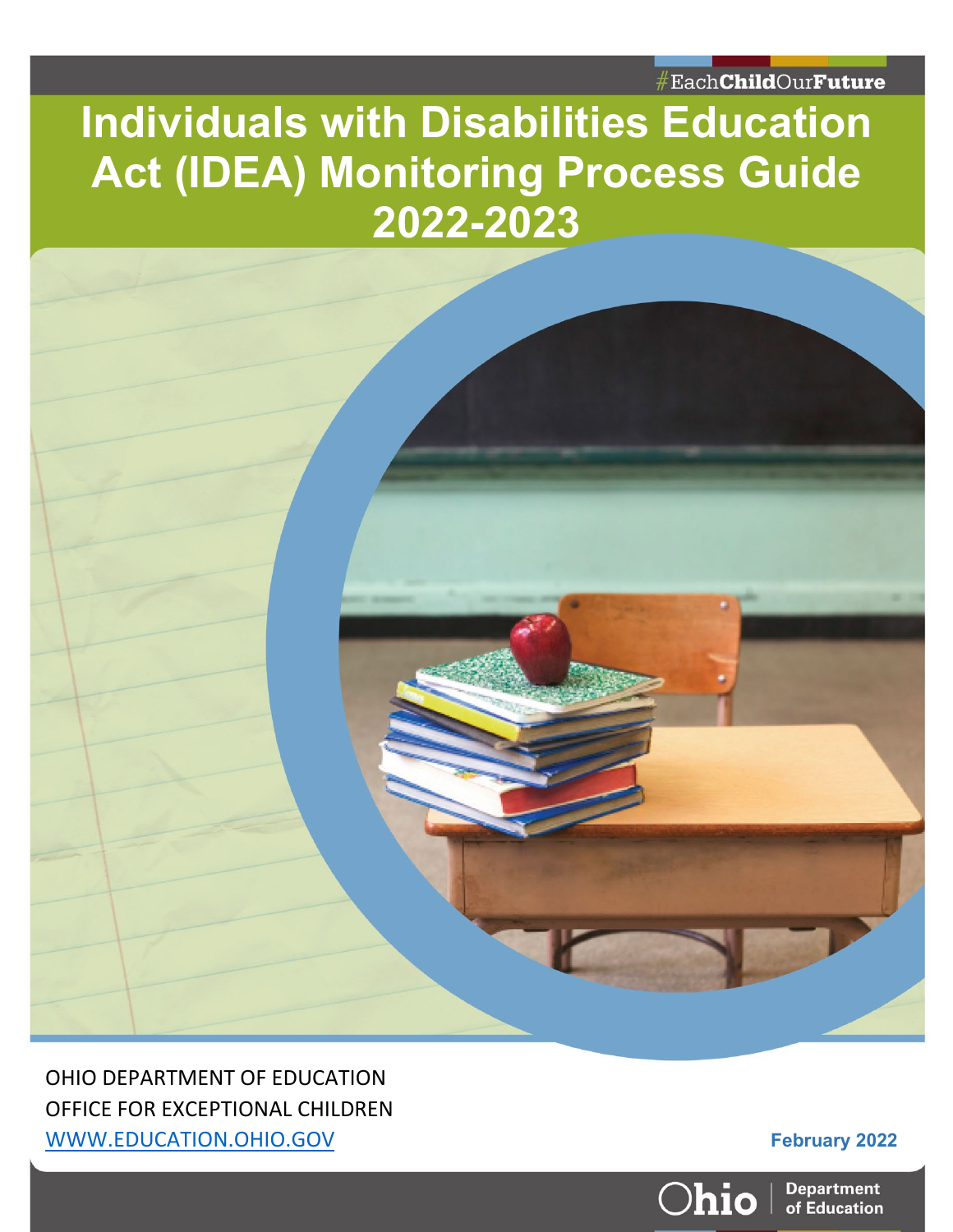#EachChildOurFuture

# Individuals with Disabilities Education Act (IDEA) Monitoring Process Guide 2022-2023

OHIO DEPARTMENT OF EDUCATION
OFFICE FOR EXCEPTIONAL CHILDREN
WWW.EDUCATION.OHIO.GOV

February 2022

Ohio | Department of Education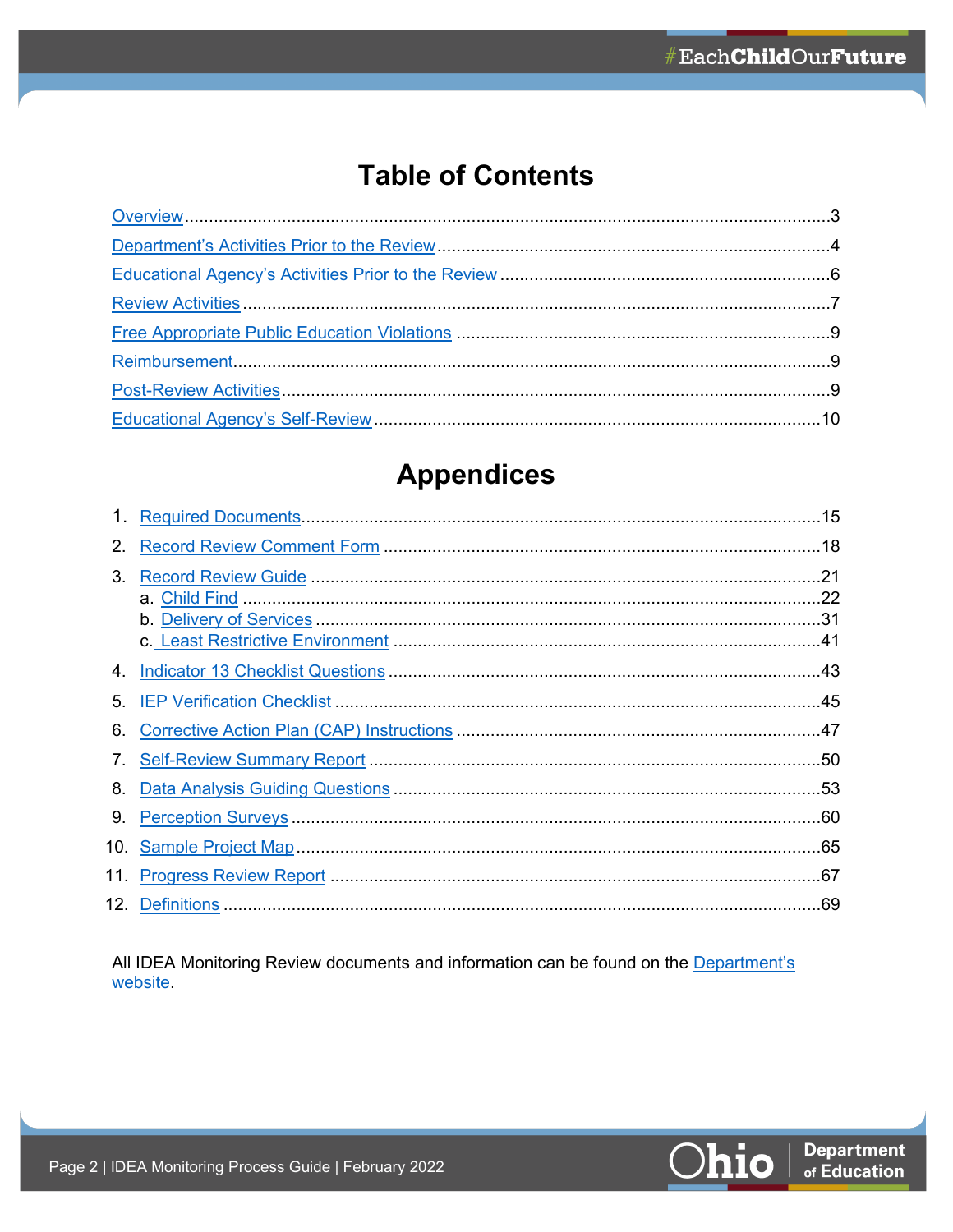# Table of Contents

Overview....................................................................................................3

Department's Activities Prior to the Review....................................................4

Educational Agency's Activities Prior to the Review .........................................6

Review Activities.........................................................................................7

Free Appropriate Public Education Violations ...................................................9

Reimbursement............................................................................................9

Post-Review Activities....................................................................................9

Educational Agency's Self-Review...................................................................10

# Appendices

1. Required Documents......................................................................15
2. Record Review Comment Form .........................................................18
3. Record Review Guide .....................................................................21
   a. Child Find ..................................................................................22
   b. Delivery of Services .....................................................................31
   c. Least Restrictive Environment .......................................................41
4. Indicator 13 Checklist Questions .......................................................43
5. IEP Verification Checklist ................................................................45
6. Corrective Action Plan (CAP) Instructions ...........................................47
7. Self-Review Summary Report ...........................................................50
8. Data Analysis Guiding Questions .......................................................53
9. Perception Surveys .........................................................................60
10. Sample Project Map........................................................................65
11. Progress Review Report ..................................................................67
12. Definitions ....................................................................................69

All IDEA Monitoring Review documents and information can be found on the Department's website.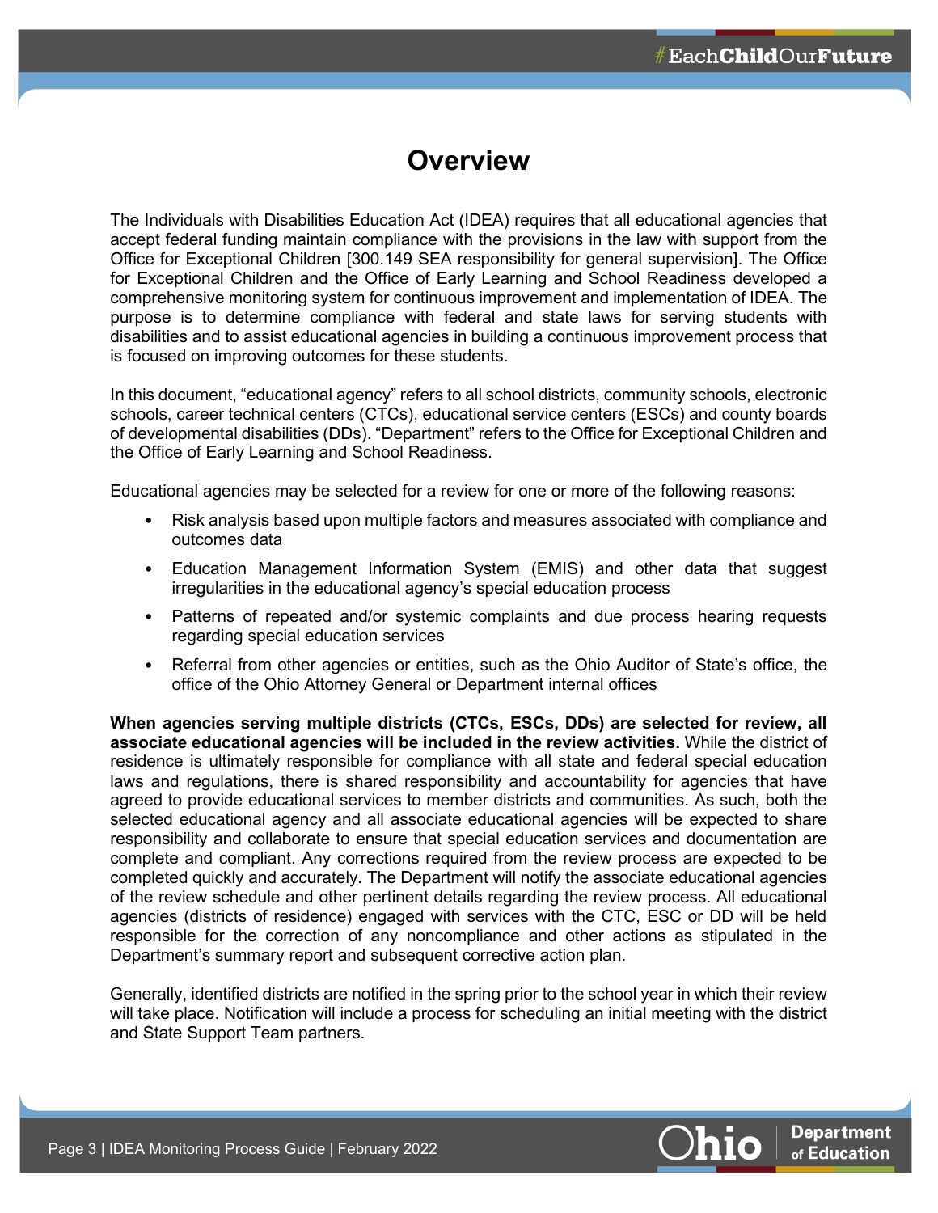# Overview

The Individuals with Disabilities Education Act (IDEA) requires that all educational agencies that accept federal funding maintain compliance with the provisions in the law with support from the Office for Exceptional Children [300.149 SEA responsibility for general supervision]. The Office for Exceptional Children and the Office of Early Learning and School Readiness developed a comprehensive monitoring system for continuous improvement and implementation of IDEA. The purpose is to determine compliance with federal and state laws for serving students with disabilities and to assist educational agencies in building a continuous improvement process that is focused on improving outcomes for these students.

In this document, “educational agency” refers to all school districts, community schools, electronic schools, career technical centers (CTCs), educational service centers (ESCs) and county boards of developmental disabilities (DDs). “Department” refers to the Office for Exceptional Children and the Office of Early Learning and School Readiness.

Educational agencies may be selected for a review for one or more of the following reasons:

- Risk analysis based upon multiple factors and measures associated with compliance and outcomes data
- Education Management Information System (EMIS) and other data that suggest irregularities in the educational agency’s special education process
- Patterns of repeated and/or systemic complaints and due process hearing requests regarding special education services
- Referral from other agencies or entities, such as the Ohio Auditor of State’s office, the office of the Ohio Attorney General or Department internal offices

**When agencies serving multiple districts (CTCs, ESCs, DDs) are selected for review, all associate educational agencies will be included in the review activities.** While the district of residence is ultimately responsible for compliance with all state and federal special education laws and regulations, there is shared responsibility and accountability for agencies that have agreed to provide educational services to member districts and communities. As such, both the selected educational agency and all associate educational agencies will be expected to share responsibility and collaborate to ensure that special education services and documentation are complete and compliant. Any corrections required from the review process are expected to be completed quickly and accurately. The Department will notify the associate educational agencies of the review schedule and other pertinent details regarding the review process. All educational agencies (districts of residence) engaged with services with the CTC, ESC or DD will be held responsible for the correction of any noncompliance and other actions as stipulated in the Department’s summary report and subsequent corrective action plan.

Generally, identified districts are notified in the spring prior to the school year in which their review will take place. Notification will include a process for scheduling an initial meeting with the district and State Support Team partners.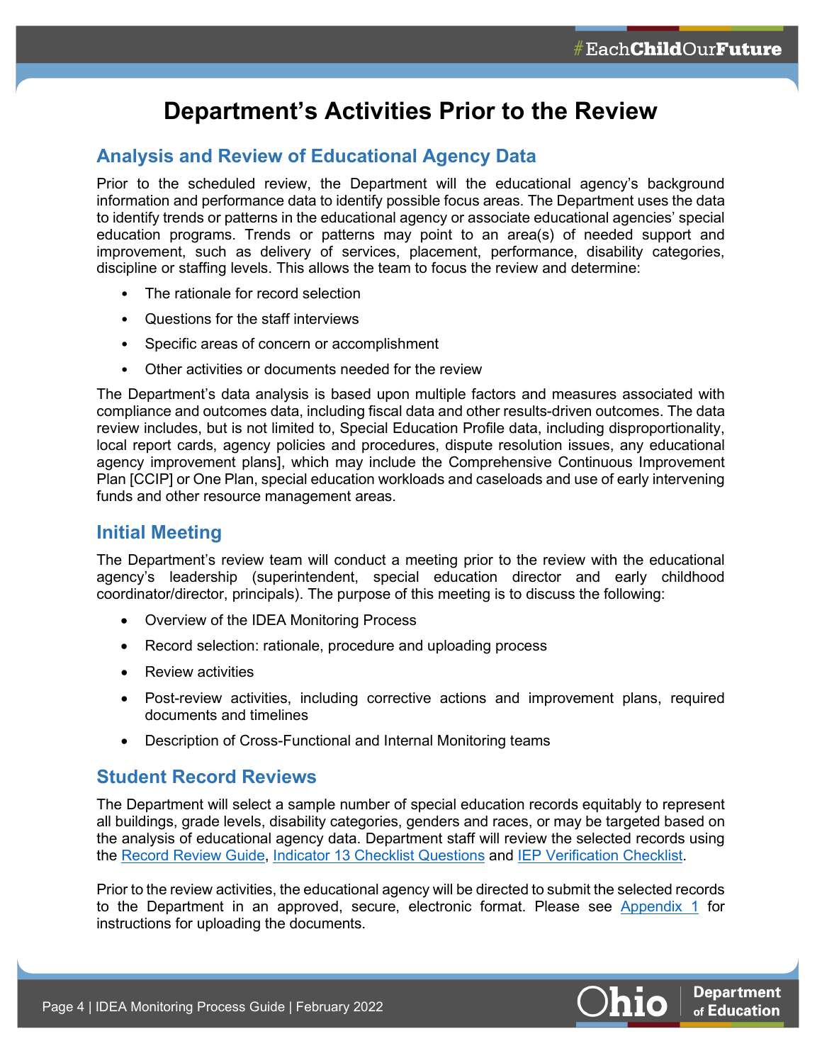# Department's Activities Prior to the Review

## Analysis and Review of Educational Agency Data

Prior to the scheduled review, the Department will the educational agency's background information and performance data to identify possible focus areas. The Department uses the data to identify trends or patterns in the educational agency or associate educational agencies' special education programs. Trends or patterns may point to an area(s) of needed support and improvement, such as delivery of services, placement, performance, disability categories, discipline or staffing levels. This allows the team to focus the review and determine:

- The rationale for record selection
- Questions for the staff interviews
- Specific areas of concern or accomplishment
- Other activities or documents needed for the review

The Department's data analysis is based upon multiple factors and measures associated with compliance and outcomes data, including fiscal data and other results-driven outcomes. The data review includes, but is not limited to, Special Education Profile data, including disproportionality, local report cards, agency policies and procedures, dispute resolution issues, any educational agency improvement plans], which may include the Comprehensive Continuous Improvement Plan [CCIP] or One Plan, special education workloads and caseloads and use of early intervening funds and other resource management areas.

## Initial Meeting

The Department's review team will conduct a meeting prior to the review with the educational agency's leadership (superintendent, special education director and early childhood coordinator/director, principals). The purpose of this meeting is to discuss the following:

- Overview of the IDEA Monitoring Process
- Record selection: rationale, procedure and uploading process
- Review activities
- Post-review activities, including corrective actions and improvement plans, required documents and timelines
- Description of Cross-Functional and Internal Monitoring teams

## Student Record Reviews

The Department will select a sample number of special education records equitably to represent all buildings, grade levels, disability categories, genders and races, or may be targeted based on the analysis of educational agency data. Department staff will review the selected records using the Record Review Guide, Indicator 13 Checklist Questions and IEP Verification Checklist.

Prior to the review activities, the educational agency will be directed to submit the selected records to the Department in an approved, secure, electronic format. Please see Appendix 1 for instructions for uploading the documents.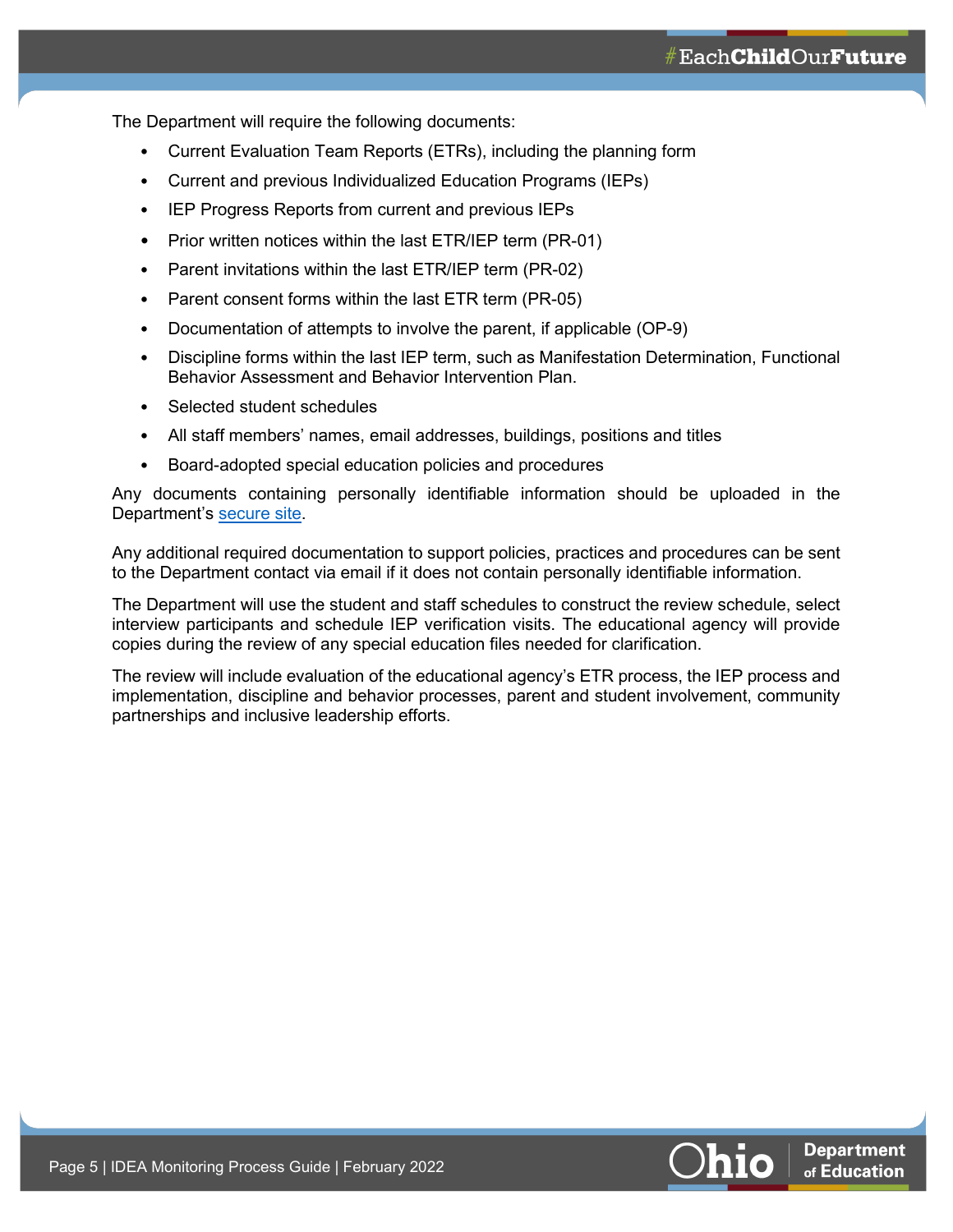The Department will require the following documents:

- Current Evaluation Team Reports (ETRs), including the planning form
- Current and previous Individualized Education Programs (IEPs)
- IEP Progress Reports from current and previous IEPs
- Prior written notices within the last ETR/IEP term (PR-01)
- Parent invitations within the last ETR/IEP term (PR-02)
- Parent consent forms within the last ETR term (PR-05)
- Documentation of attempts to involve the parent, if applicable (OP-9)
- Discipline forms within the last IEP term, such as Manifestation Determination, Functional Behavior Assessment and Behavior Intervention Plan.
- Selected student schedules
- All staff members' names, email addresses, buildings, positions and titles
- Board-adopted special education policies and procedures

Any documents containing personally identifiable information should be uploaded in the Department's secure site.

Any additional required documentation to support policies, practices and procedures can be sent to the Department contact via email if it does not contain personally identifiable information.

The Department will use the student and staff schedules to construct the review schedule, select interview participants and schedule IEP verification visits. The educational agency will provide copies during the review of any special education files needed for clarification.

The review will include evaluation of the educational agency's ETR process, the IEP process and implementation, discipline and behavior processes, parent and student involvement, community partnerships and inclusive leadership efforts.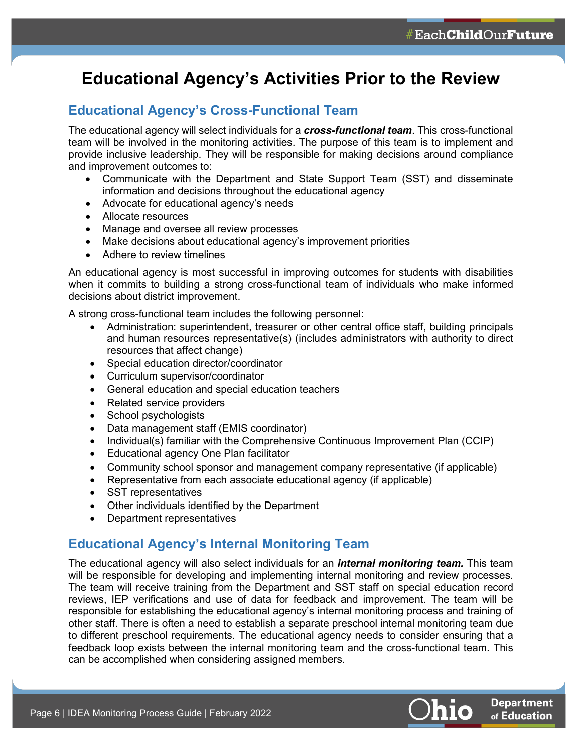# Educational Agency's Activities Prior to the Review

## Educational Agency's Cross-Functional Team

The educational agency will select individuals for a ***cross-functional team***. This cross-functional team will be involved in the monitoring activities. The purpose of this team is to implement and provide inclusive leadership. They will be responsible for making decisions around compliance and improvement outcomes to:

- Communicate with the Department and State Support Team (SST) and disseminate information and decisions throughout the educational agency
- Advocate for educational agency's needs
- Allocate resources
- Manage and oversee all review processes
- Make decisions about educational agency's improvement priorities
- Adhere to review timelines

An educational agency is most successful in improving outcomes for students with disabilities when it commits to building a strong cross-functional team of individuals who make informed decisions about district improvement.

A strong cross-functional team includes the following personnel:

- Administration: superintendent, treasurer or other central office staff, building principals and human resources representative(s) (includes administrators with authority to direct resources that affect change)
- Special education director/coordinator
- Curriculum supervisor/coordinator
- General education and special education teachers
- Related service providers
- School psychologists
- Data management staff (EMIS coordinator)
- Individual(s) familiar with the Comprehensive Continuous Improvement Plan (CCIP)
- Educational agency One Plan facilitator
- Community school sponsor and management company representative (if applicable)
- Representative from each associate educational agency (if applicable)
- SST representatives
- Other individuals identified by the Department
- Department representatives

## Educational Agency's Internal Monitoring Team

The educational agency will also select individuals for an ***internal monitoring team.*** This team will be responsible for developing and implementing internal monitoring and review processes. The team will receive training from the Department and SST staff on special education record reviews, IEP verifications and use of data for feedback and improvement. The team will be responsible for establishing the educational agency's internal monitoring process and training of other staff. There is often a need to establish a separate preschool internal monitoring team due to different preschool requirements. The educational agency needs to consider ensuring that a feedback loop exists between the internal monitoring team and the cross-functional team. This can be accomplished when considering assigned members.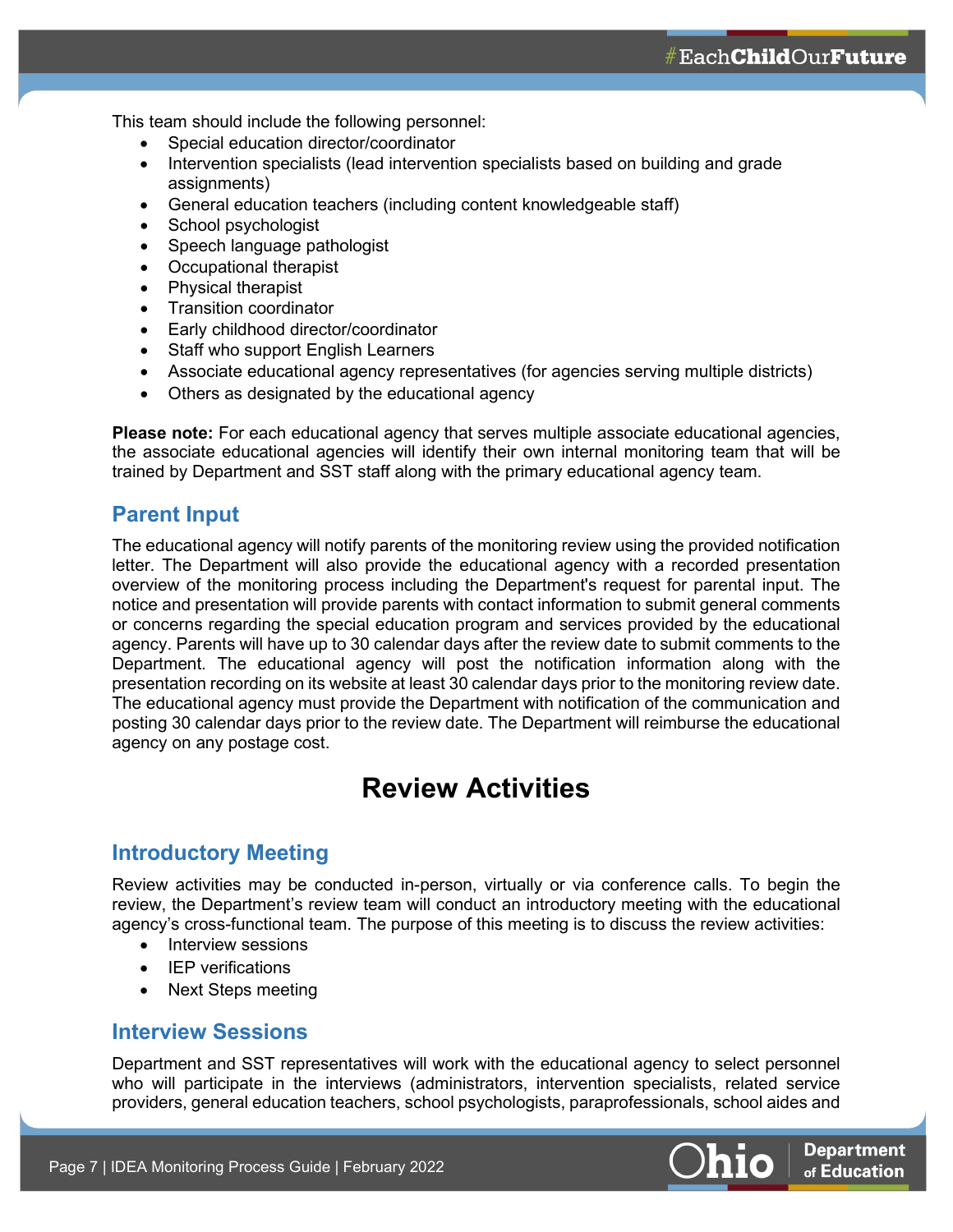This team should include the following personnel:

- Special education director/coordinator
- Intervention specialists (lead intervention specialists based on building and grade assignments)
- General education teachers (including content knowledgeable staff)
- School psychologist
- Speech language pathologist
- Occupational therapist
- Physical therapist
- Transition coordinator
- Early childhood director/coordinator
- Staff who support English Learners
- Associate educational agency representatives (for agencies serving multiple districts)
- Others as designated by the educational agency

**Please note:** For each educational agency that serves multiple associate educational agencies, the associate educational agencies will identify their own internal monitoring team that will be trained by Department and SST staff along with the primary educational agency team.

## Parent Input

The educational agency will notify parents of the monitoring review using the provided notification letter. The Department will also provide the educational agency with a recorded presentation overview of the monitoring process including the Department's request for parental input. The notice and presentation will provide parents with contact information to submit general comments or concerns regarding the special education program and services provided by the educational agency. Parents will have up to 30 calendar days after the review date to submit comments to the Department. The educational agency will post the notification information along with the presentation recording on its website at least 30 calendar days prior to the monitoring review date. The educational agency must provide the Department with notification of the communication and posting 30 calendar days prior to the review date. The Department will reimburse the educational agency on any postage cost.

# Review Activities

## Introductory Meeting

Review activities may be conducted in-person, virtually or via conference calls. To begin the review, the Department's review team will conduct an introductory meeting with the educational agency's cross-functional team. The purpose of this meeting is to discuss the review activities:

- Interview sessions
- IEP verifications
- Next Steps meeting

## Interview Sessions

Department and SST representatives will work with the educational agency to select personnel who will participate in the interviews (administrators, intervention specialists, related service providers, general education teachers, school psychologists, paraprofessionals, school aides and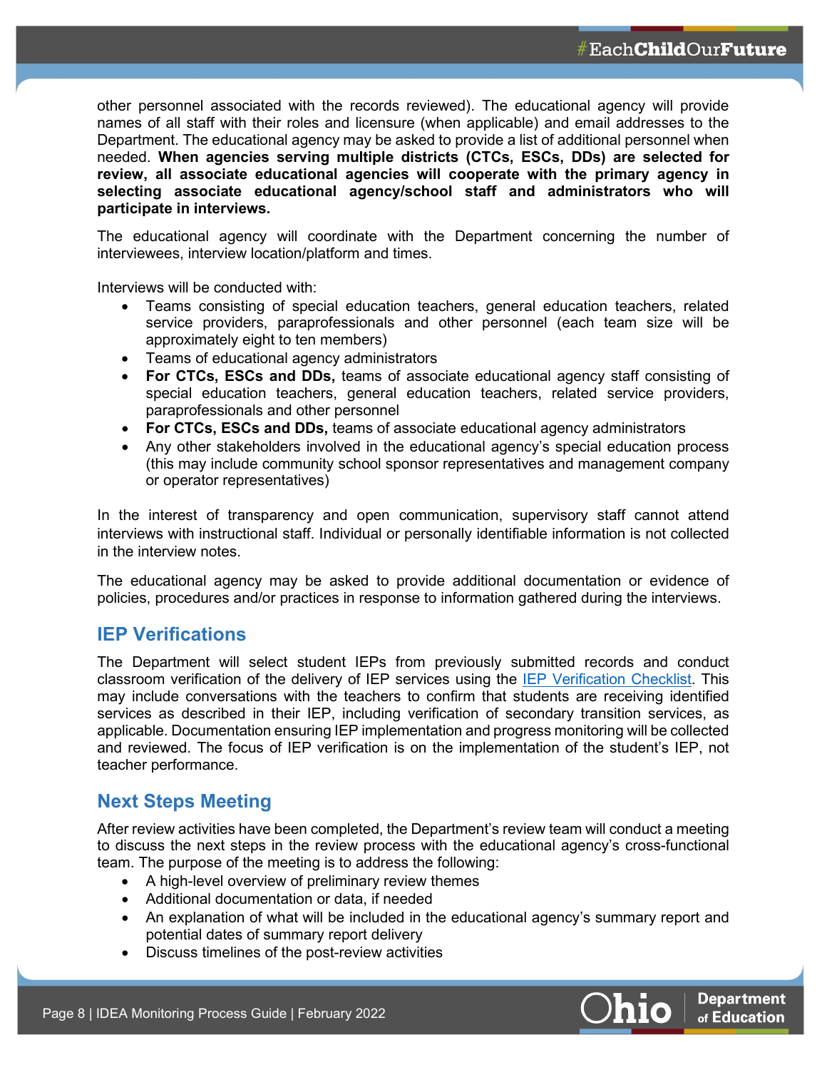other personnel associated with the records reviewed). The educational agency will provide names of all staff with their roles and licensure (when applicable) and email addresses to the Department. The educational agency may be asked to provide a list of additional personnel when needed. **When agencies serving multiple districts (CTCs, ESCs, DDs) are selected for review, all associate educational agencies will cooperate with the primary agency in selecting associate educational agency/school staff and administrators who will participate in interviews.**

The educational agency will coordinate with the Department concerning the number of interviewees, interview location/platform and times.

Interviews will be conducted with:

- Teams consisting of special education teachers, general education teachers, related service providers, paraprofessionals and other personnel (each team size will be approximately eight to ten members)
- Teams of educational agency administrators
- **For CTCs, ESCs and DDs,** teams of associate educational agency staff consisting of special education teachers, general education teachers, related service providers, paraprofessionals and other personnel
- **For CTCs, ESCs and DDs,** teams of associate educational agency administrators
- Any other stakeholders involved in the educational agency's special education process (this may include community school sponsor representatives and management company or operator representatives)

In the interest of transparency and open communication, supervisory staff cannot attend interviews with instructional staff. Individual or personally identifiable information is not collected in the interview notes.

The educational agency may be asked to provide additional documentation or evidence of policies, procedures and/or practices in response to information gathered during the interviews.

## IEP Verifications

The Department will select student IEPs from previously submitted records and conduct classroom verification of the delivery of IEP services using the [IEP Verification Checklist](). This may include conversations with the teachers to confirm that students are receiving identified services as described in their IEP, including verification of secondary transition services, as applicable. Documentation ensuring IEP implementation and progress monitoring will be collected and reviewed. The focus of IEP verification is on the implementation of the student's IEP, not teacher performance.

## Next Steps Meeting

After review activities have been completed, the Department's review team will conduct a meeting to discuss the next steps in the review process with the educational agency's cross-functional team. The purpose of the meeting is to address the following:

- A high-level overview of preliminary review themes
- Additional documentation or data, if needed
- An explanation of what will be included in the educational agency's summary report and potential dates of summary report delivery
- Discuss timelines of the post-review activities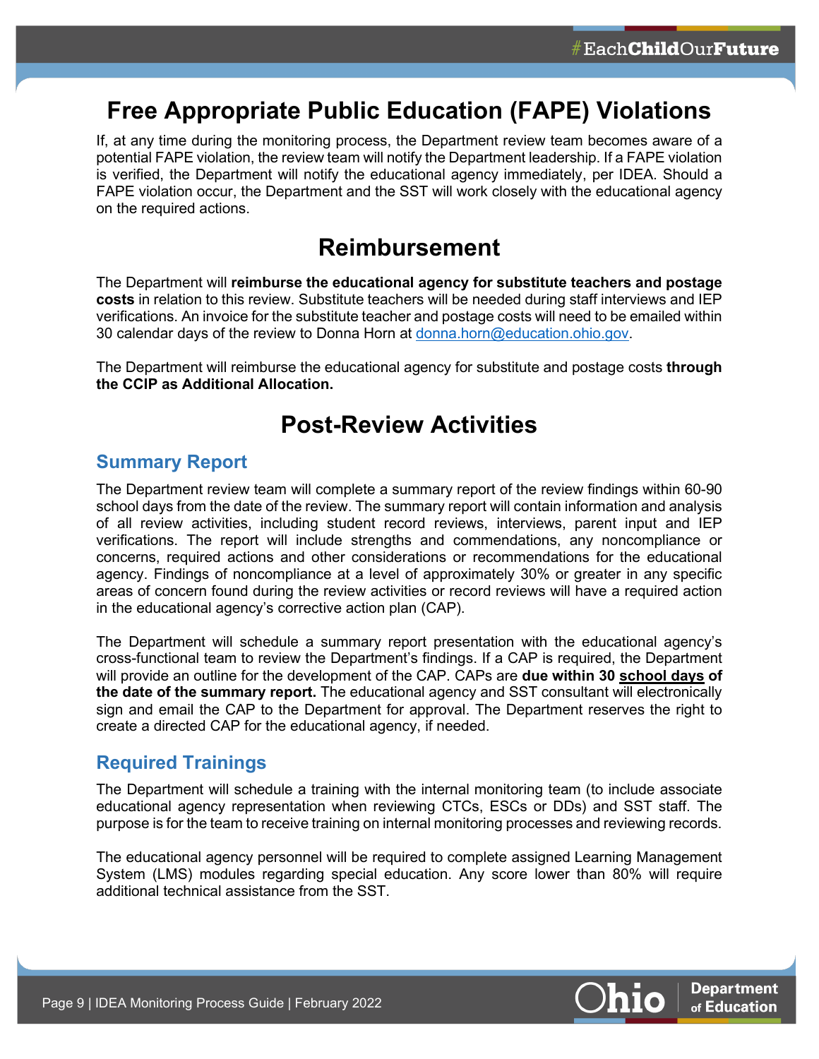# Free Appropriate Public Education (FAPE) Violations

If, at any time during the monitoring process, the Department review team becomes aware of a potential FAPE violation, the review team will notify the Department leadership. If a FAPE violation is verified, the Department will notify the educational agency immediately, per IDEA. Should a FAPE violation occur, the Department and the SST will work closely with the educational agency on the required actions.

# Reimbursement

The Department will **reimburse the educational agency for substitute teachers and postage costs** in relation to this review. Substitute teachers will be needed during staff interviews and IEP verifications. An invoice for the substitute teacher and postage costs will need to be emailed within 30 calendar days of the review to Donna Horn at donna.horn@education.ohio.gov.

The Department will reimburse the educational agency for substitute and postage costs **through the CCIP as Additional Allocation.**

# Post-Review Activities

## Summary Report

The Department review team will complete a summary report of the review findings within 60-90 school days from the date of the review. The summary report will contain information and analysis of all review activities, including student record reviews, interviews, parent input and IEP verifications. The report will include strengths and commendations, any noncompliance or concerns, required actions and other considerations or recommendations for the educational agency. Findings of noncompliance at a level of approximately 30% or greater in any specific areas of concern found during the review activities or record reviews will have a required action in the educational agency's corrective action plan (CAP).

The Department will schedule a summary report presentation with the educational agency's cross-functional team to review the Department's findings. If a CAP is required, the Department will provide an outline for the development of the CAP. CAPs are **due within 30 school days of the date of the summary report.** The educational agency and SST consultant will electronically sign and email the CAP to the Department for approval. The Department reserves the right to create a directed CAP for the educational agency, if needed.

## Required Trainings

The Department will schedule a training with the internal monitoring team (to include associate educational agency representation when reviewing CTCs, ESCs or DDs) and SST staff. The purpose is for the team to receive training on internal monitoring processes and reviewing records.

The educational agency personnel will be required to complete assigned Learning Management System (LMS) modules regarding special education. Any score lower than 80% will require additional technical assistance from the SST.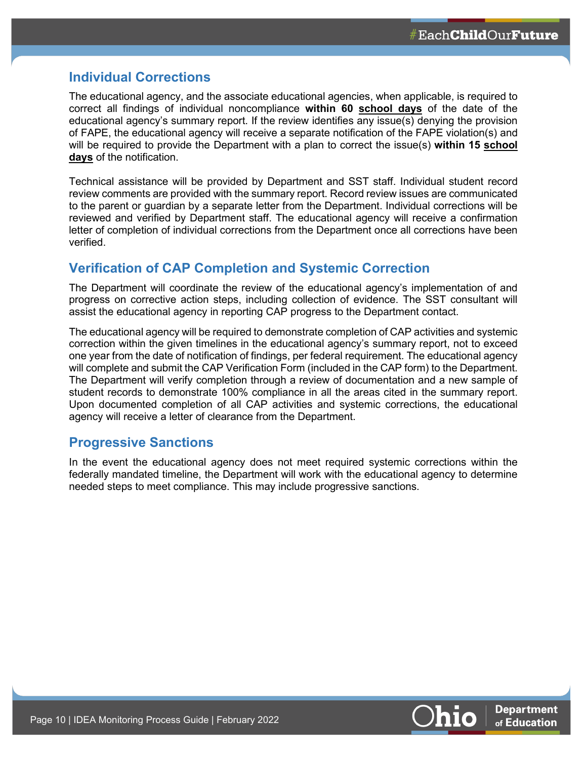## Individual Corrections

The educational agency, and the associate educational agencies, when applicable, is required to correct all findings of individual noncompliance **within 60 <u>school days</u>** of the date of the educational agency's summary report. If the review identifies any issue(s) denying the provision of FAPE, the educational agency will receive a separate notification of the FAPE violation(s) and will be required to provide the Department with a plan to correct the issue(s) **within 15 <u>school days</u>** of the notification.

Technical assistance will be provided by Department and SST staff. Individual student record review comments are provided with the summary report. Record review issues are communicated to the parent or guardian by a separate letter from the Department. Individual corrections will be reviewed and verified by Department staff. The educational agency will receive a confirmation letter of completion of individual corrections from the Department once all corrections have been verified.

## Verification of CAP Completion and Systemic Correction

The Department will coordinate the review of the educational agency's implementation of and progress on corrective action steps, including collection of evidence. The SST consultant will assist the educational agency in reporting CAP progress to the Department contact.

The educational agency will be required to demonstrate completion of CAP activities and systemic correction within the given timelines in the educational agency's summary report, not to exceed one year from the date of notification of findings, per federal requirement. The educational agency will complete and submit the CAP Verification Form (included in the CAP form) to the Department. The Department will verify completion through a review of documentation and a new sample of student records to demonstrate 100% compliance in all the areas cited in the summary report. Upon documented completion of all CAP activities and systemic corrections, the educational agency will receive a letter of clearance from the Department.

## Progressive Sanctions

In the event the educational agency does not meet required systemic corrections within the federally mandated timeline, the Department will work with the educational agency to determine needed steps to meet compliance. This may include progressive sanctions.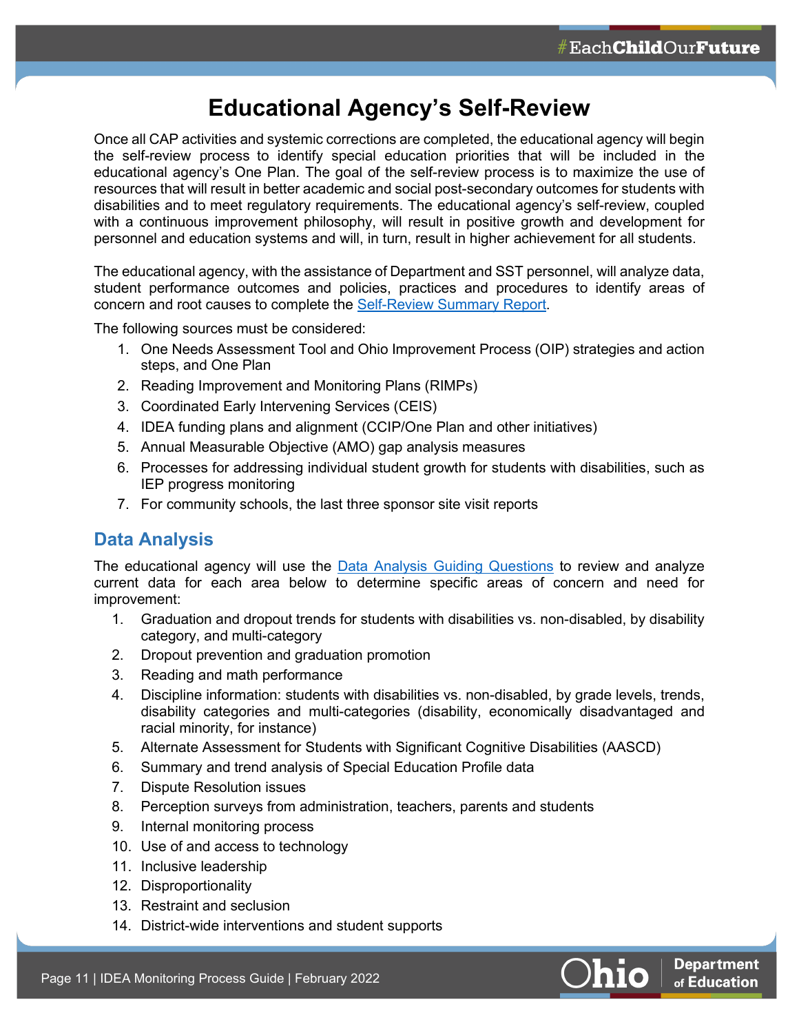# Educational Agency's Self-Review

Once all CAP activities and systemic corrections are completed, the educational agency will begin the self-review process to identify special education priorities that will be included in the educational agency's One Plan. The goal of the self-review process is to maximize the use of resources that will result in better academic and social post-secondary outcomes for students with disabilities and to meet regulatory requirements. The educational agency's self-review, coupled with a continuous improvement philosophy, will result in positive growth and development for personnel and education systems and will, in turn, result in higher achievement for all students.

The educational agency, with the assistance of Department and SST personnel, will analyze data, student performance outcomes and policies, practices and procedures to identify areas of concern and root causes to complete the Self-Review Summary Report.

The following sources must be considered:

1. One Needs Assessment Tool and Ohio Improvement Process (OIP) strategies and action steps, and One Plan
2. Reading Improvement and Monitoring Plans (RIMPs)
3. Coordinated Early Intervening Services (CEIS)
4. IDEA funding plans and alignment (CCIP/One Plan and other initiatives)
5. Annual Measurable Objective (AMO) gap analysis measures
6. Processes for addressing individual student growth for students with disabilities, such as IEP progress monitoring
7. For community schools, the last three sponsor site visit reports

## Data Analysis

The educational agency will use the Data Analysis Guiding Questions to review and analyze current data for each area below to determine specific areas of concern and need for improvement:

1. Graduation and dropout trends for students with disabilities vs. non-disabled, by disability category, and multi-category
2. Dropout prevention and graduation promotion
3. Reading and math performance
4. Discipline information: students with disabilities vs. non-disabled, by grade levels, trends, disability categories and multi-categories (disability, economically disadvantaged and racial minority, for instance)
5. Alternate Assessment for Students with Significant Cognitive Disabilities (AASCD)
6. Summary and trend analysis of Special Education Profile data
7. Dispute Resolution issues
8. Perception surveys from administration, teachers, parents and students
9. Internal monitoring process
10. Use of and access to technology
11. Inclusive leadership
12. Disproportionality
13. Restraint and seclusion
14. District-wide interventions and student supports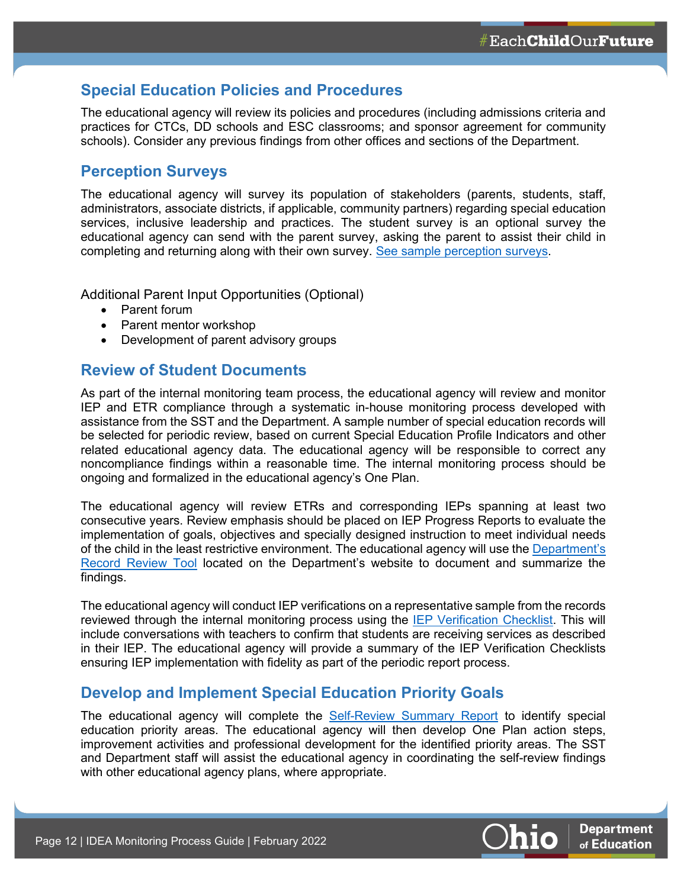## Special Education Policies and Procedures

The educational agency will review its policies and procedures (including admissions criteria and practices for CTCs, DD schools and ESC classrooms; and sponsor agreement for community schools). Consider any previous findings from other offices and sections of the Department.

## Perception Surveys

The educational agency will survey its population of stakeholders (parents, students, staff, administrators, associate districts, if applicable, community partners) regarding special education services, inclusive leadership and practices. The student survey is an optional survey the educational agency can send with the parent survey, asking the parent to assist their child in completing and returning along with their own survey. [See sample perception surveys](#).

Additional Parent Input Opportunities (Optional)

- Parent forum
- Parent mentor workshop
- Development of parent advisory groups

## Review of Student Documents

As part of the internal monitoring team process, the educational agency will review and monitor IEP and ETR compliance through a systematic in-house monitoring process developed with assistance from the SST and the Department. A sample number of special education records will be selected for periodic review, based on current Special Education Profile Indicators and other related educational agency data. The educational agency will be responsible to correct any noncompliance findings within a reasonable time. The internal monitoring process should be ongoing and formalized in the educational agency's One Plan.

The educational agency will review ETRs and corresponding IEPs spanning at least two consecutive years. Review emphasis should be placed on IEP Progress Reports to evaluate the implementation of goals, objectives and specially designed instruction to meet individual needs of the child in the least restrictive environment. The educational agency will use the [Department's Record Review Tool](#) located on the Department's website to document and summarize the findings.

The educational agency will conduct IEP verifications on a representative sample from the records reviewed through the internal monitoring process using the [IEP Verification Checklist](#). This will include conversations with teachers to confirm that students are receiving services as described in their IEP. The educational agency will provide a summary of the IEP Verification Checklists ensuring IEP implementation with fidelity as part of the periodic report process.

## Develop and Implement Special Education Priority Goals

The educational agency will complete the [Self-Review Summary Report](#) to identify special education priority areas. The educational agency will then develop One Plan action steps, improvement activities and professional development for the identified priority areas. The SST and Department staff will assist the educational agency in coordinating the self-review findings with other educational agency plans, where appropriate.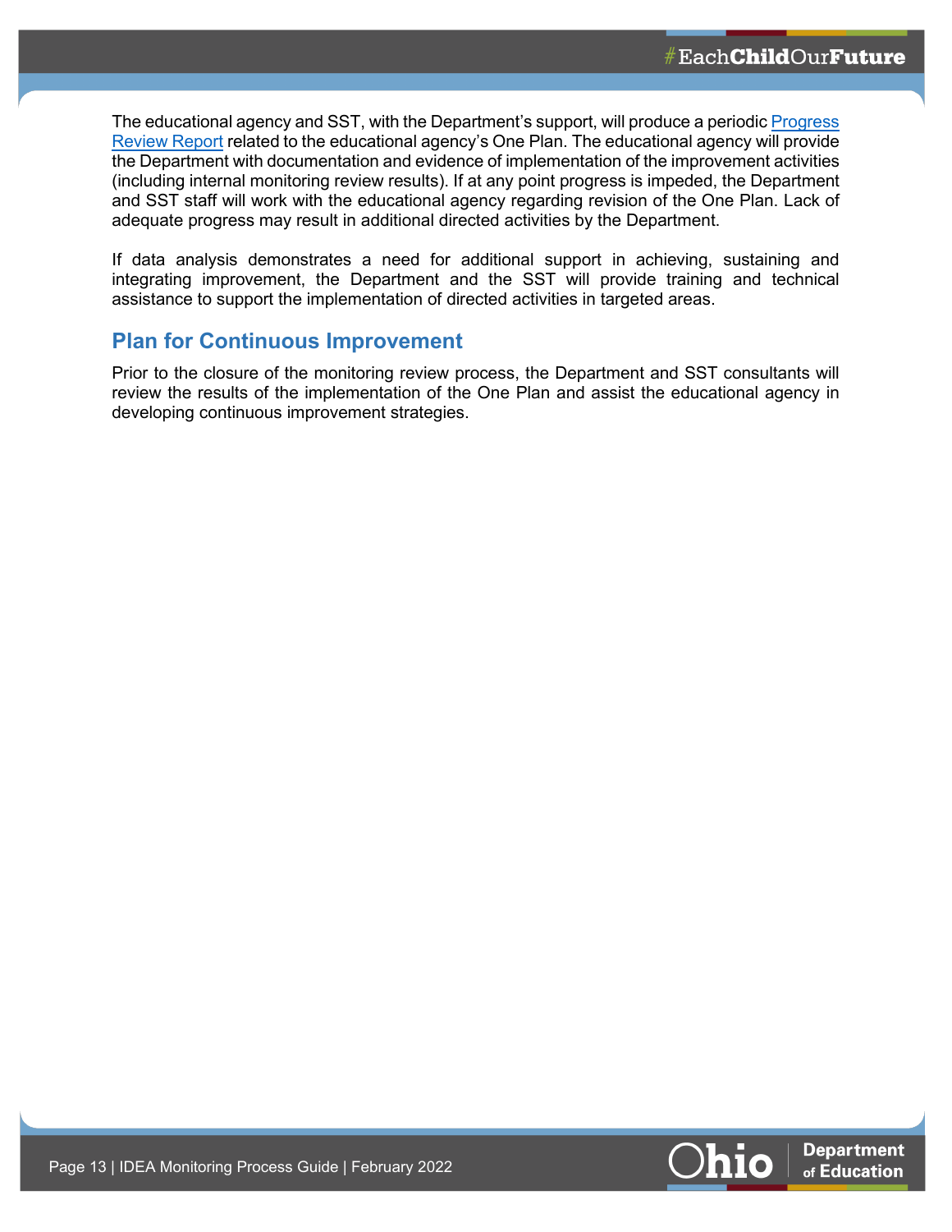The educational agency and SST, with the Department's support, will produce a periodic Progress Review Report related to the educational agency's One Plan. The educational agency will provide the Department with documentation and evidence of implementation of the improvement activities (including internal monitoring review results). If at any point progress is impeded, the Department and SST staff will work with the educational agency regarding revision of the One Plan. Lack of adequate progress may result in additional directed activities by the Department.

If data analysis demonstrates a need for additional support in achieving, sustaining and integrating improvement, the Department and the SST will provide training and technical assistance to support the implementation of directed activities in targeted areas.

## Plan for Continuous Improvement

Prior to the closure of the monitoring review process, the Department and SST consultants will review the results of the implementation of the One Plan and assist the educational agency in developing continuous improvement strategies.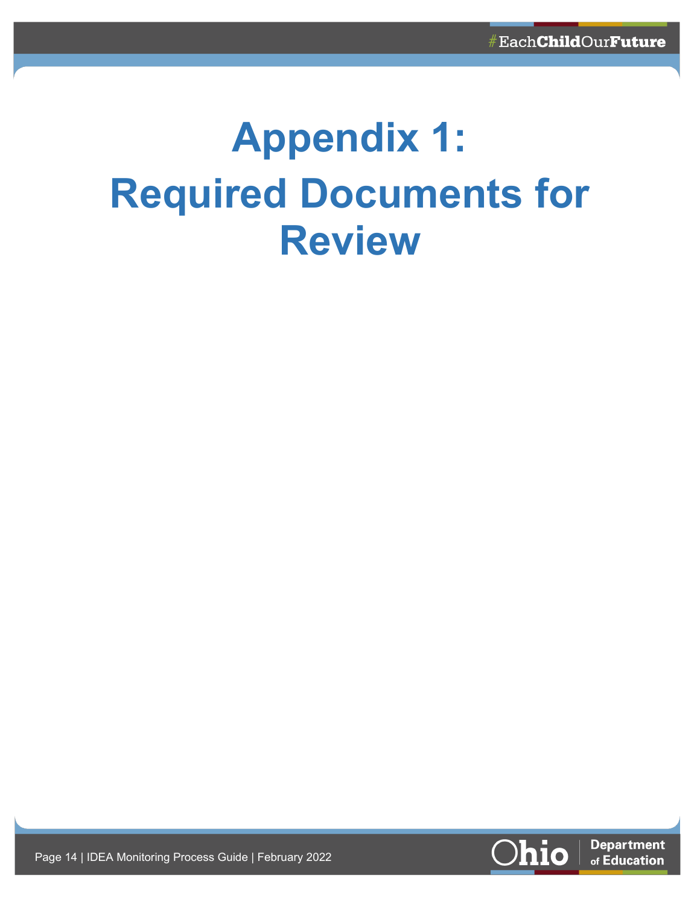# Appendix 1: Required Documents for Review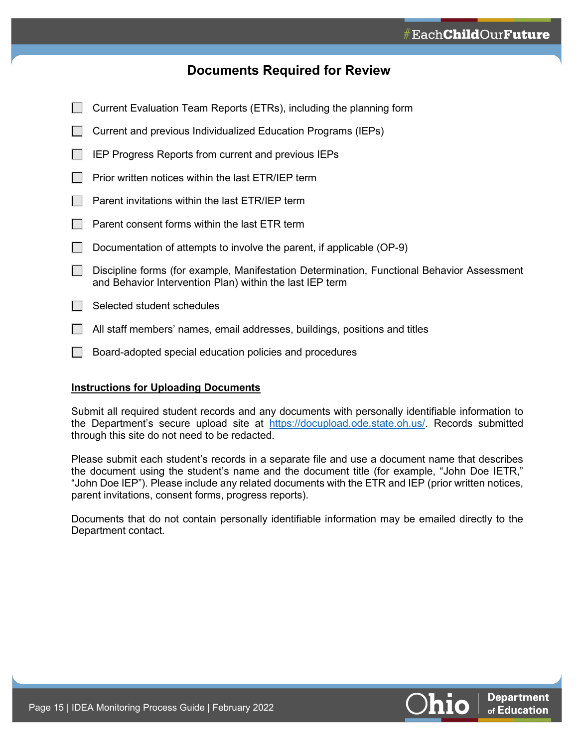## Documents Required for Review

- [ ] Current Evaluation Team Reports (ETRs), including the planning form
- [ ] Current and previous Individualized Education Programs (IEPs)
- [ ] IEP Progress Reports from current and previous IEPs
- [ ] Prior written notices within the last ETR/IEP term
- [ ] Parent invitations within the last ETR/IEP term
- [ ] Parent consent forms within the last ETR term
- [ ] Documentation of attempts to involve the parent, if applicable (OP-9)
- [ ] Discipline forms (for example, Manifestation Determination, Functional Behavior Assessment and Behavior Intervention Plan) within the last IEP term
- [ ] Selected student schedules
- [ ] All staff members' names, email addresses, buildings, positions and titles
- [ ] Board-adopted special education policies and procedures

**Instructions for Uploading Documents**

Submit all required student records and any documents with personally identifiable information to the Department's secure upload site at https://docupload.ode.state.oh.us/. Records submitted through this site do not need to be redacted.

Please submit each student's records in a separate file and use a document name that describes the document using the student's name and the document title (for example, "John Doe IETR," "John Doe IEP"). Please include any related documents with the ETR and IEP (prior written notices, parent invitations, consent forms, progress reports).

Documents that do not contain personally identifiable information may be emailed directly to the Department contact.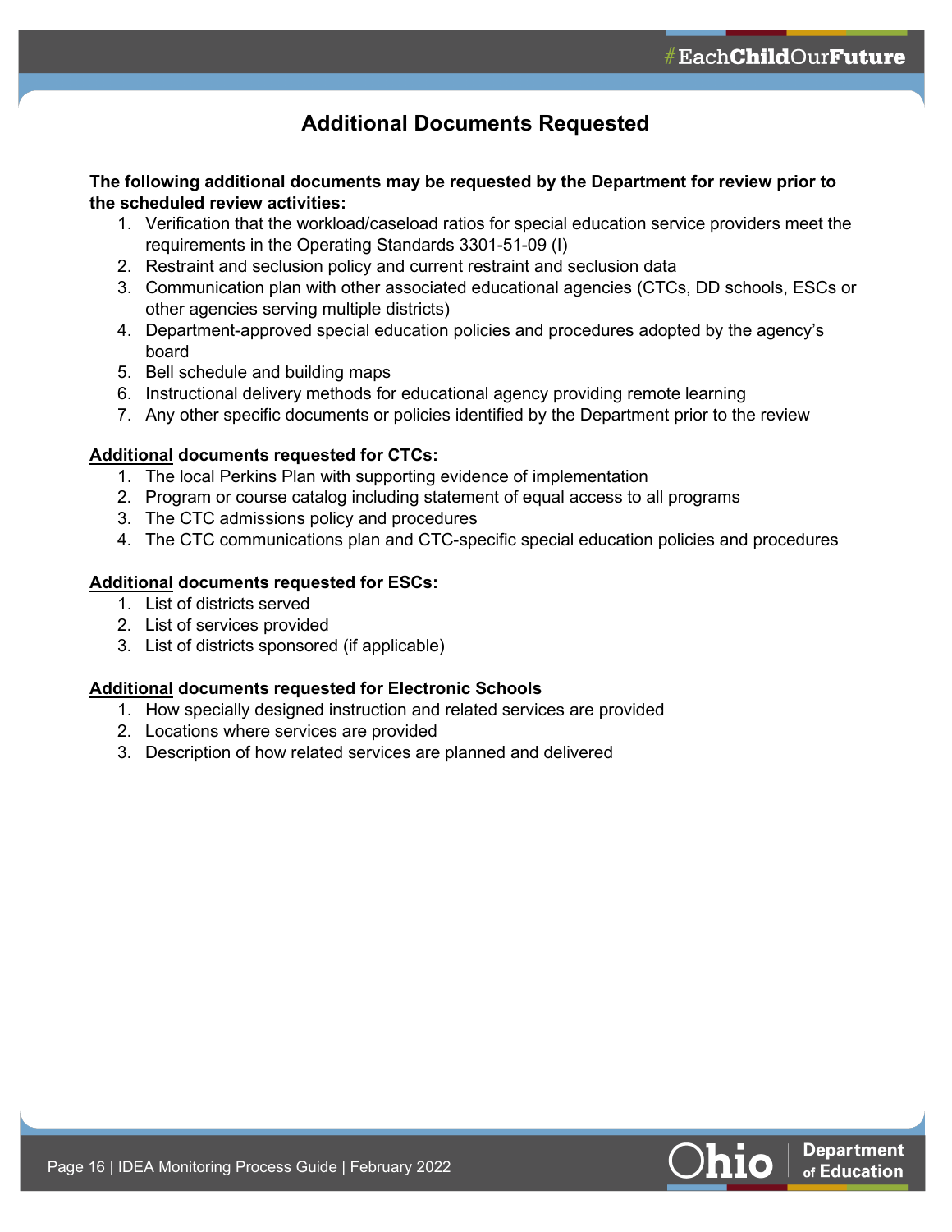## Additional Documents Requested

**The following additional documents may be requested by the Department for review prior to the scheduled review activities:**

1. Verification that the workload/caseload ratios for special education service providers meet the requirements in the Operating Standards 3301-51-09 (I)
2. Restraint and seclusion policy and current restraint and seclusion data
3. Communication plan with other associated educational agencies (CTCs, DD schools, ESCs or other agencies serving multiple districts)
4. Department-approved special education policies and procedures adopted by the agency's board
5. Bell schedule and building maps
6. Instructional delivery methods for educational agency providing remote learning
7. Any other specific documents or policies identified by the Department prior to the review

**Additional documents requested for CTCs:**

1. The local Perkins Plan with supporting evidence of implementation
2. Program or course catalog including statement of equal access to all programs
3. The CTC admissions policy and procedures
4. The CTC communications plan and CTC-specific special education policies and procedures

**Additional documents requested for ESCs:**

1. List of districts served
2. List of services provided
3. List of districts sponsored (if applicable)

**Additional documents requested for Electronic Schools**

1. How specially designed instruction and related services are provided
2. Locations where services are provided
3. Description of how related services are planned and delivered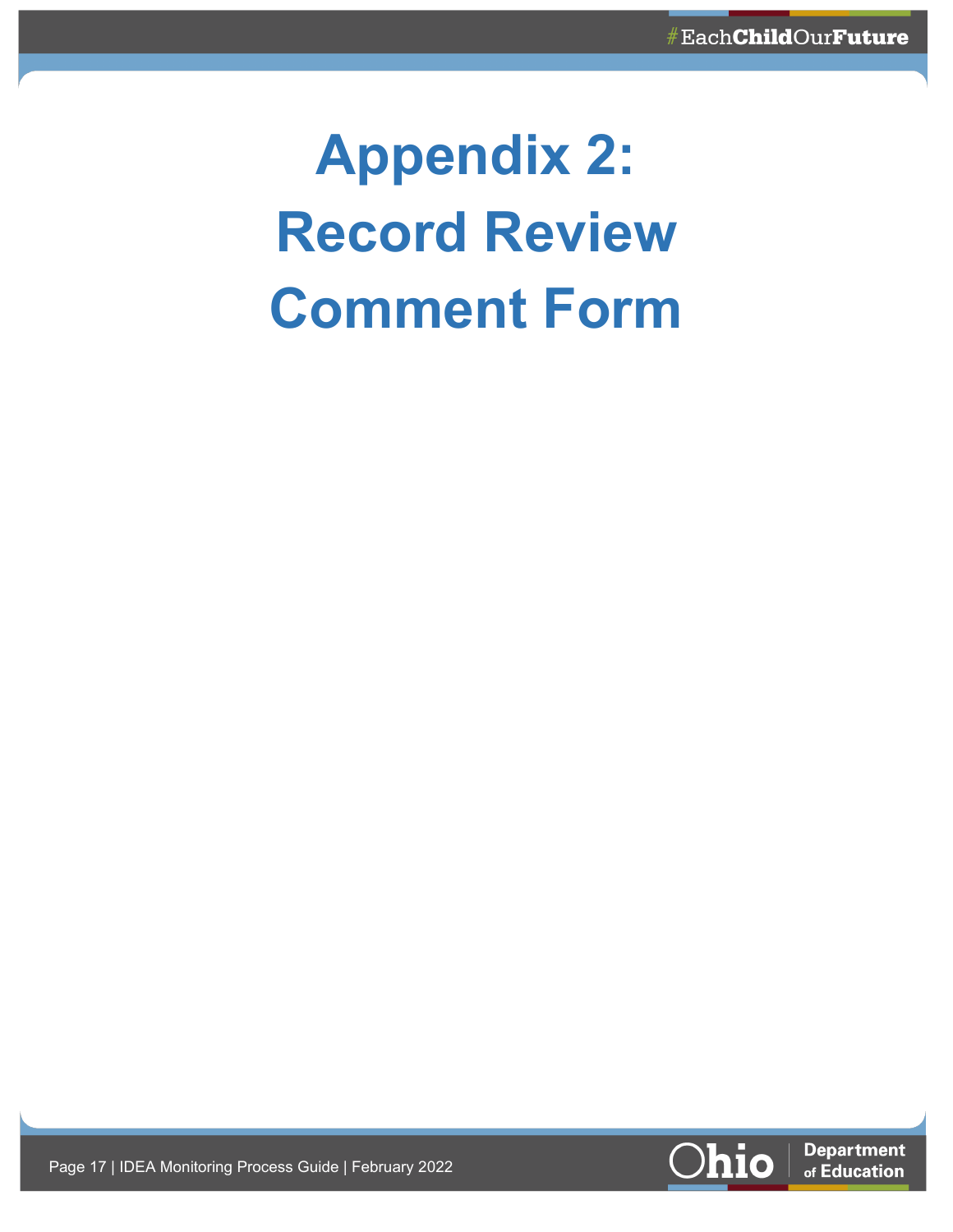# Appendix 2: Record Review Comment Form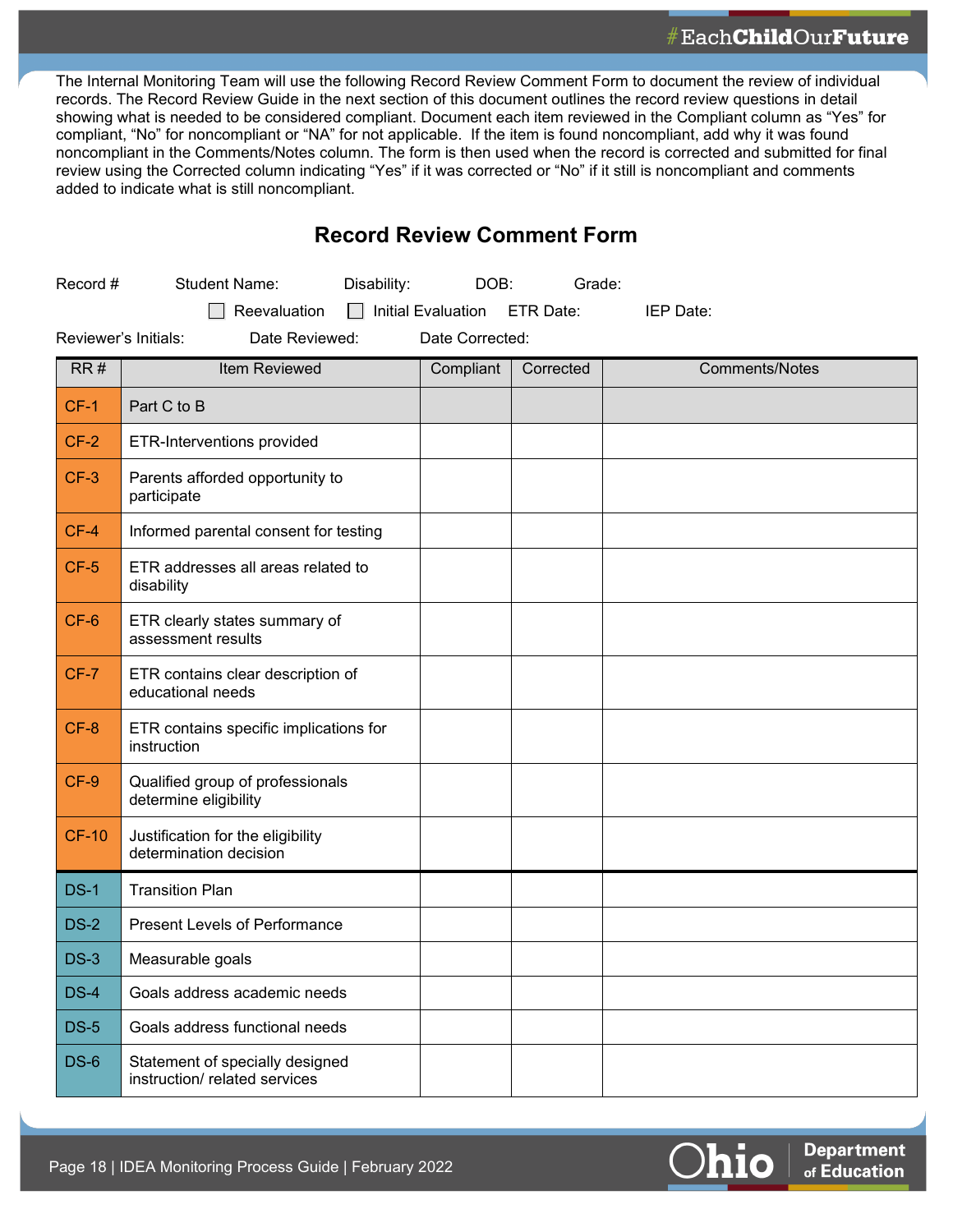The Internal Monitoring Team will use the following Record Review Comment Form to document the review of individual records. The Record Review Guide in the next section of this document outlines the record review questions in detail showing what is needed to be considered compliant. Document each item reviewed in the Compliant column as "Yes" for compliant, "No" for noncompliant or "NA" for not applicable. If the item is found noncompliant, add why it was found noncompliant in the Comments/Notes column. The form is then used when the record is corrected and submitted for final review using the Corrected column indicating "Yes" if it was corrected or "No" if it still is noncompliant and comments added to indicate what is still noncompliant.

## Record Review Comment Form

Record # Student Name: Disability: DOB: Grade:

☐ Reevaluation ☐ Initial Evaluation ETR Date: IEP Date:

Reviewer's Initials: Date Reviewed: Date Corrected:

| RR # | Item Reviewed | Compliant | Corrected | Comments/Notes |
|---|---|---|---|---|
| CF-1 | Part C to B | | | |
| CF-2 | ETR-Interventions provided | | | |
| CF-3 | Parents afforded opportunity to participate | | | |
| CF-4 | Informed parental consent for testing | | | |
| CF-5 | ETR addresses all areas related to disability | | | |
| CF-6 | ETR clearly states summary of assessment results | | | |
| CF-7 | ETR contains clear description of educational needs | | | |
| CF-8 | ETR contains specific implications for instruction | | | |
| CF-9 | Qualified group of professionals determine eligibility | | | |
| CF-10 | Justification for the eligibility determination decision | | | |
| DS-1 | Transition Plan | | | |
| DS-2 | Present Levels of Performance | | | |
| DS-3 | Measurable goals | | | |
| DS-4 | Goals address academic needs | | | |
| DS-5 | Goals address functional needs | | | |
| DS-6 | Statement of specially designed instruction/ related services | | | |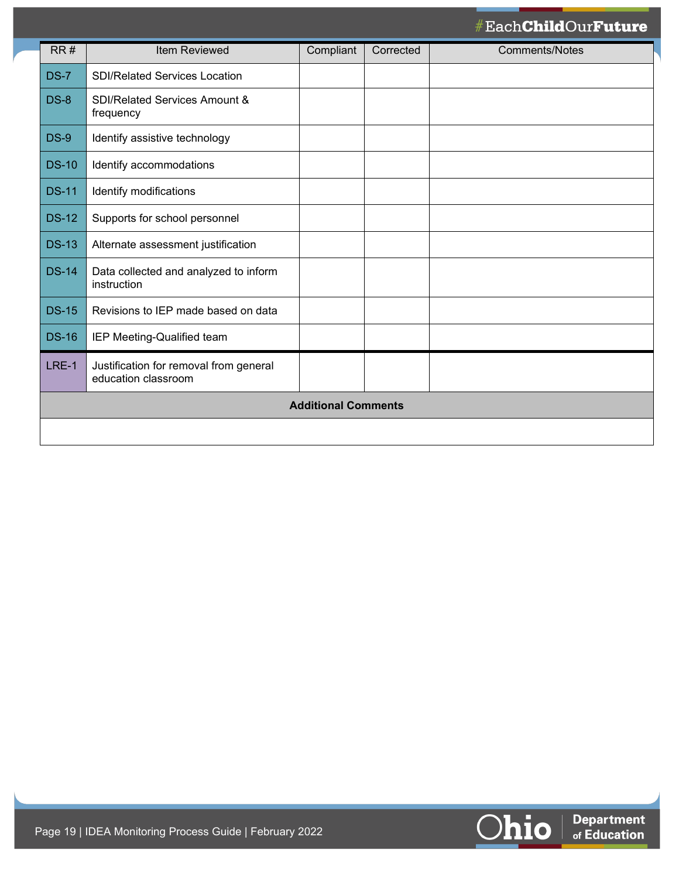| RR # | Item Reviewed | Compliant | Corrected | Comments/Notes |
|---|---|---|---|---|
| DS-7 | SDI/Related Services Location | | | |
| DS-8 | SDI/Related Services Amount & frequency | | | |
| DS-9 | Identify assistive technology | | | |
| DS-10 | Identify accommodations | | | |
| DS-11 | Identify modifications | | | |
| DS-12 | Supports for school personnel | | | |
| DS-13 | Alternate assessment justification | | | |
| DS-14 | Data collected and analyzed to inform instruction | | | |
| DS-15 | Revisions to IEP made based on data | | | |
| DS-16 | IEP Meeting-Qualified team | | | |
| LRE-1 | Justification for removal from general education classroom | | | |
| **Additional Comments** | | | | |
| | | | | |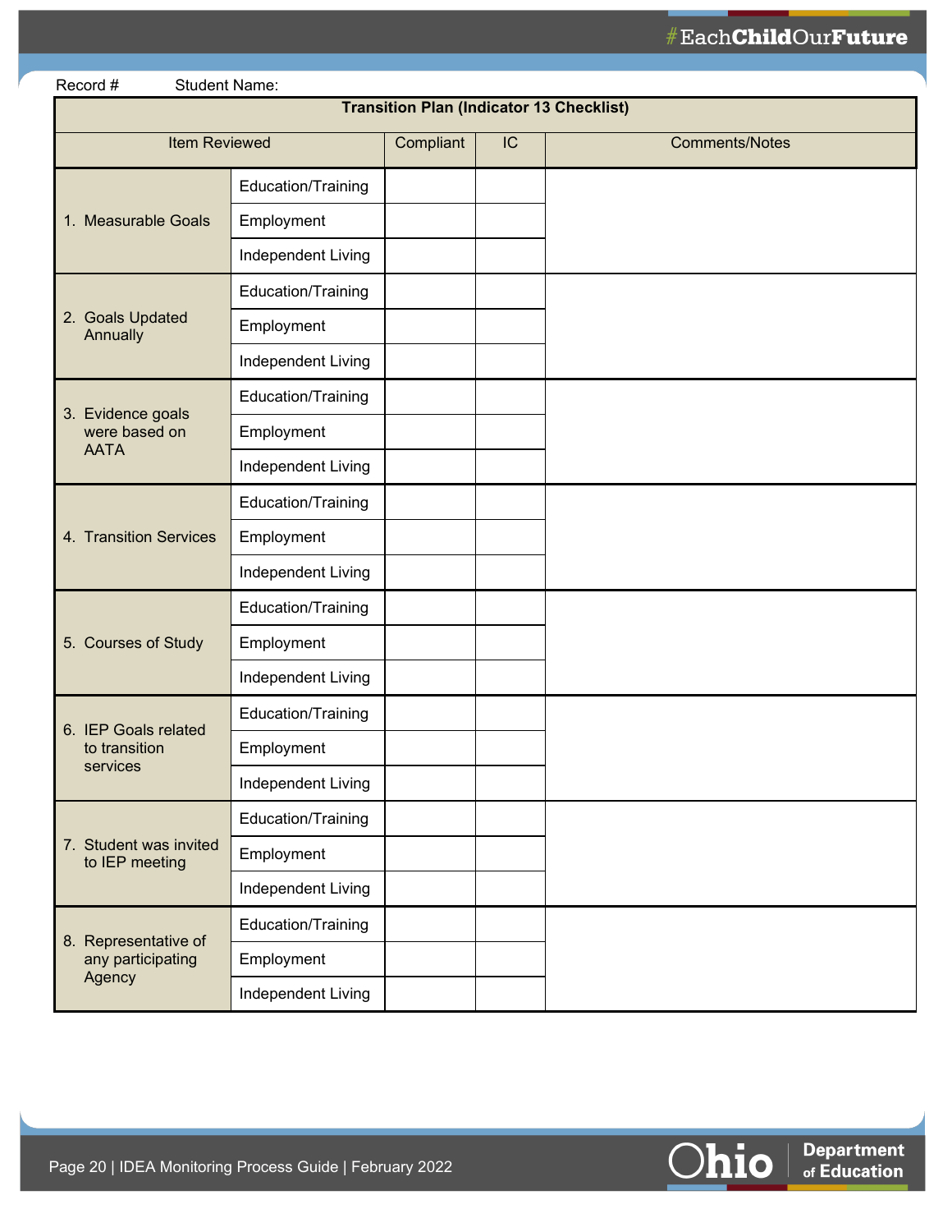Record # Student Name:

| Transition Plan (Indicator 13 Checklist) | | | | |
|---|---|---|---|---|
| Item Reviewed | | Compliant | IC | Comments/Notes |
| 1. Measurable Goals | Education/Training | | | |
| | Employment | | | |
| | Independent Living | | | |
| 2. Goals Updated Annually | Education/Training | | | |
| | Employment | | | |
| | Independent Living | | | |
| 3. Evidence goals were based on AATA | Education/Training | | | |
| | Employment | | | |
| | Independent Living | | | |
| 4. Transition Services | Education/Training | | | |
| | Employment | | | |
| | Independent Living | | | |
| 5. Courses of Study | Education/Training | | | |
| | Employment | | | |
| | Independent Living | | | |
| 6. IEP Goals related to transition services | Education/Training | | | |
| | Employment | | | |
| | Independent Living | | | |
| 7. Student was invited to IEP meeting | Education/Training | | | |
| | Employment | | | |
| | Independent Living | | | |
| 8. Representative of any participating Agency | Education/Training | | | |
| | Employment | | | |
| | Independent Living | | | |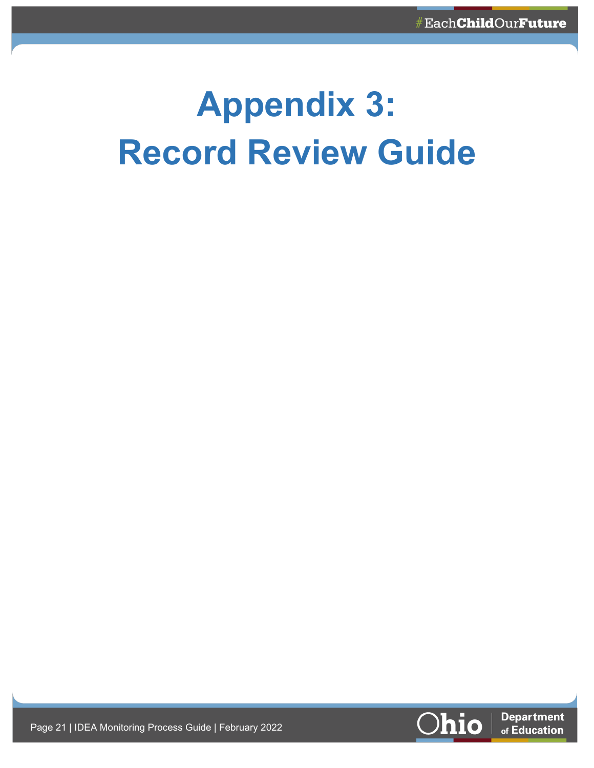# Appendix 3: Record Review Guide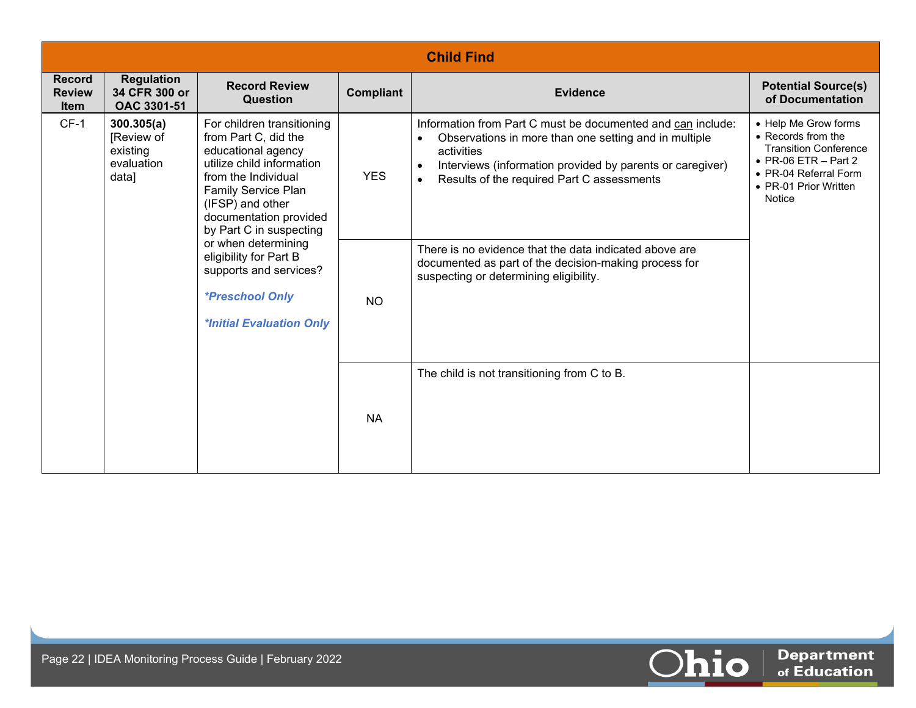| Child Find | | | | | |
|---|---|---|---|---|---|
| **Record Review Item** | **Regulation 34 CFR 300 or OAC 3301-51** | **Record Review Question** | **Compliant** | **Evidence** | **Potential Source(s) of Documentation** |
| CF-1 | **300.305(a)** [Review of existing evaluation data] | For children transitioning from Part C, did the educational agency utilize child information from the Individual Family Service Plan (IFSP) and other documentation provided by Part C in suspecting or when determining eligibility for Part B supports and services? ***Preschool Only*** ***Initial Evaluation Only*** | YES | Information from Part C must be documented and can include: • Observations in more than one setting and in multiple activities • Interviews (information provided by parents or caregiver) • Results of the required Part C assessments | • Help Me Grow forms • Records from the Transition Conference • PR-06 ETR – Part 2 • PR-04 Referral Form • PR-01 Prior Written Notice |
| | | | NO | There is no evidence that the data indicated above are documented as part of the decision-making process for suspecting or determining eligibility. | |
| | | | NA | The child is not transitioning from C to B. | |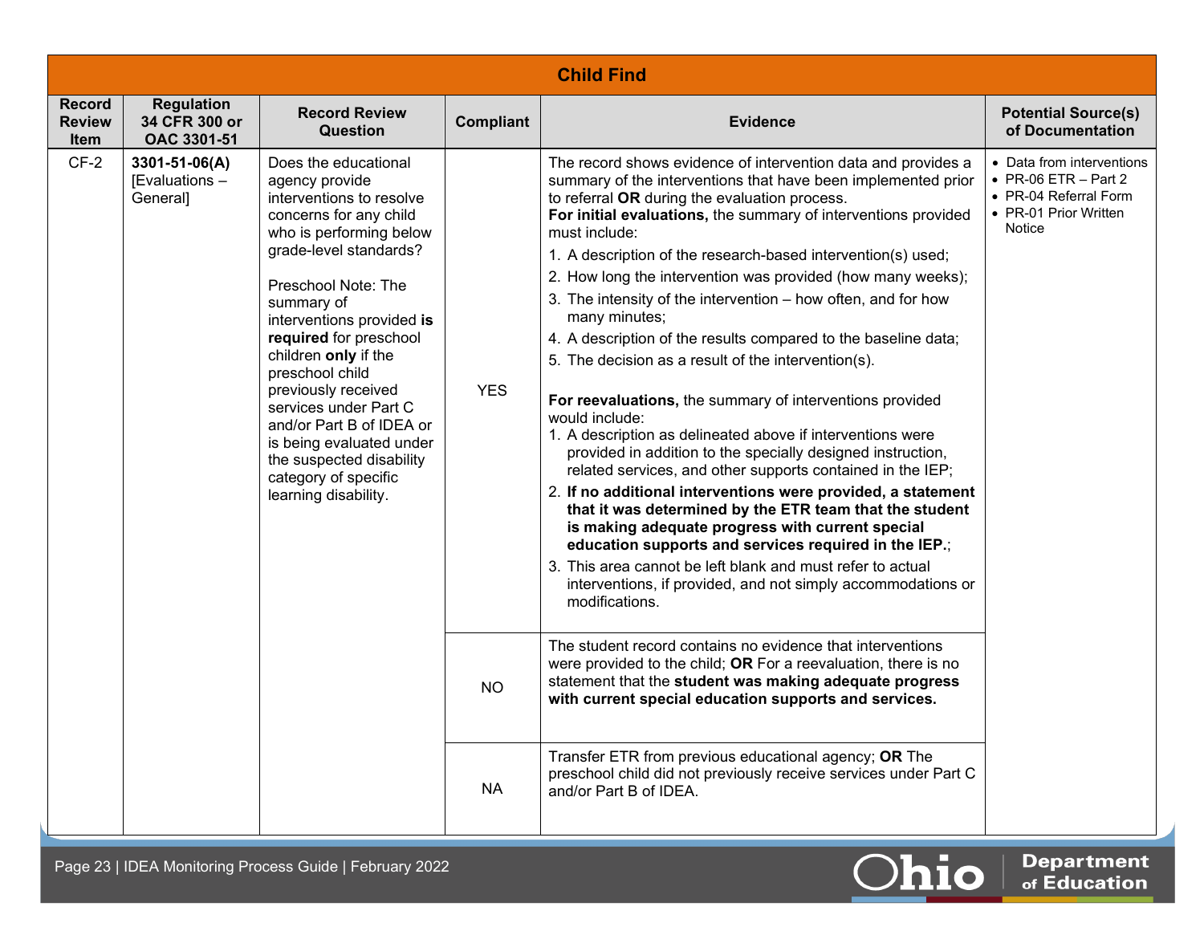## Child Find

| Record Review Item | Regulation 34 CFR 300 or OAC 3301-51 | Record Review Question | Compliant | Evidence | Potential Source(s) of Documentation |
|---|---|---|---|---|---|
| CF-2 | **3301-51-06(A)** [Evaluations – General] | Does the educational agency provide interventions to resolve concerns for any child who is performing below grade-level standards?<br><br>Preschool Note: The summary of interventions provided **is required** for preschool children **only** if the preschool child previously received services under Part C and/or Part B of IDEA or is being evaluated under the suspected disability category of specific learning disability. | YES | The record shows evidence of intervention data and provides a summary of the interventions that have been implemented prior to referral **OR** during the evaluation process.<br>**For initial evaluations,** the summary of interventions provided must include:<br>1. A description of the research-based intervention(s) used;<br>2. How long the intervention was provided (how many weeks);<br>3. The intensity of the intervention – how often, and for how many minutes;<br>4. A description of the results compared to the baseline data;<br>5. The decision as a result of the intervention(s).<br><br>**For reevaluations,** the summary of interventions provided would include:<br>1. A description as delineated above if interventions were provided in addition to the specially designed instruction, related services, and other supports contained in the IEP;<br>2. **If no additional interventions were provided, a statement that it was determined by the ETR team that the student is making adequate progress with current special education supports and services required in the IEP.**;<br>3. This area cannot be left blank and must refer to actual interventions, if provided, and not simply accommodations or modifications. | • Data from interventions<br>• PR-06 ETR – Part 2<br>• PR-04 Referral Form<br>• PR-01 Prior Written Notice |
| | | | NO | The student record contains no evidence that interventions were provided to the child; **OR** For a reevaluation, there is no statement that the **student was making adequate progress with current special education supports and services.** | |
| | | | NA | Transfer ETR from previous educational agency; **OR** The preschool child did not previously receive services under Part C and/or Part B of IDEA. | |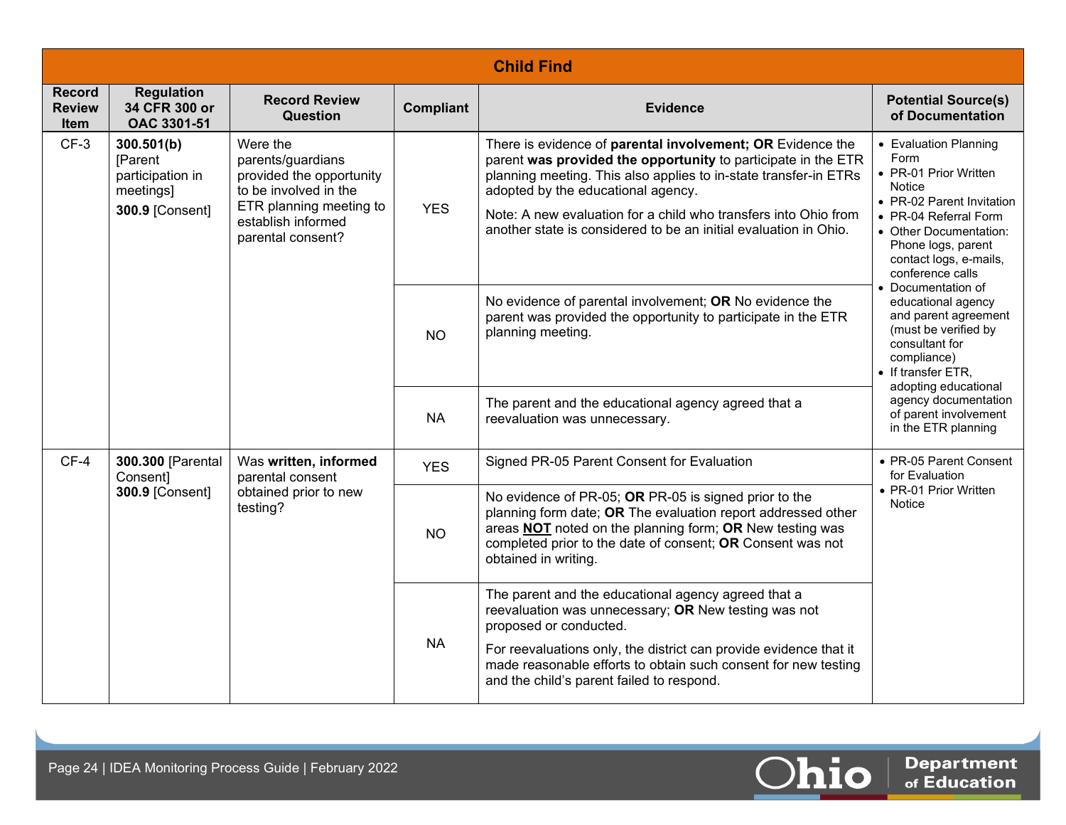| Child Find | | | | | |
|---|---|---|---|---|---|
| **Record Review Item** | **Regulation 34 CFR 300 or OAC 3301-51** | **Record Review Question** | **Compliant** | **Evidence** | **Potential Source(s) of Documentation** |
| CF-3 | **300.501(b)** [Parent participation in meetings] **300.9** [Consent] | Were the parents/guardians provided the opportunity to be involved in the ETR planning meeting to establish informed parental consent? | YES | There is evidence of **parental involvement; OR** Evidence the parent **was provided the opportunity** to participate in the ETR planning meeting. This also applies to in-state transfer-in ETRs adopted by the educational agency.<br><br>Note: A new evaluation for a child who transfers into Ohio from another state is considered to be an initial evaluation in Ohio. | • Evaluation Planning Form<br>• PR-01 Prior Written Notice<br>• PR-02 Parent Invitation<br>• PR-04 Referral Form<br>• Other Documentation: Phone logs, parent contact logs, e-mails, conference calls<br>• Documentation of educational agency and parent agreement (must be verified by consultant for compliance)<br>• If transfer ETR, adopting educational agency documentation of parent involvement in the ETR planning |
| | | | NO | No evidence of parental involvement; **OR** No evidence the parent was provided the opportunity to participate in the ETR planning meeting. | |
| | | | NA | The parent and the educational agency agreed that a reevaluation was unnecessary. | |
| CF-4 | **300.300** [Parental Consent] **300.9** [Consent] | Was **written, informed** parental consent obtained prior to new testing? | YES | Signed PR-05 Parent Consent for Evaluation | • PR-05 Parent Consent for Evaluation<br>• PR-01 Prior Written Notice |
| | | | NO | No evidence of PR-05; **OR** PR-05 is signed prior to the planning form date; **OR** The evaluation report addressed other areas **<u>NOT</u>** noted on the planning form; **OR** New testing was completed prior to the date of consent; **OR** Consent was not obtained in writing. | |
| | | | NA | The parent and the educational agency agreed that a reevaluation was unnecessary; **OR** New testing was not proposed or conducted.<br><br>For reevaluations only, the district can provide evidence that it made reasonable efforts to obtain such consent for new testing and the child's parent failed to respond. | |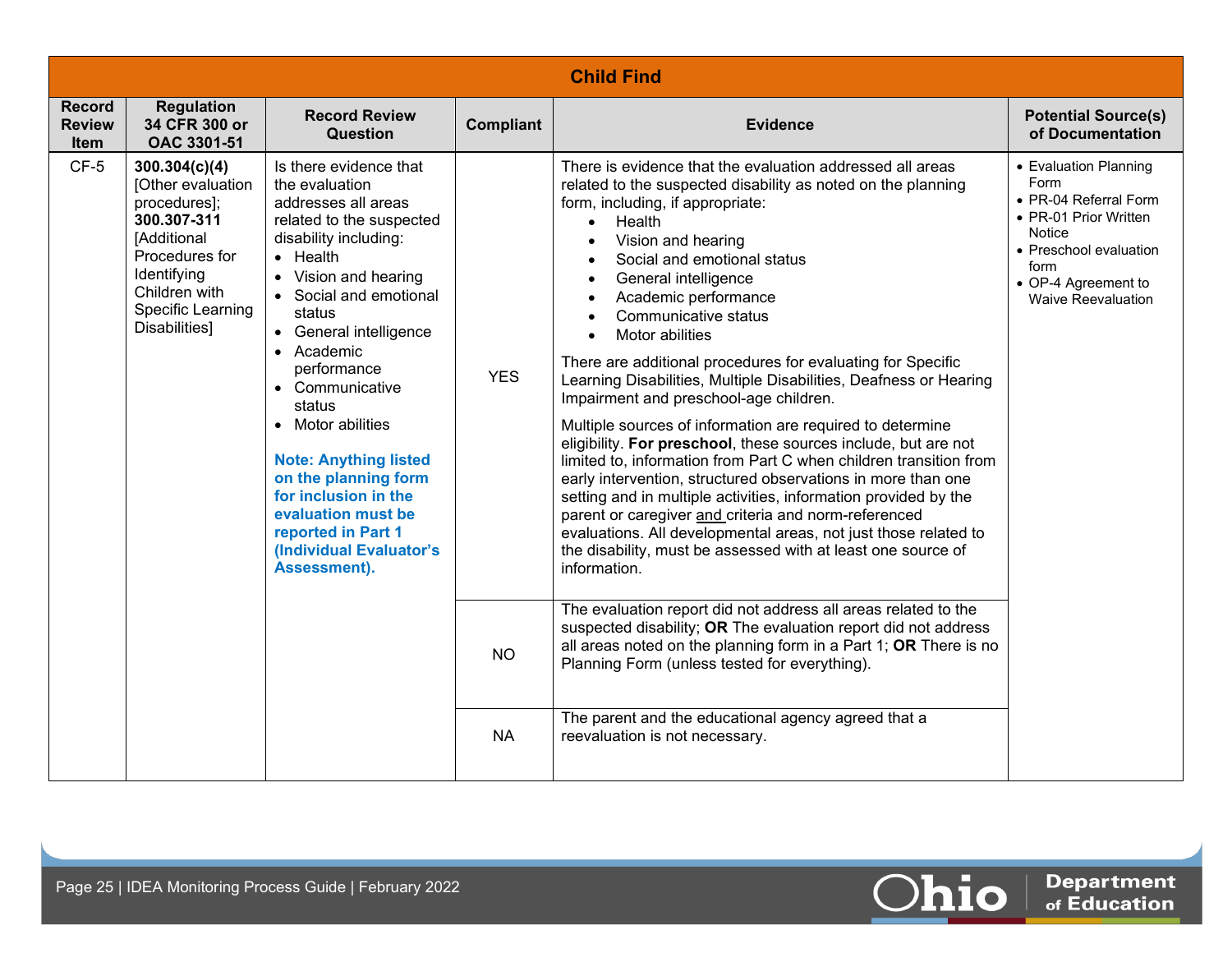## Child Find

| Record Review Item | Regulation 34 CFR 300 or OAC 3301-51 | Record Review Question | Compliant | Evidence | Potential Source(s) of Documentation |
|---|---|---|---|---|---|
| CF-5 | **300.304(c)(4)** [Other evaluation procedures]; **300.307-311** [Additional Procedures for Identifying Children with Specific Learning Disabilities] | Is there evidence that the evaluation addresses all areas related to the suspected disability including: <br>• Health <br>• Vision and hearing <br>• Social and emotional status <br>• General intelligence <br>• Academic performance <br>• Communicative status <br>• Motor abilities <br><br>**Note: Anything listed on the planning form for inclusion in the evaluation must be reported in Part 1 (Individual Evaluator's Assessment).** | YES | There is evidence that the evaluation addressed all areas related to the suspected disability as noted on the planning form, including, if appropriate: <br>• Health <br>• Vision and hearing <br>• Social and emotional status <br>• General intelligence <br>• Academic performance <br>• Communicative status <br>• Motor abilities <br><br>There are additional procedures for evaluating for Specific Learning Disabilities, Multiple Disabilities, Deafness or Hearing Impairment and preschool-age children. <br><br>Multiple sources of information are required to determine eligibility. **For preschool**, these sources include, but are not limited to, information from Part C when children transition from early intervention, structured observations in more than one setting and in multiple activities, information provided by the parent or caregiver and criteria and norm-referenced evaluations. All developmental areas, not just those related to the disability, must be assessed with at least one source of information. | • Evaluation Planning Form <br>• PR-04 Referral Form <br>• PR-01 Prior Written Notice <br>• Preschool evaluation form <br>• OP-4 Agreement to Waive Reevaluation |
| | | | NO | The evaluation report did not address all areas related to the suspected disability; **OR** The evaluation report did not address all areas noted on the planning form in a Part 1; **OR** There is no Planning Form (unless tested for everything). | |
| | | | NA | The parent and the educational agency agreed that a reevaluation is not necessary. | |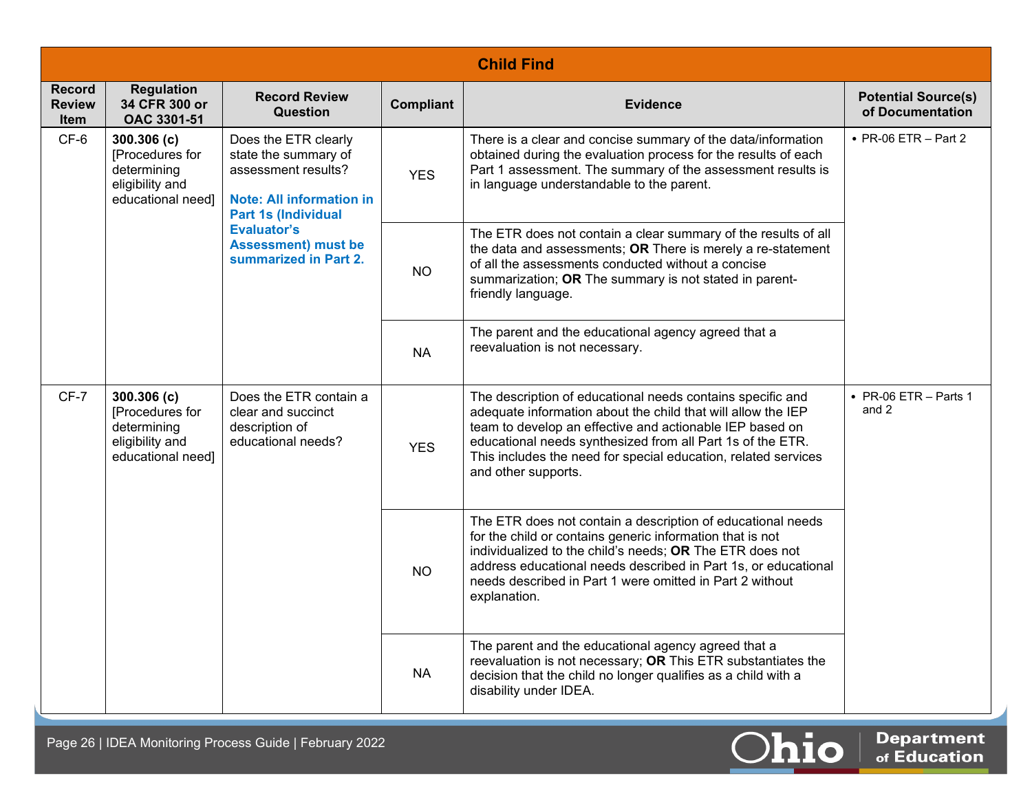| Child Find | | | | | |
|---|---|---|---|---|---|
| **Record Review Item** | **Regulation 34 CFR 300 or OAC 3301-51** | **Record Review Question** | **Compliant** | **Evidence** | **Potential Source(s) of Documentation** |
| CF-6 | **300.306 (c)** [Procedures for determining eligibility and educational need] | Does the ETR clearly state the summary of assessment results? **Note: All information in Part 1s (Individual Evaluator's Assessment) must be summarized in Part 2.** | YES | There is a clear and concise summary of the data/information obtained during the evaluation process for the results of each Part 1 assessment. The summary of the assessment results is in language understandable to the parent. | • PR-06 ETR – Part 2 |
| | | | NO | The ETR does not contain a clear summary of the results of all the data and assessments; **OR** There is merely a re-statement of all the assessments conducted without a concise summarization; **OR** The summary is not stated in parent-friendly language. | |
| | | | NA | The parent and the educational agency agreed that a reevaluation is not necessary. | |
| CF-7 | **300.306 (c)** [Procedures for determining eligibility and educational need] | Does the ETR contain a clear and succinct description of educational needs? | YES | The description of educational needs contains specific and adequate information about the child that will allow the IEP team to develop an effective and actionable IEP based on educational needs synthesized from all Part 1s of the ETR. This includes the need for special education, related services and other supports. | • PR-06 ETR – Parts 1 and 2 |
| | | | NO | The ETR does not contain a description of educational needs for the child or contains generic information that is not individualized to the child's needs; **OR** The ETR does not address educational needs described in Part 1s, or educational needs described in Part 1 were omitted in Part 2 without explanation. | |
| | | | NA | The parent and the educational agency agreed that a reevaluation is not necessary; **OR** This ETR substantiates the decision that the child no longer qualifies as a child with a disability under IDEA. | |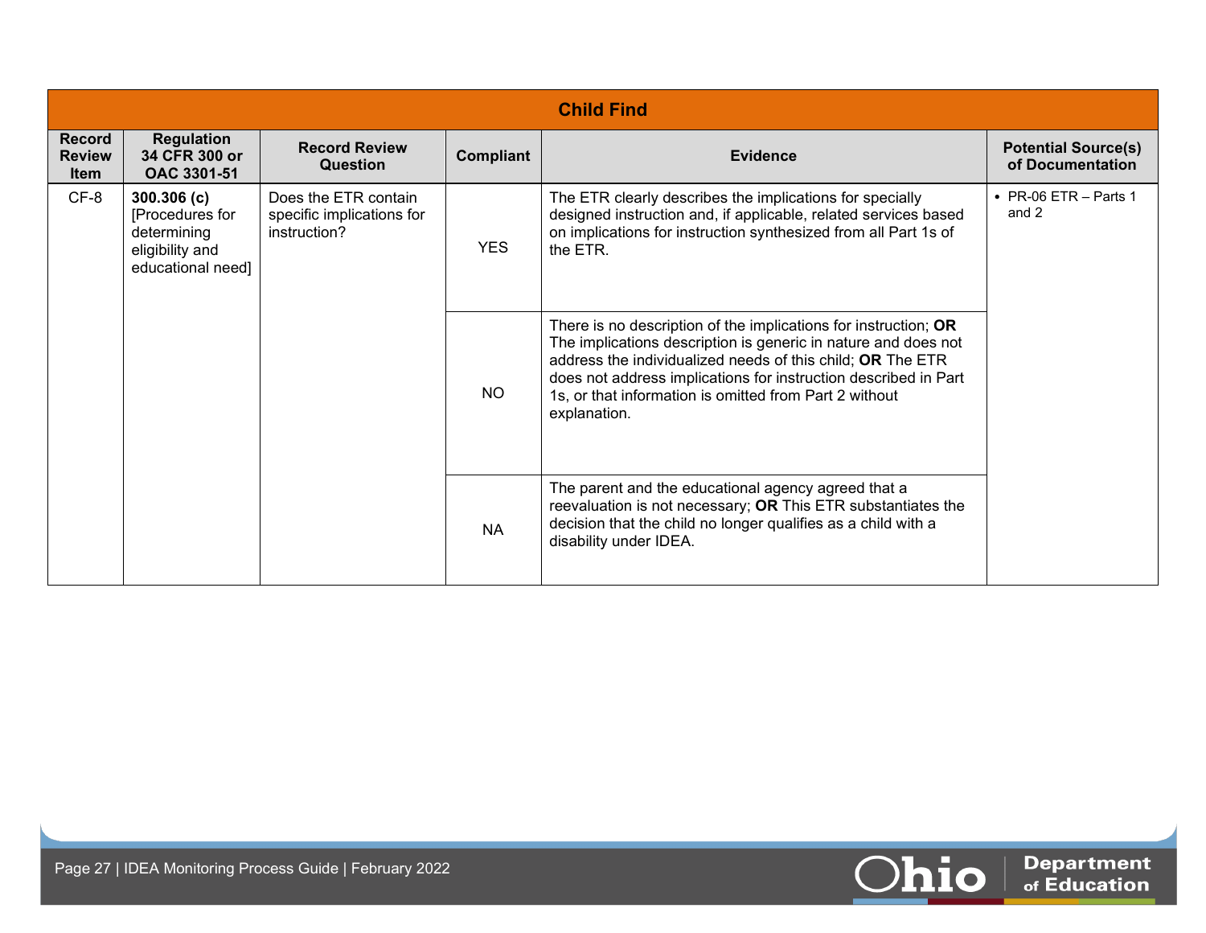| Child Find | | | | | |
|---|---|---|---|---|---|
| **Record Review Item** | **Regulation 34 CFR 300 or OAC 3301-51** | **Record Review Question** | **Compliant** | **Evidence** | **Potential Source(s) of Documentation** |
| CF-8 | **300.306 (c)** [Procedures for determining eligibility and educational need] | Does the ETR contain specific implications for instruction? | YES | The ETR clearly describes the implications for specially designed instruction and, if applicable, related services based on implications for instruction synthesized from all Part 1s of the ETR. | • PR-06 ETR – Parts 1 and 2 |
| | | | NO | There is no description of the implications for instruction; **OR** The implications description is generic in nature and does not address the individualized needs of this child; **OR** The ETR does not address implications for instruction described in Part 1s, or that information is omitted from Part 2 without explanation. | |
| | | | NA | The parent and the educational agency agreed that a reevaluation is not necessary; **OR** This ETR substantiates the decision that the child no longer qualifies as a child with a disability under IDEA. | |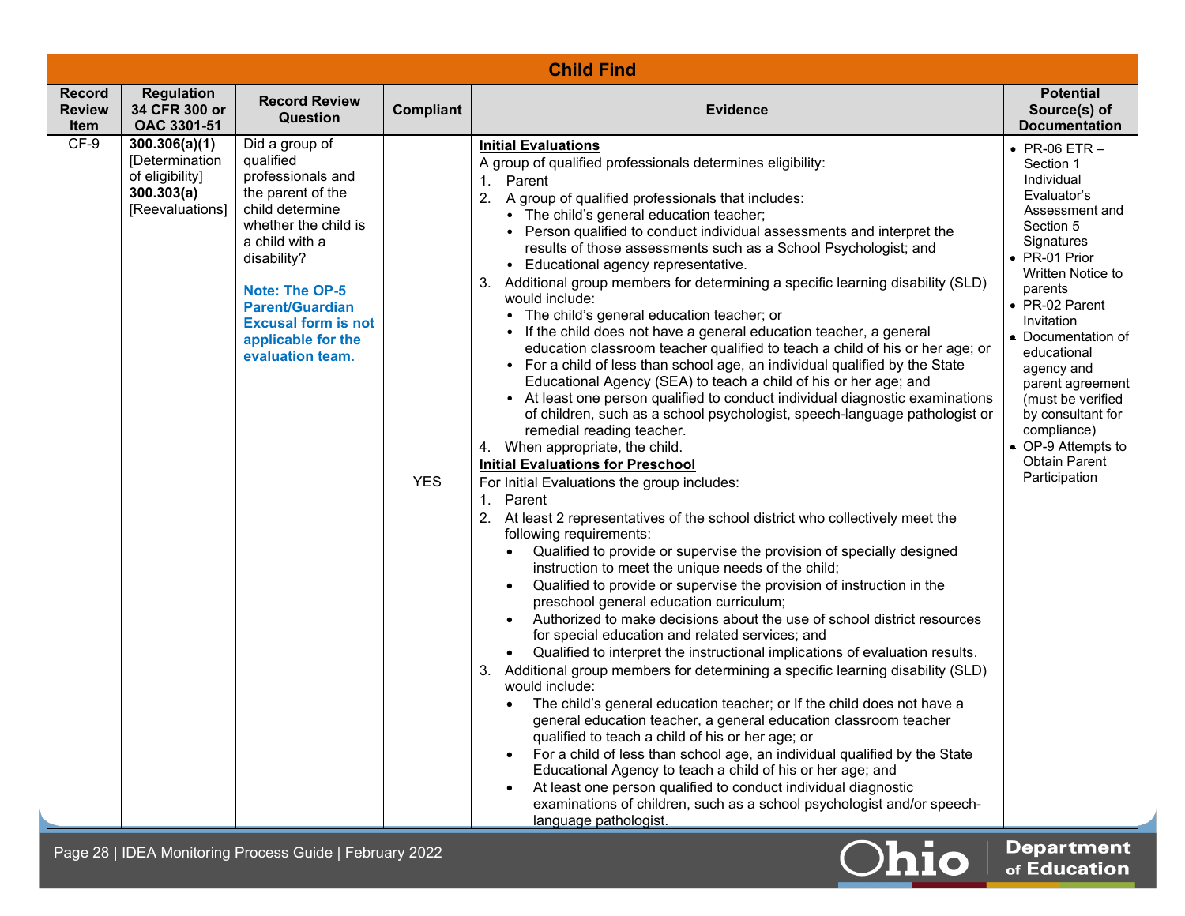| Child Find | | | | | |
|---|---|---|---|---|---|
| **Record Review Item** | **Regulation 34 CFR 300 or OAC 3301-51** | **Record Review Question** | **Compliant** | **Evidence** | **Potential Source(s) of Documentation** |
| CF-9 | **300.306(a)(1)** [Determination of eligibility] **300.303(a)** [Reevaluations] | Did a group of qualified professionals and the parent of the child determine whether the child is a child with a disability?<br><br>**Note: The OP-5 Parent/Guardian Excusal form is not applicable for the evaluation team.** | YES | **Initial Evaluations**<br>A group of qualified professionals determines eligibility:<br>1. Parent<br>2. A group of qualified professionals that includes:<br>• The child's general education teacher;<br>• Person qualified to conduct individual assessments and interpret the results of those assessments such as a School Psychologist; and<br>• Educational agency representative.<br>3. Additional group members for determining a specific learning disability (SLD) would include:<br>• The child's general education teacher; or<br>• If the child does not have a general education teacher, a general education classroom teacher qualified to teach a child of his or her age; or<br>• For a child of less than school age, an individual qualified by the State Educational Agency (SEA) to teach a child of his or her age; and<br>• At least one person qualified to conduct individual diagnostic examinations of children, such as a school psychologist, speech-language pathologist or remedial reading teacher.<br>4. When appropriate, the child.<br>**Initial Evaluations for Preschool**<br>For Initial Evaluations the group includes:<br>1. Parent<br>2. At least 2 representatives of the school district who collectively meet the following requirements:<br>• Qualified to provide or supervise the provision of specially designed instruction to meet the unique needs of the child;<br>• Qualified to provide or supervise the provision of instruction in the preschool general education curriculum;<br>• Authorized to make decisions about the use of school district resources for special education and related services; and<br>• Qualified to interpret the instructional implications of evaluation results.<br>3. Additional group members for determining a specific learning disability (SLD) would include:<br>• The child's general education teacher; or If the child does not have a general education teacher, a general education classroom teacher qualified to teach a child of his or her age; or<br>• For a child of less than school age, an individual qualified by the State Educational Agency to teach a child of his or her age; and<br>• At least one person qualified to conduct individual diagnostic examinations of children, such as a school psychologist and/or speech-language pathologist. | • PR-06 ETR – Section 1 Individual Evaluator's Assessment and Section 5 Signatures<br>• PR-01 Prior Written Notice to parents<br>• PR-02 Parent Invitation<br>• Documentation of educational agency and parent agreement (must be verified by consultant for compliance)<br>• OP-9 Attempts to Obtain Parent Participation |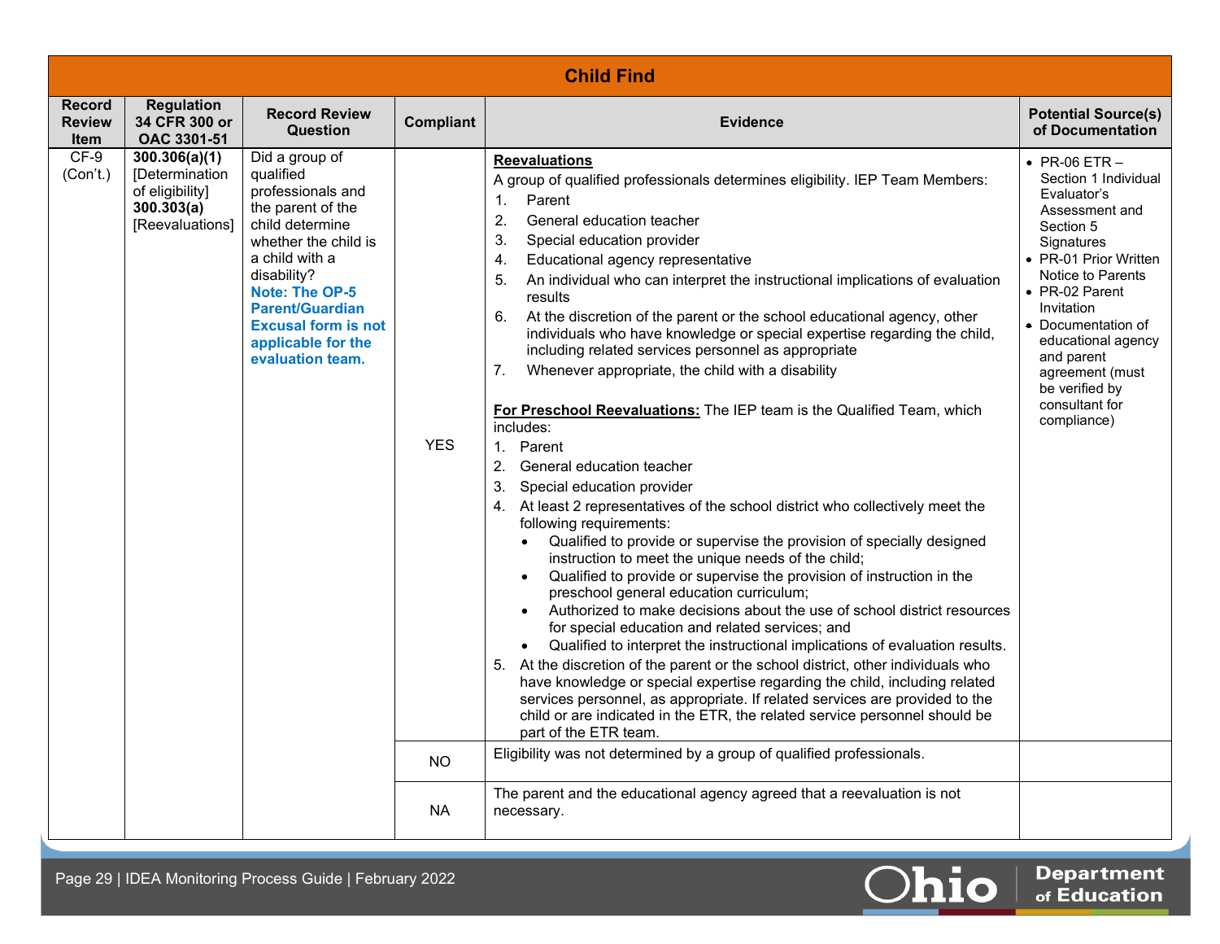## Child Find

| Record Review Item | Regulation 34 CFR 300 or OAC 3301-51 | Record Review Question | Compliant | Evidence | Potential Source(s) of Documentation |
|---|---|---|---|---|---|
| CF-9 (Con't.) | **300.306(a)(1)** [Determination of eligibility] **300.303(a)** [Reevaluations] | Did a group of qualified professionals and the parent of the child determine whether the child is a child with a disability? **Note: The OP-5 Parent/Guardian Excusal form is not applicable for the evaluation team.** | YES | **Reevaluations**<br>A group of qualified professionals determines eligibility. IEP Team Members:<br>1. Parent<br>2. General education teacher<br>3. Special education provider<br>4. Educational agency representative<br>5. An individual who can interpret the instructional implications of evaluation results<br>6. At the discretion of the parent or the school educational agency, other individuals who have knowledge or special expertise regarding the child, including related services personnel as appropriate<br>7. Whenever appropriate, the child with a disability<br><br>**For Preschool Reevaluations:** The IEP team is the Qualified Team, which includes:<br>1. Parent<br>2. General education teacher<br>3. Special education provider<br>4. At least 2 representatives of the school district who collectively meet the following requirements:<br>• Qualified to provide or supervise the provision of specially designed instruction to meet the unique needs of the child;<br>• Qualified to provide or supervise the provision of instruction in the preschool general education curriculum;<br>• Authorized to make decisions about the use of school district resources for special education and related services; and<br>• Qualified to interpret the instructional implications of evaluation results.<br>5. At the discretion of the parent or the school district, other individuals who have knowledge or special expertise regarding the child, including related services personnel, as appropriate. If related services are provided to the child or are indicated in the ETR, the related service personnel should be part of the ETR team. | • PR-06 ETR – Section 1 Individual Evaluator's Assessment and Section 5 Signatures<br>• PR-01 Prior Written Notice to Parents<br>• PR-02 Parent Invitation<br>• Documentation of educational agency and parent agreement (must be verified by consultant for compliance) |
| | | | NO | Eligibility was not determined by a group of qualified professionals. | |
| | | | NA | The parent and the educational agency agreed that a reevaluation is not necessary. | |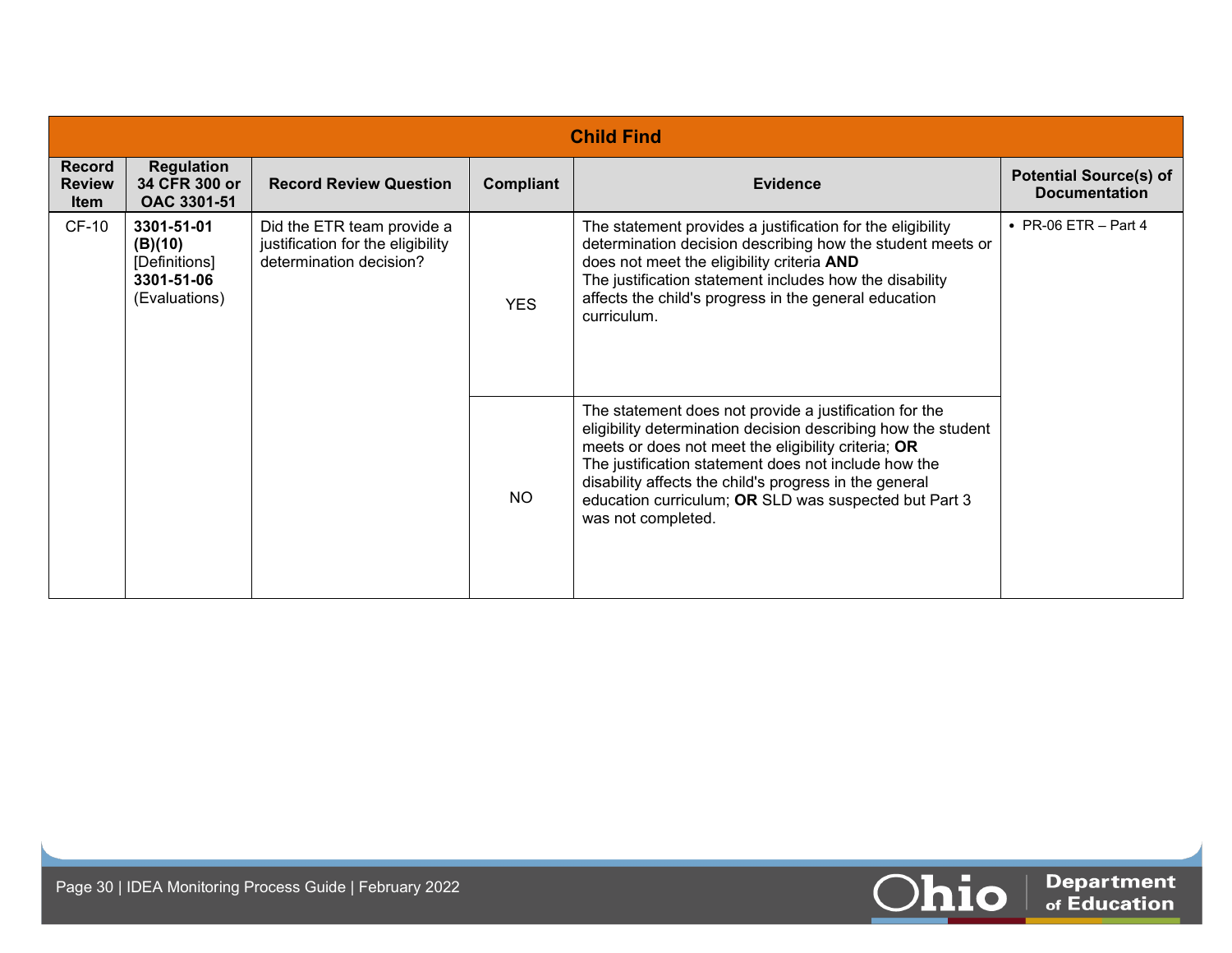| Child Find | | | | | |
|---|---|---|---|---|---|
| **Record Review Item** | **Regulation 34 CFR 300 or OAC 3301-51** | **Record Review Question** | **Compliant** | **Evidence** | **Potential Source(s) of Documentation** |
| CF-10 | **3301-51-01 (B)(10)** [Definitions] **3301-51-06** (Evaluations) | Did the ETR team provide a justification for the eligibility determination decision? | YES | The statement provides a justification for the eligibility determination decision describing how the student meets or does not meet the eligibility criteria **AND** The justification statement includes how the disability affects the child's progress in the general education curriculum. | • PR-06 ETR – Part 4 |
| | | | NO | The statement does not provide a justification for the eligibility determination decision describing how the student meets or does not meet the eligibility criteria; **OR** The justification statement does not include how the disability affects the child's progress in the general education curriculum; **OR** SLD was suspected but Part 3 was not completed. | |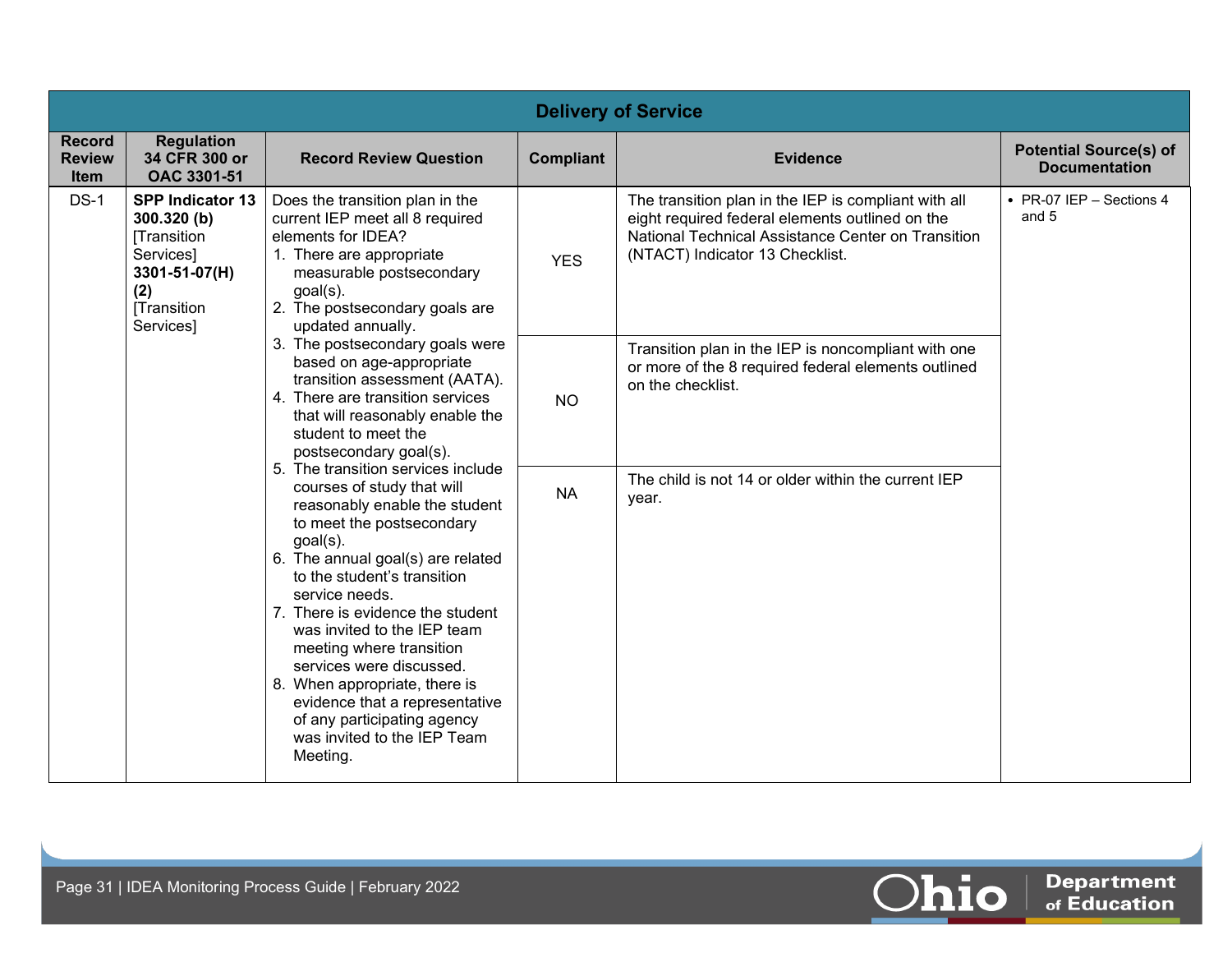## Delivery of Service

| Record Review Item | Regulation 34 CFR 300 or OAC 3301-51 | Record Review Question | Compliant | Evidence | Potential Source(s) of Documentation |
|---|---|---|---|---|---|
| DS-1 | **SPP Indicator 13** **300.320 (b)** [Transition Services] **3301-51-07(H)(2)** [Transition Services] | Does the transition plan in the current IEP meet all 8 required elements for IDEA?<br>1. There are appropriate measurable postsecondary goal(s).<br>2. The postsecondary goals are updated annually.<br>3. The postsecondary goals were based on age-appropriate transition assessment (AATA).<br>4. There are transition services that will reasonably enable the student to meet the postsecondary goal(s).<br>5. The transition services include courses of study that will reasonably enable the student to meet the postsecondary goal(s).<br>6. The annual goal(s) are related to the student's transition service needs.<br>7. There is evidence the student was invited to the IEP team meeting where transition services were discussed.<br>8. When appropriate, there is evidence that a representative of any participating agency was invited to the IEP Team Meeting. | YES | The transition plan in the IEP is compliant with all eight required federal elements outlined on the National Technical Assistance Center on Transition (NTACT) Indicator 13 Checklist. | • PR-07 IEP – Sections 4 and 5 |
| | | | NO | Transition plan in the IEP is noncompliant with one or more of the 8 required federal elements outlined on the checklist. | |
| | | | NA | The child is not 14 or older within the current IEP year. | |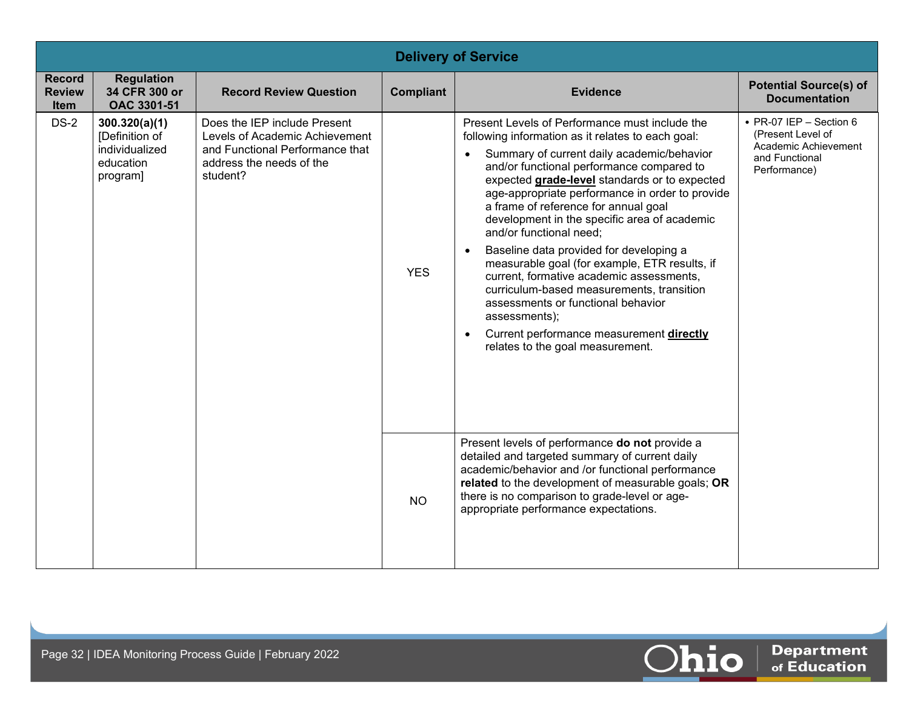| Delivery of Service | | | | | |
|---|---|---|---|---|---|
| **Record Review Item** | **Regulation 34 CFR 300 or OAC 3301-51** | **Record Review Question** | **Compliant** | **Evidence** | **Potential Source(s) of Documentation** |
| DS-2 | **300.320(a)(1)** [Definition of individualized education program] | Does the IEP include Present Levels of Academic Achievement and Functional Performance that address the needs of the student? | YES | Present Levels of Performance must include the following information as it relates to each goal:<br>• Summary of current daily academic/behavior and/or functional performance compared to expected **grade-level** standards or to expected age-appropriate performance in order to provide a frame of reference for annual goal development in the specific area of academic and/or functional need;<br>• Baseline data provided for developing a measurable goal (for example, ETR results, if current, formative academic assessments, curriculum-based measurements, transition assessments or functional behavior assessments);<br>• Current performance measurement **directly** relates to the goal measurement. | • PR-07 IEP – Section 6 (Present Level of Academic Achievement and Functional Performance) |
| | | | NO | Present levels of performance **do not** provide a detailed and targeted summary of current daily academic/behavior and /or functional performance **related** to the development of measurable goals; **OR** there is no comparison to grade-level or age-appropriate performance expectations. | |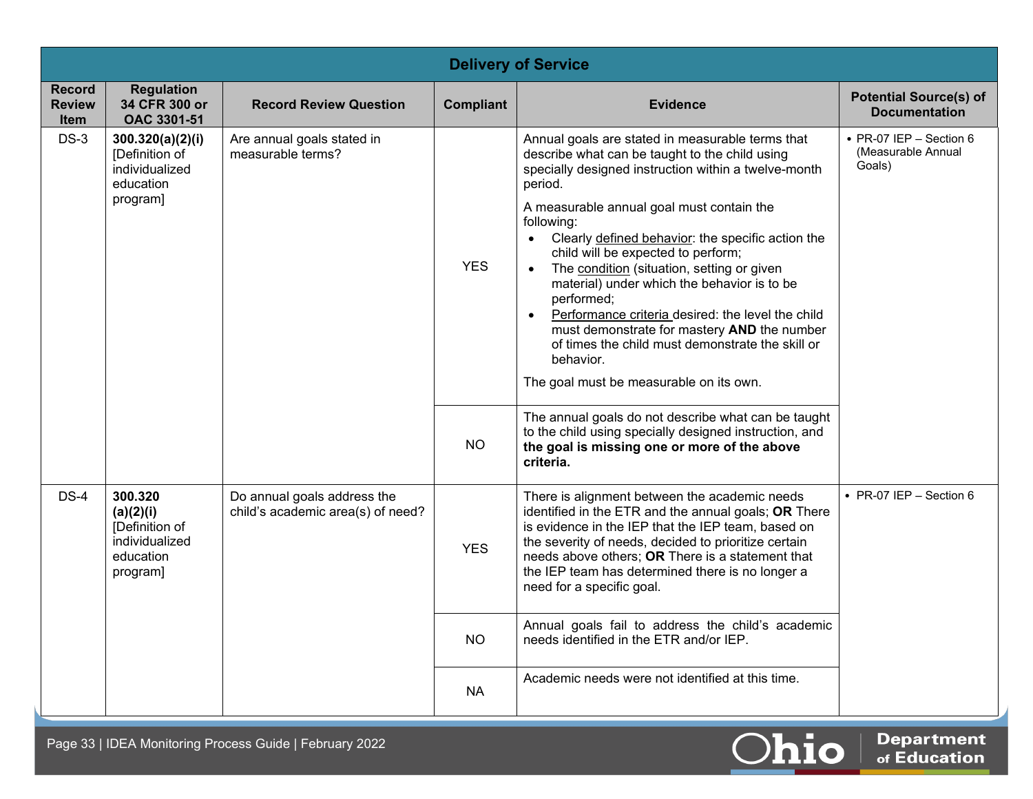| Delivery of Service | | | | | |
|---|---|---|---|---|---|
| **Record Review Item** | **Regulation 34 CFR 300 or OAC 3301-51** | **Record Review Question** | **Compliant** | **Evidence** | **Potential Source(s) of Documentation** |
| DS-3 | **300.320(a)(2)(i)** [Definition of individualized education program] | Are annual goals stated in measurable terms? | YES | Annual goals are stated in measurable terms that describe what can be taught to the child using specially designed instruction within a twelve-month period.<br><br>A measurable annual goal must contain the following:<br>• Clearly defined behavior: the specific action the child will be expected to perform;<br>• The condition (situation, setting or given material) under which the behavior is to be performed;<br>• Performance criteria desired: the level the child must demonstrate for mastery **AND** the number of times the child must demonstrate the skill or behavior.<br><br>The goal must be measurable on its own. | • PR-07 IEP – Section 6 (Measurable Annual Goals) |
| | | | NO | The annual goals do not describe what can be taught to the child using specially designed instruction, and **the goal is missing one or more of the above criteria.** | |
| DS-4 | **300.320 (a)(2)(i)** [Definition of individualized education program] | Do annual goals address the child's academic area(s) of need? | YES | There is alignment between the academic needs identified in the ETR and the annual goals; **OR** There is evidence in the IEP that the IEP team, based on the severity of needs, decided to prioritize certain needs above others; **OR** There is a statement that the IEP team has determined there is no longer a need for a specific goal. | • PR-07 IEP – Section 6 |
| | | | NO | Annual goals fail to address the child's academic needs identified in the ETR and/or IEP. | |
| | | | NA | Academic needs were not identified at this time. | |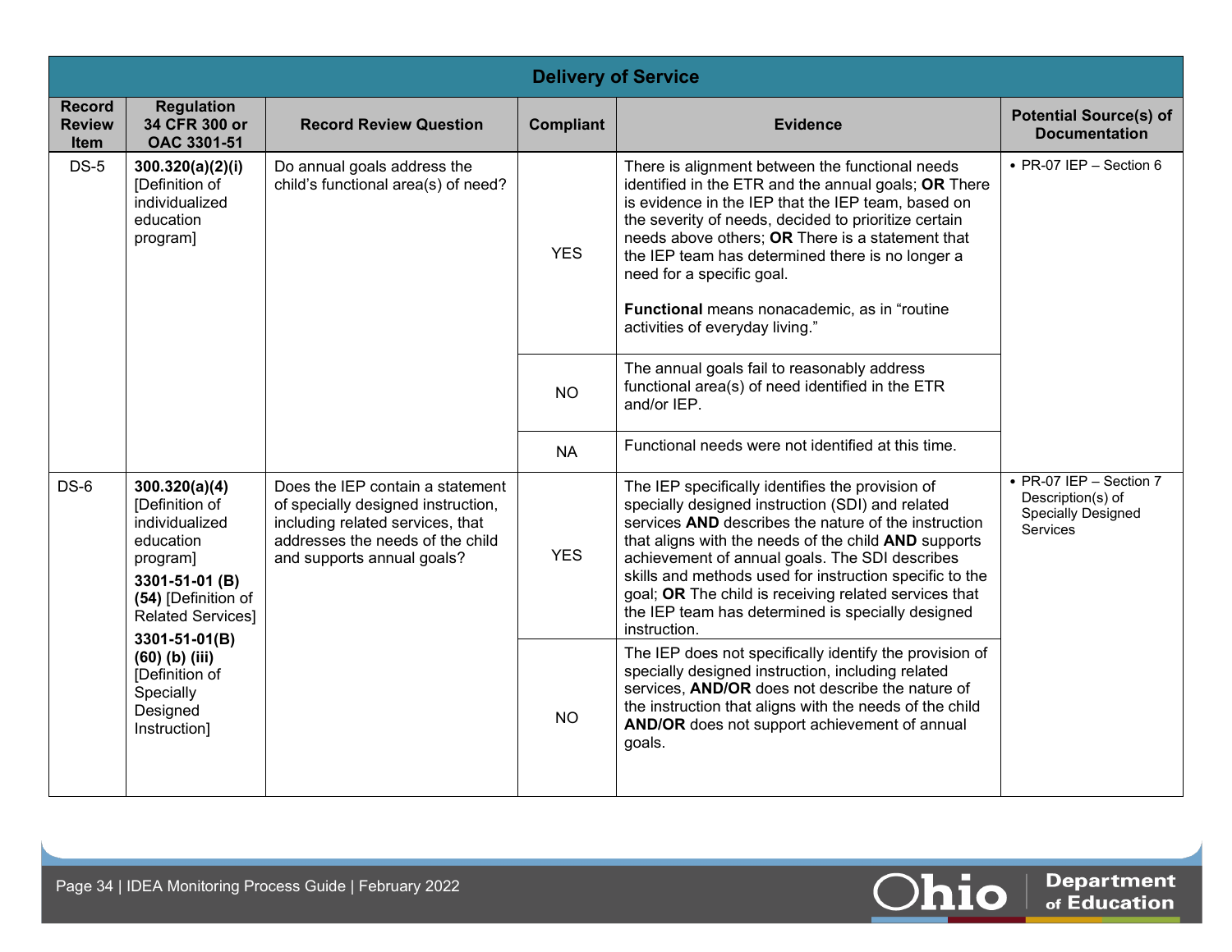| Delivery of Service | | | | | |
|---|---|---|---|---|---|
| **Record Review Item** | **Regulation 34 CFR 300 or OAC 3301-51** | **Record Review Question** | **Compliant** | **Evidence** | **Potential Source(s) of Documentation** |
| DS-5 | **300.320(a)(2)(i)** [Definition of individualized education program] | Do annual goals address the child's functional area(s) of need? | YES | There is alignment between the functional needs identified in the ETR and the annual goals; **OR** There is evidence in the IEP that the IEP team, based on the severity of needs, decided to prioritize certain needs above others; **OR** There is a statement that the IEP team has determined there is no longer a need for a specific goal.<br><br>**Functional** means nonacademic, as in "routine activities of everyday living." | • PR-07 IEP – Section 6 |
| | | | NO | The annual goals fail to reasonably address functional area(s) of need identified in the ETR and/or IEP. | |
| | | | NA | Functional needs were not identified at this time. | |
| DS-6 | **300.320(a)(4)** [Definition of individualized education program]<br>**3301-51-01 (B) (54)** [Definition of Related Services]<br>**3301-51-01(B) (60) (b) (iii)** [Definition of Specially Designed Instruction] | Does the IEP contain a statement of specially designed instruction, including related services, that addresses the needs of the child and supports annual goals? | YES | The IEP specifically identifies the provision of specially designed instruction (SDI) and related services **AND** describes the nature of the instruction that aligns with the needs of the child **AND** supports achievement of annual goals. The SDI describes skills and methods used for instruction specific to the goal; **OR** The child is receiving related services that the IEP team has determined is specially designed instruction. | • PR-07 IEP – Section 7 Description(s) of Specially Designed Services |
| | | | NO | The IEP does not specifically identify the provision of specially designed instruction, including related services, **AND/OR** does not describe the nature of the instruction that aligns with the needs of the child **AND/OR** does not support achievement of annual goals. | |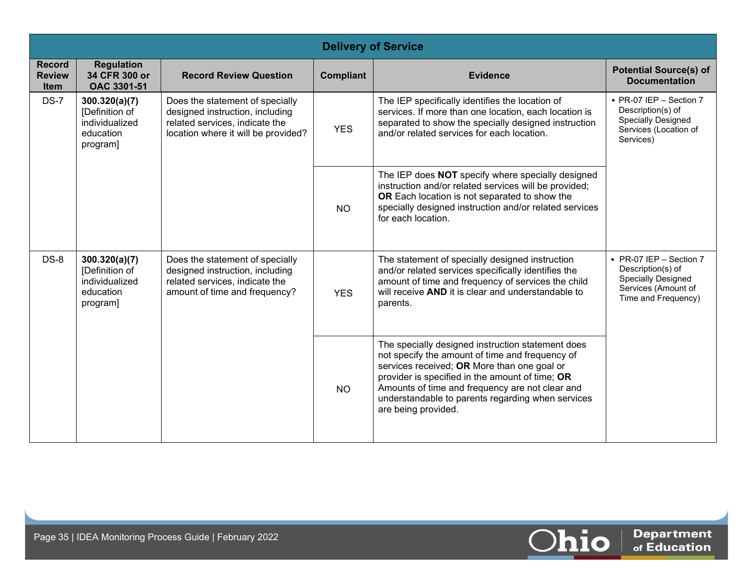| Delivery of Service | | | | | |
|---|---|---|---|---|---|
| **Record Review Item** | **Regulation 34 CFR 300 or OAC 3301-51** | **Record Review Question** | **Compliant** | **Evidence** | **Potential Source(s) of Documentation** |
| DS-7 | **300.320(a)(7)** [Definition of individualized education program] | Does the statement of specially designed instruction, including related services, indicate the location where it will be provided? | YES | The IEP specifically identifies the location of services. If more than one location, each location is separated to show the specially designed instruction and/or related services for each location. | • PR-07 IEP – Section 7 Description(s) of Specially Designed Services (Location of Services) |
| | | | NO | The IEP does **NOT** specify where specially designed instruction and/or related services will be provided; **OR** Each location is not separated to show the specially designed instruction and/or related services for each location. | |
| DS-8 | **300.320(a)(7)** [Definition of individualized education program] | Does the statement of specially designed instruction, including related services, indicate the amount of time and frequency? | YES | The statement of specially designed instruction and/or related services specifically identifies the amount of time and frequency of services the child will receive **AND** it is clear and understandable to parents. | • PR-07 IEP – Section 7 Description(s) of Specially Designed Services (Amount of Time and Frequency) |
| | | | NO | The specially designed instruction statement does not specify the amount of time and frequency of services received; **OR** More than one goal or provider is specified in the amount of time; **OR** Amounts of time and frequency are not clear and understandable to parents regarding when services are being provided. | |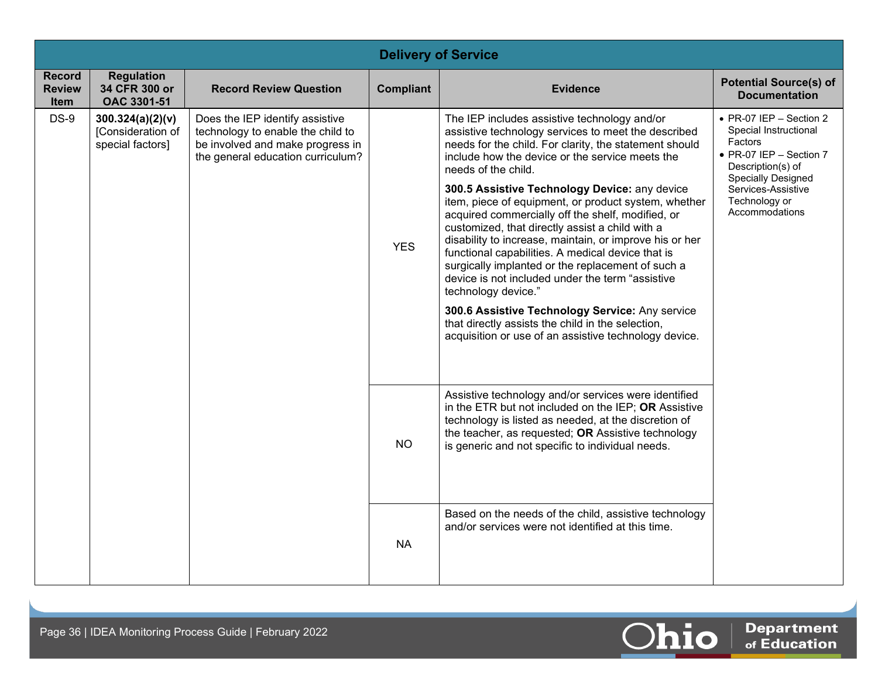| Delivery of Service | | | | | |
|---|---|---|---|---|---|
| **Record Review Item** | **Regulation 34 CFR 300 or OAC 3301-51** | **Record Review Question** | **Compliant** | **Evidence** | **Potential Source(s) of Documentation** |
| DS-9 | **300.324(a)(2)(v)** [Consideration of special factors] | Does the IEP identify assistive technology to enable the child to be involved and make progress in the general education curriculum? | YES | The IEP includes assistive technology and/or assistive technology services to meet the described needs for the child. For clarity, the statement should include how the device or the service meets the needs of the child.<br><br>**300.5 Assistive Technology Device:** any device item, piece of equipment, or product system, whether acquired commercially off the shelf, modified, or customized, that directly assist a child with a disability to increase, maintain, or improve his or her functional capabilities. A medical device that is surgically implanted or the replacement of such a device is not included under the term "assistive technology device."<br><br>**300.6 Assistive Technology Service:** Any service that directly assists the child in the selection, acquisition or use of an assistive technology device. | • PR-07 IEP – Section 2 Special Instructional Factors<br>• PR-07 IEP – Section 7 Description(s) of Specially Designed Services-Assistive Technology or Accommodations |
| | | | NO | Assistive technology and/or services were identified in the ETR but not included on the IEP; **OR** Assistive technology is listed as needed, at the discretion of the teacher, as requested; **OR** Assistive technology is generic and not specific to individual needs. | |
| | | | NA | Based on the needs of the child, assistive technology and/or services were not identified at this time. | |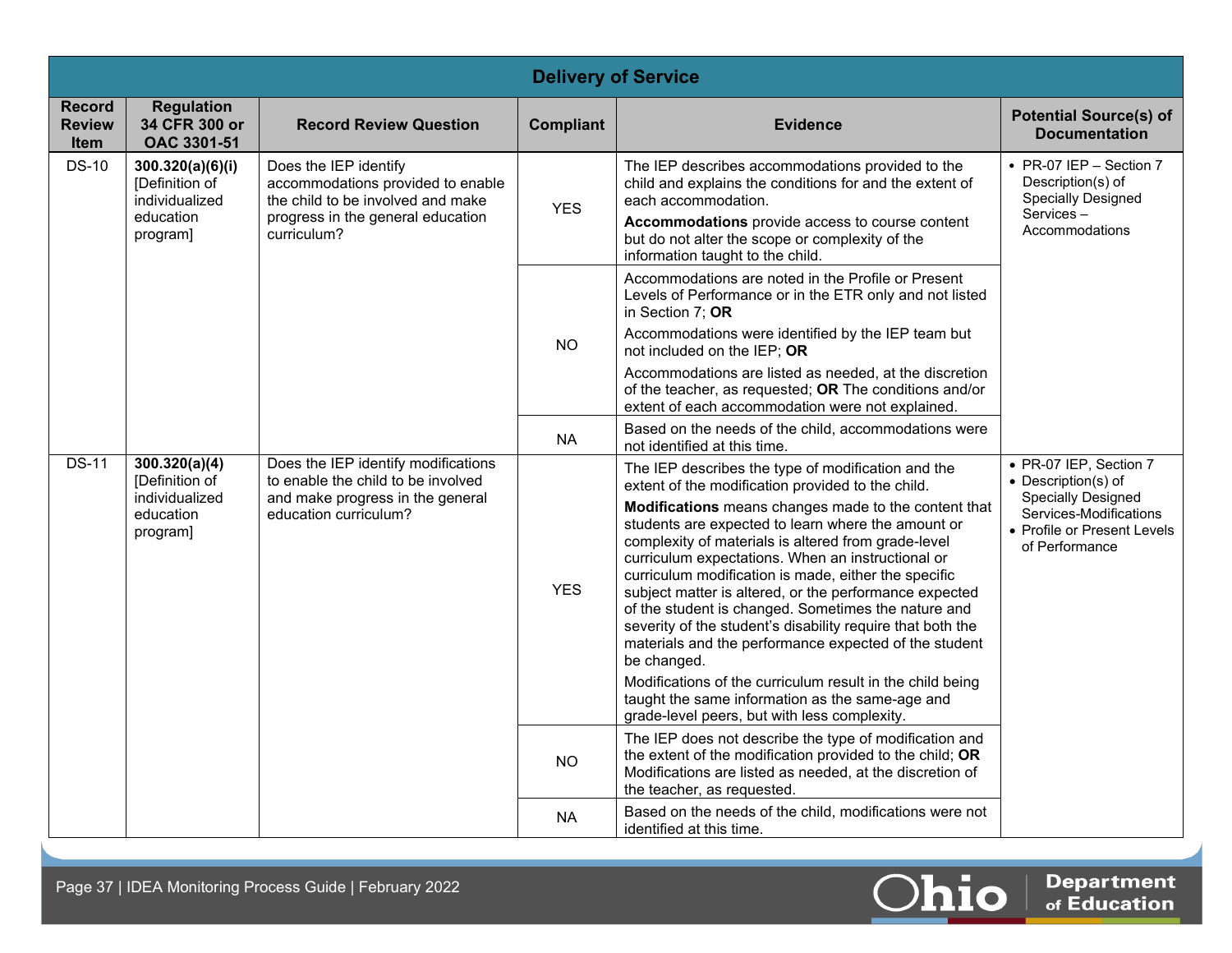## Delivery of Service

| Record Review Item | Regulation 34 CFR 300 or OAC 3301-51 | Record Review Question | Compliant | Evidence | Potential Source(s) of Documentation |
|---|---|---|---|---|---|
| DS-10 | **300.320(a)(6)(i)** [Definition of individualized education program] | Does the IEP identify accommodations provided to enable the child to be involved and make progress in the general education curriculum? | YES | The IEP describes accommodations provided to the child and explains the conditions for and the extent of each accommodation.<br>**Accommodations** provide access to course content but do not alter the scope or complexity of the information taught to the child. | • PR-07 IEP – Section 7 Description(s) of Specially Designed Services – Accommodations |
| | | | NO | Accommodations are noted in the Profile or Present Levels of Performance or in the ETR only and not listed in Section 7; **OR**<br>Accommodations were identified by the IEP team but not included on the IEP; **OR**<br>Accommodations are listed as needed, at the discretion of the teacher, as requested; **OR** The conditions and/or extent of each accommodation were not explained. | |
| | | | NA | Based on the needs of the child, accommodations were not identified at this time. | |
| DS-11 | **300.320(a)(4)** [Definition of individualized education program] | Does the IEP identify modifications to enable the child to be involved and make progress in the general education curriculum? | YES | The IEP describes the type of modification and the extent of the modification provided to the child.<br>**Modifications** means changes made to the content that students are expected to learn where the amount or complexity of materials is altered from grade-level curriculum expectations. When an instructional or curriculum modification is made, either the specific subject matter is altered, or the performance expected of the student is changed. Sometimes the nature and severity of the student's disability require that both the materials and the performance expected of the student be changed.<br>Modifications of the curriculum result in the child being taught the same information as the same-age and grade-level peers, but with less complexity. | • PR-07 IEP, Section 7<br>• Description(s) of Specially Designed Services-Modifications<br>• Profile or Present Levels of Performance |
| | | | NO | The IEP does not describe the type of modification and the extent of the modification provided to the child; **OR** Modifications are listed as needed, at the discretion of the teacher, as requested. | |
| | | | NA | Based on the needs of the child, modifications were not identified at this time. | |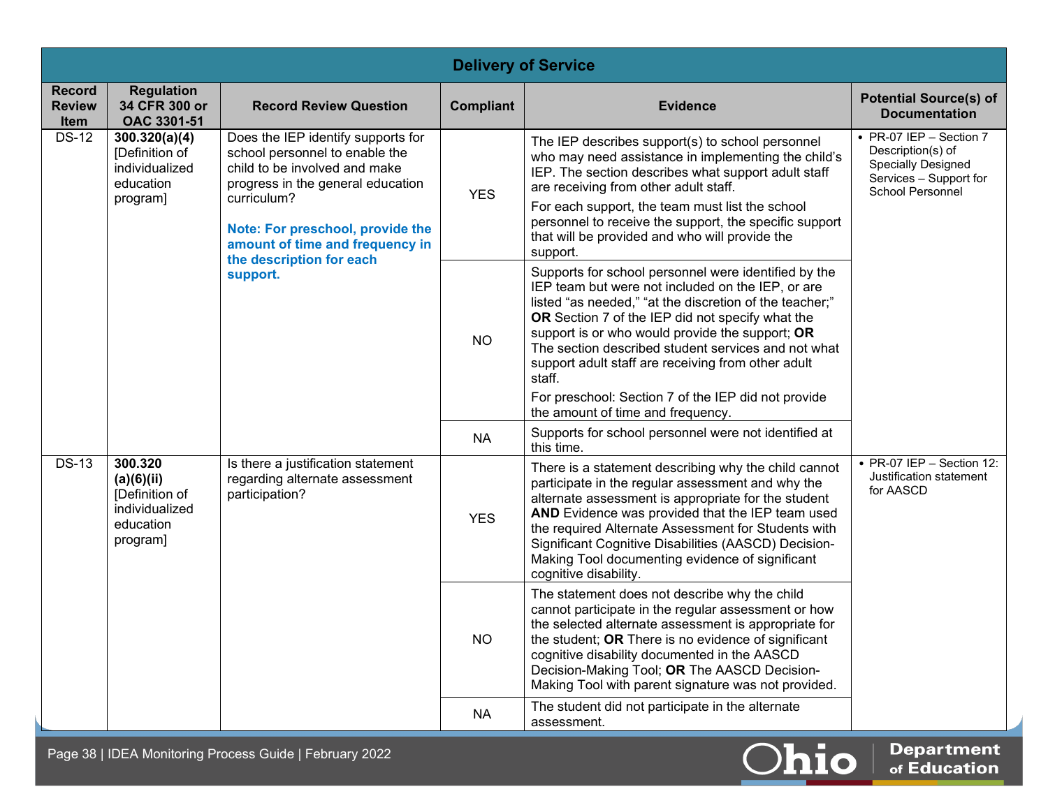## Delivery of Service

| Record Review Item | Regulation 34 CFR 300 or OAC 3301-51 | Record Review Question | Compliant | Evidence | Potential Source(s) of Documentation |
|---|---|---|---|---|---|
| DS-12 | **300.320(a)(4)** [Definition of individualized education program] | Does the IEP identify supports for school personnel to enable the child to be involved and make progress in the general education curriculum? **Note: For preschool, provide the amount of time and frequency in the description for each support.** | YES | The IEP describes support(s) to school personnel who may need assistance in implementing the child's IEP. The section describes what support adult staff are receiving from other adult staff. For each support, the team must list the school personnel to receive the support, the specific support that will be provided and who will provide the support. | • PR-07 IEP – Section 7 Description(s) of Specially Designed Services – Support for School Personnel |
| | | | NO | Supports for school personnel were identified by the IEP team but were not included on the IEP, or are listed "as needed," "at the discretion of the teacher;" **OR** Section 7 of the IEP did not specify what the support is or who would provide the support; **OR** The section described student services and not what support adult staff are receiving from other adult staff. For preschool: Section 7 of the IEP did not provide the amount of time and frequency. | |
| | | | NA | Supports for school personnel were not identified at this time. | |
| DS-13 | **300.320 (a)(6)(ii)** [Definition of individualized education program] | Is there a justification statement regarding alternate assessment participation? | YES | There is a statement describing why the child cannot participate in the regular assessment and why the alternate assessment is appropriate for the student **AND** Evidence was provided that the IEP team used the required Alternate Assessment for Students with Significant Cognitive Disabilities (AASCD) Decision-Making Tool documenting evidence of significant cognitive disability. | • PR-07 IEP – Section 12: Justification statement for AASCD |
| | | | NO | The statement does not describe why the child cannot participate in the regular assessment or how the selected alternate assessment is appropriate for the student; **OR** There is no evidence of significant cognitive disability documented in the AASCD Decision-Making Tool; **OR** The AASCD Decision-Making Tool with parent signature was not provided. | |
| | | | NA | The student did not participate in the alternate assessment. | |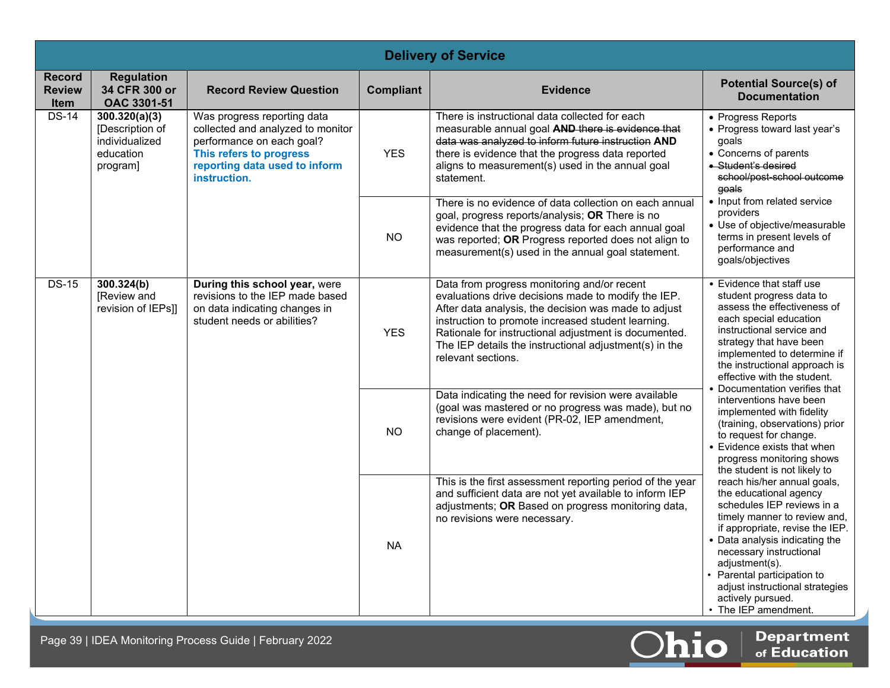## Delivery of Service

| Record Review Item | Regulation 34 CFR 300 or OAC 3301-51 | Record Review Question | Compliant | Evidence | Potential Source(s) of Documentation |
|---|---|---|---|---|---|
| DS-14 | **300.320(a)(3)** [Description of individualized education program] | Was progress reporting data collected and analyzed to monitor performance on each goal? **This refers to progress reporting data used to inform instruction.** | YES | There is instructional data collected for each measurable annual goal ~~**AND** there is evidence that data was analyzed to inform future instruction~~ **AND** there is evidence that the progress data reported aligns to measurement(s) used in the annual goal statement. | • Progress Reports<br>• Progress toward last year's goals<br>• Concerns of parents<br>• ~~Student's desired school/post-school outcome goals~~<br>• Input from related service providers<br>• Use of objective/measurable terms in present levels of performance and goals/objectives |
| | | | NO | There is no evidence of data collection on each annual goal, progress reports/analysis; **OR** There is no evidence that the progress data for each annual goal was reported; **OR** Progress reported does not align to measurement(s) used in the annual goal statement. | |
| DS-15 | **300.324(b)** [Review and revision of IEPs]] | **During this school year,** were revisions to the IEP made based on data indicating changes in student needs or abilities? | YES | Data from progress monitoring and/or recent evaluations drive decisions made to modify the IEP. After data analysis, the decision was made to adjust instruction to promote increased student learning. Rationale for instructional adjustment is documented. The IEP details the instructional adjustment(s) in the relevant sections. | • Evidence that staff use student progress data to assess the effectiveness of each special education instructional service and strategy that have been implemented to determine if the instructional approach is effective with the student.<br>• Documentation verifies that interventions have been implemented with fidelity (training, observations) prior to request for change.<br>• Evidence exists that when progress monitoring shows the student is not likely to reach his/her annual goals, the educational agency schedules IEP reviews in a timely manner to review and, if appropriate, revise the IEP.<br>• Data analysis indicating the necessary instructional adjustment(s).<br>• Parental participation to adjust instructional strategies actively pursued.<br>• The IEP amendment. |
| | | | NO | Data indicating the need for revision were available (goal was mastered or no progress was made), but no revisions were evident (PR-02, IEP amendment, change of placement). | |
| | | | NA | This is the first assessment reporting period of the year and sufficient data are not yet available to inform IEP adjustments; **OR** Based on progress monitoring data, no revisions were necessary. | |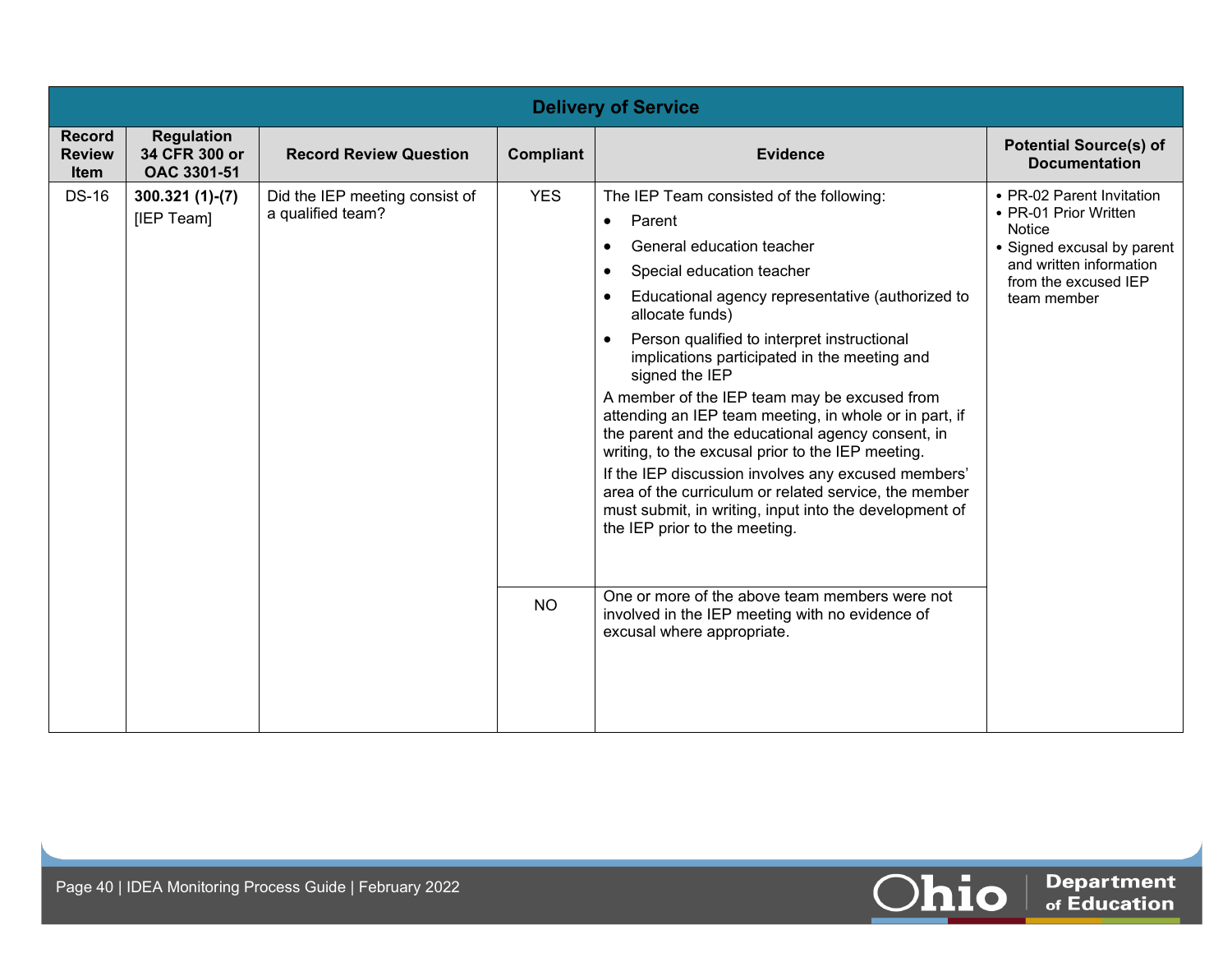| Delivery of Service | | | | | |
|---|---|---|---|---|---|
| **Record Review Item** | **Regulation 34 CFR 300 or OAC 3301-51** | **Record Review Question** | **Compliant** | **Evidence** | **Potential Source(s) of Documentation** |
| DS-16 | **300.321 (1)-(7)** [IEP Team] | Did the IEP meeting consist of a qualified team? | YES | The IEP Team consisted of the following:<br>• Parent<br>• General education teacher<br>• Special education teacher<br>• Educational agency representative (authorized to allocate funds)<br>• Person qualified to interpret instructional implications participated in the meeting and signed the IEP<br>A member of the IEP team may be excused from attending an IEP team meeting, in whole or in part, if the parent and the educational agency consent, in writing, to the excusal prior to the IEP meeting.<br>If the IEP discussion involves any excused members' area of the curriculum or related service, the member must submit, in writing, input into the development of the IEP prior to the meeting. | • PR-02 Parent Invitation<br>• PR-01 Prior Written Notice<br>• Signed excusal by parent and written information from the excused IEP team member |
| | | | NO | One or more of the above team members were not involved in the IEP meeting with no evidence of excusal where appropriate. | |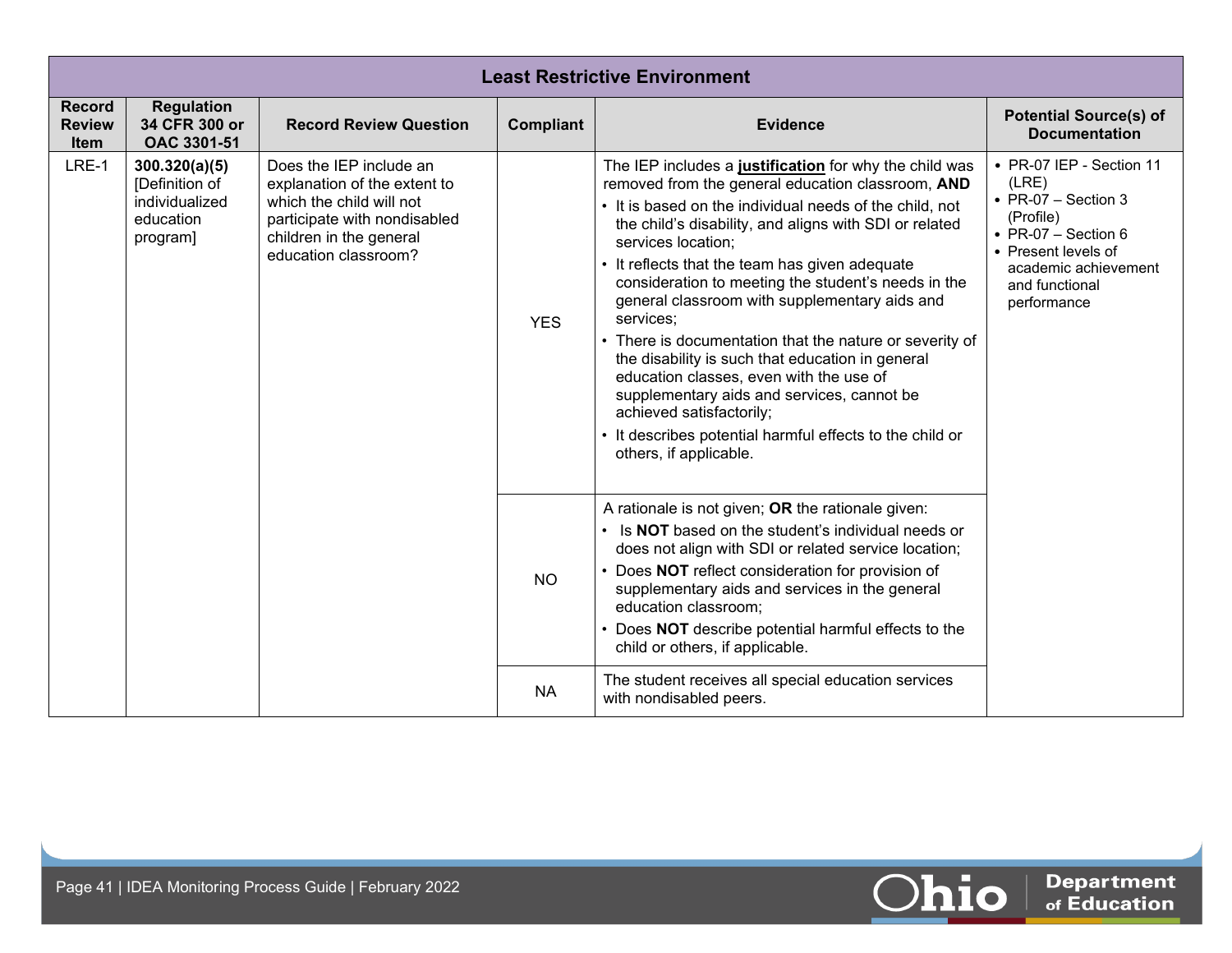| Least Restrictive Environment | | | | | |
|---|---|---|---|---|---|
| **Record Review Item** | **Regulation 34 CFR 300 or OAC 3301-51** | **Record Review Question** | **Compliant** | **Evidence** | **Potential Source(s) of Documentation** |
| LRE-1 | **300.320(a)(5)** [Definition of individualized education program] | Does the IEP include an explanation of the extent to which the child will not participate with nondisabled children in the general education classroom? | YES | The IEP includes a **justification** for why the child was removed from the general education classroom, **AND**<br>• It is based on the individual needs of the child, not the child's disability, and aligns with SDI or related services location;<br>• It reflects that the team has given adequate consideration to meeting the student's needs in the general classroom with supplementary aids and services;<br>• There is documentation that the nature or severity of the disability is such that education in general education classes, even with the use of supplementary aids and services, cannot be achieved satisfactorily;<br>• It describes potential harmful effects to the child or others, if applicable. | • PR-07 IEP - Section 11 (LRE)<br>• PR-07 – Section 3 (Profile)<br>• PR-07 – Section 6<br>• Present levels of academic achievement and functional performance |
| | | | NO | A rationale is not given; **OR** the rationale given:<br>• Is **NOT** based on the student's individual needs or does not align with SDI or related service location;<br>• Does **NOT** reflect consideration for provision of supplementary aids and services in the general education classroom;<br>• Does **NOT** describe potential harmful effects to the child or others, if applicable. | |
| | | | NA | The student receives all special education services with nondisabled peers. | |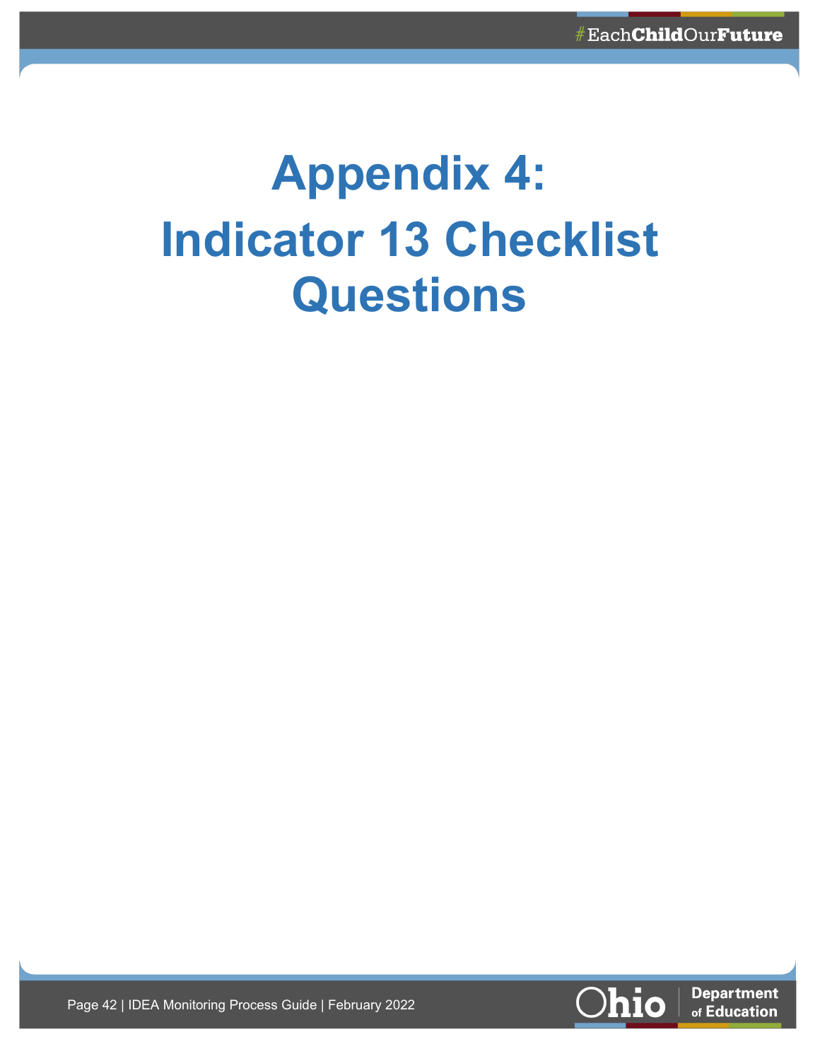# Appendix 4: Indicator 13 Checklist Questions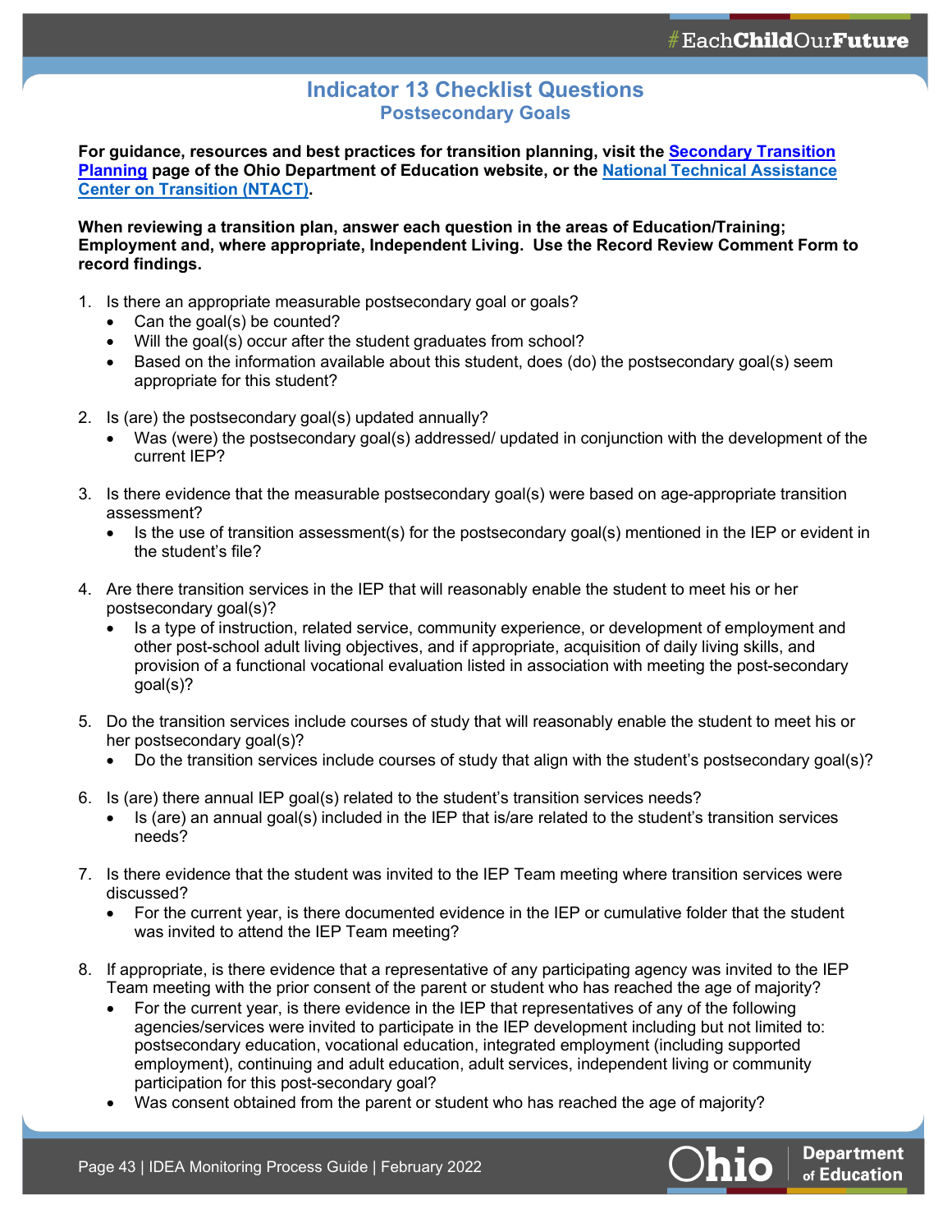# Indicator 13 Checklist Questions

## Postsecondary Goals

**For guidance, resources and best practices for transition planning, visit the [Secondary Transition Planning]() page of the Ohio Department of Education website, or the [National Technical Assistance Center on Transition (NTACT)]().**

**When reviewing a transition plan, answer each question in the areas of Education/Training; Employment and, where appropriate, Independent Living. Use the Record Review Comment Form to record findings.**

1. Is there an appropriate measurable postsecondary goal or goals?
   - Can the goal(s) be counted?
   - Will the goal(s) occur after the student graduates from school?
   - Based on the information available about this student, does (do) the postsecondary goal(s) seem appropriate for this student?
2. Is (are) the postsecondary goal(s) updated annually?
   - Was (were) the postsecondary goal(s) addressed/ updated in conjunction with the development of the current IEP?
3. Is there evidence that the measurable postsecondary goal(s) were based on age-appropriate transition assessment?
   - Is the use of transition assessment(s) for the postsecondary goal(s) mentioned in the IEP or evident in the student's file?
4. Are there transition services in the IEP that will reasonably enable the student to meet his or her postsecondary goal(s)?
   - Is a type of instruction, related service, community experience, or development of employment and other post-school adult living objectives, and if appropriate, acquisition of daily living skills, and provision of a functional vocational evaluation listed in association with meeting the post-secondary goal(s)?
5. Do the transition services include courses of study that will reasonably enable the student to meet his or her postsecondary goal(s)?
   - Do the transition services include courses of study that align with the student's postsecondary goal(s)?
6. Is (are) there annual IEP goal(s) related to the student's transition services needs?
   - Is (are) an annual goal(s) included in the IEP that is/are related to the student's transition services needs?
7. Is there evidence that the student was invited to the IEP Team meeting where transition services were discussed?
   - For the current year, is there documented evidence in the IEP or cumulative folder that the student was invited to attend the IEP Team meeting?
8. If appropriate, is there evidence that a representative of any participating agency was invited to the IEP Team meeting with the prior consent of the parent or student who has reached the age of majority?
   - For the current year, is there evidence in the IEP that representatives of any of the following agencies/services were invited to participate in the IEP development including but not limited to: postsecondary education, vocational education, integrated employment (including supported employment), continuing and adult education, adult services, independent living or community participation for this post-secondary goal?
   - Was consent obtained from the parent or student who has reached the age of majority?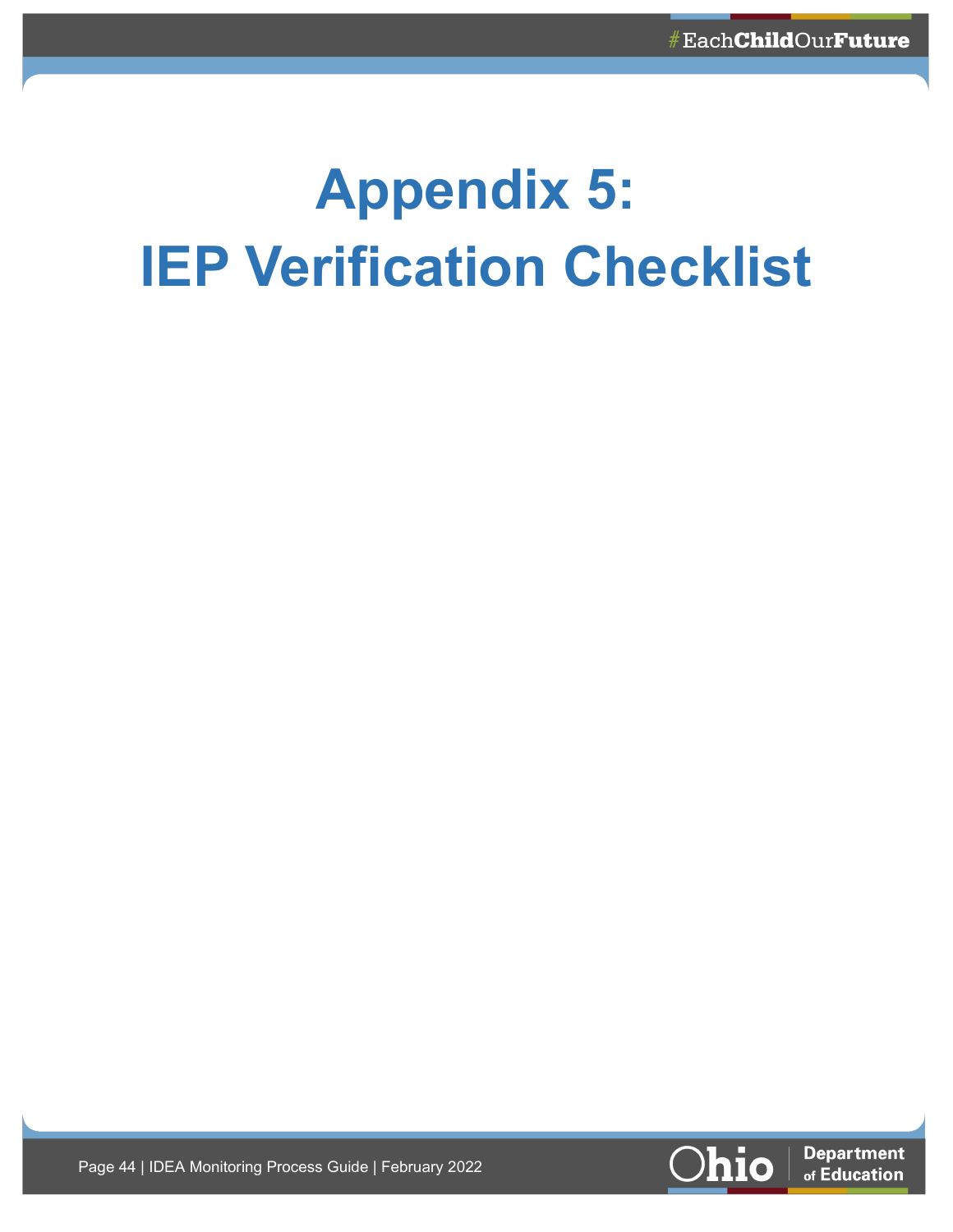# Appendix 5: IEP Verification Checklist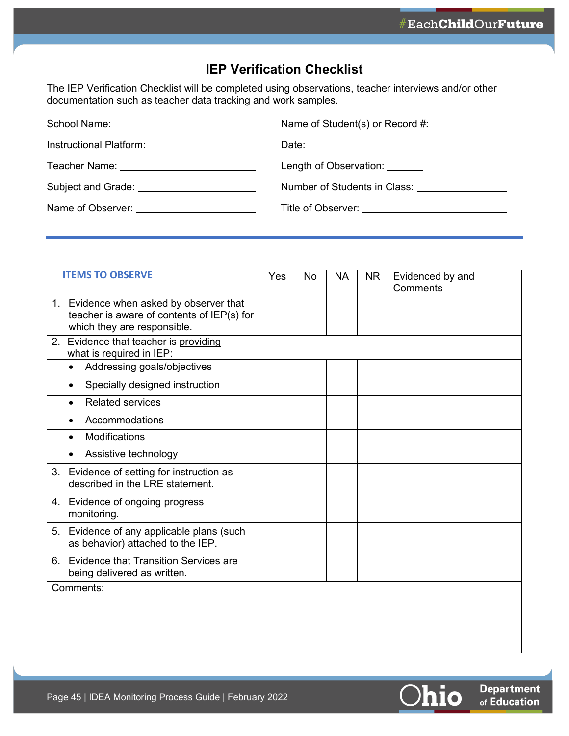# IEP Verification Checklist

The IEP Verification Checklist will be completed using observations, teacher interviews and/or other documentation such as teacher data tracking and work samples.

School Name: ____________________

Name of Student(s) or Record #: ____________

Instructional Platform: ____________________

Date: ____________________

Teacher Name: ____________________

Length of Observation: ______

Subject and Grade: ____________________

Number of Students in Class: ____________

Name of Observer: ____________________

Title of Observer: ____________________

| ITEMS TO OBSERVE | Yes | No | NA | NR | Evidenced by and Comments |
|---|---|---|---|---|---|
| 1. Evidence when asked by observer that teacher is aware of contents of IEP(s) for which they are responsible. | | | | | |
| 2. Evidence that teacher is providing what is required in IEP: | | | | | |
| • Addressing goals/objectives | | | | | |
| • Specially designed instruction | | | | | |
| • Related services | | | | | |
| • Accommodations | | | | | |
| • Modifications | | | | | |
| • Assistive technology | | | | | |
| 3. Evidence of setting for instruction as described in the LRE statement. | | | | | |
| 4. Evidence of ongoing progress monitoring. | | | | | |
| 5. Evidence of any applicable plans (such as behavior) attached to the IEP. | | | | | |
| 6. Evidence that Transition Services are being delivered as written. | | | | | |
| Comments: | | | | | |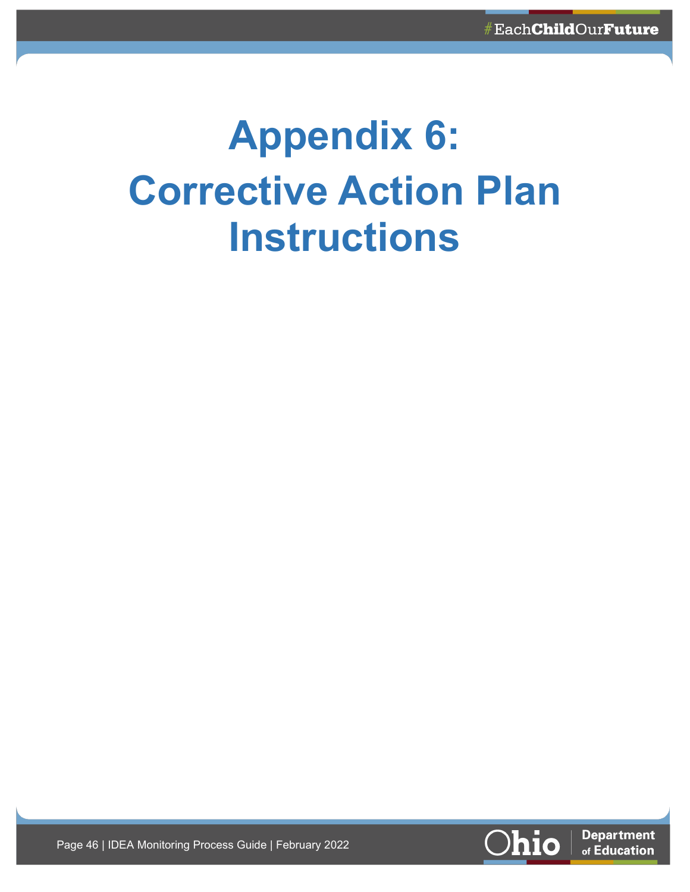# Appendix 6: Corrective Action Plan Instructions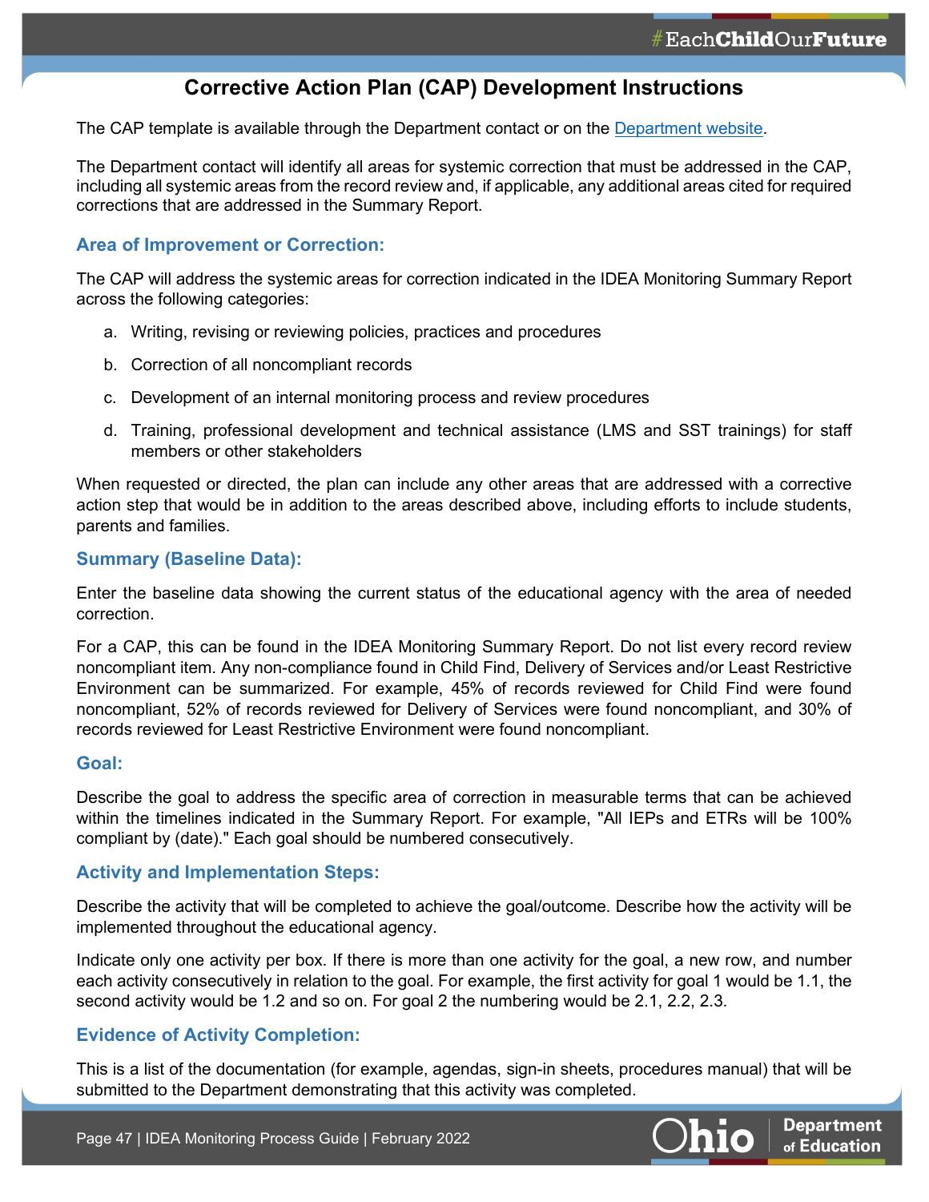# Corrective Action Plan (CAP) Development Instructions

The CAP template is available through the Department contact or on the [Department website](#).

The Department contact will identify all areas for systemic correction that must be addressed in the CAP, including all systemic areas from the record review and, if applicable, any additional areas cited for required corrections that are addressed in the Summary Report.

## Area of Improvement or Correction:

The CAP will address the systemic areas for correction indicated in the IDEA Monitoring Summary Report across the following categories:

a. Writing, revising or reviewing policies, practices and procedures

b. Correction of all noncompliant records

c. Development of an internal monitoring process and review procedures

d. Training, professional development and technical assistance (LMS and SST trainings) for staff members or other stakeholders

When requested or directed, the plan can include any other areas that are addressed with a corrective action step that would be in addition to the areas described above, including efforts to include students, parents and families.

## Summary (Baseline Data):

Enter the baseline data showing the current status of the educational agency with the area of needed correction.

For a CAP, this can be found in the IDEA Monitoring Summary Report. Do not list every record review noncompliant item. Any non-compliance found in Child Find, Delivery of Services and/or Least Restrictive Environment can be summarized. For example, 45% of records reviewed for Child Find were found noncompliant, 52% of records reviewed for Delivery of Services were found noncompliant, and 30% of records reviewed for Least Restrictive Environment were found noncompliant.

## Goal:

Describe the goal to address the specific area of correction in measurable terms that can be achieved within the timelines indicated in the Summary Report. For example, "All IEPs and ETRs will be 100% compliant by (date)." Each goal should be numbered consecutively.

## Activity and Implementation Steps:

Describe the activity that will be completed to achieve the goal/outcome. Describe how the activity will be implemented throughout the educational agency.

Indicate only one activity per box. If there is more than one activity for the goal, a new row, and number each activity consecutively in relation to the goal. For example, the first activity for goal 1 would be 1.1, the second activity would be 1.2 and so on. For goal 2 the numbering would be 2.1, 2.2, 2.3.

## Evidence of Activity Completion:

This is a list of the documentation (for example, agendas, sign-in sheets, procedures manual) that will be submitted to the Department demonstrating that this activity was completed.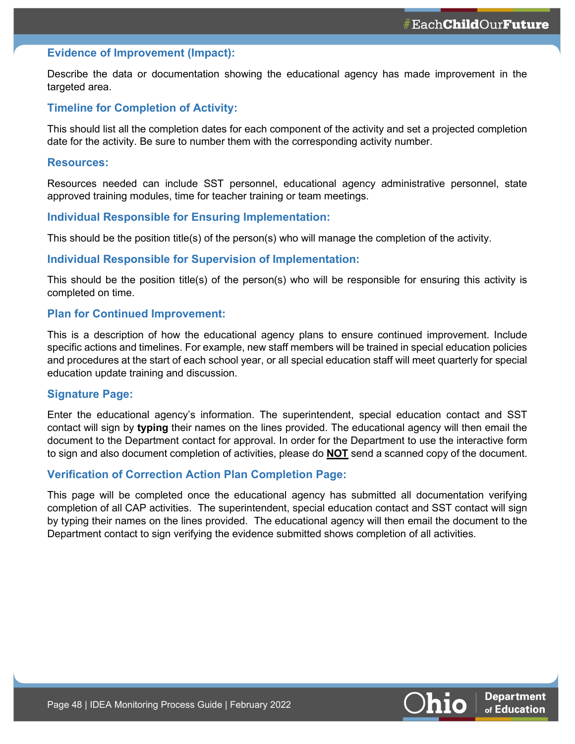### Evidence of Improvement (Impact):

Describe the data or documentation showing the educational agency has made improvement in the targeted area.

### Timeline for Completion of Activity:

This should list all the completion dates for each component of the activity and set a projected completion date for the activity. Be sure to number them with the corresponding activity number.

### Resources:

Resources needed can include SST personnel, educational agency administrative personnel, state approved training modules, time for teacher training or team meetings.

### Individual Responsible for Ensuring Implementation:

This should be the position title(s) of the person(s) who will manage the completion of the activity.

### Individual Responsible for Supervision of Implementation:

This should be the position title(s) of the person(s) who will be responsible for ensuring this activity is completed on time.

### Plan for Continued Improvement:

This is a description of how the educational agency plans to ensure continued improvement. Include specific actions and timelines. For example, new staff members will be trained in special education policies and procedures at the start of each school year, or all special education staff will meet quarterly for special education update training and discussion.

### Signature Page:

Enter the educational agency's information. The superintendent, special education contact and SST contact will sign by **typing** their names on the lines provided. The educational agency will then email the document to the Department contact for approval. In order for the Department to use the interactive form to sign and also document completion of activities, please do **NOT** send a scanned copy of the document.

### Verification of Correction Action Plan Completion Page:

This page will be completed once the educational agency has submitted all documentation verifying completion of all CAP activities. The superintendent, special education contact and SST contact will sign by typing their names on the lines provided. The educational agency will then email the document to the Department contact to sign verifying the evidence submitted shows completion of all activities.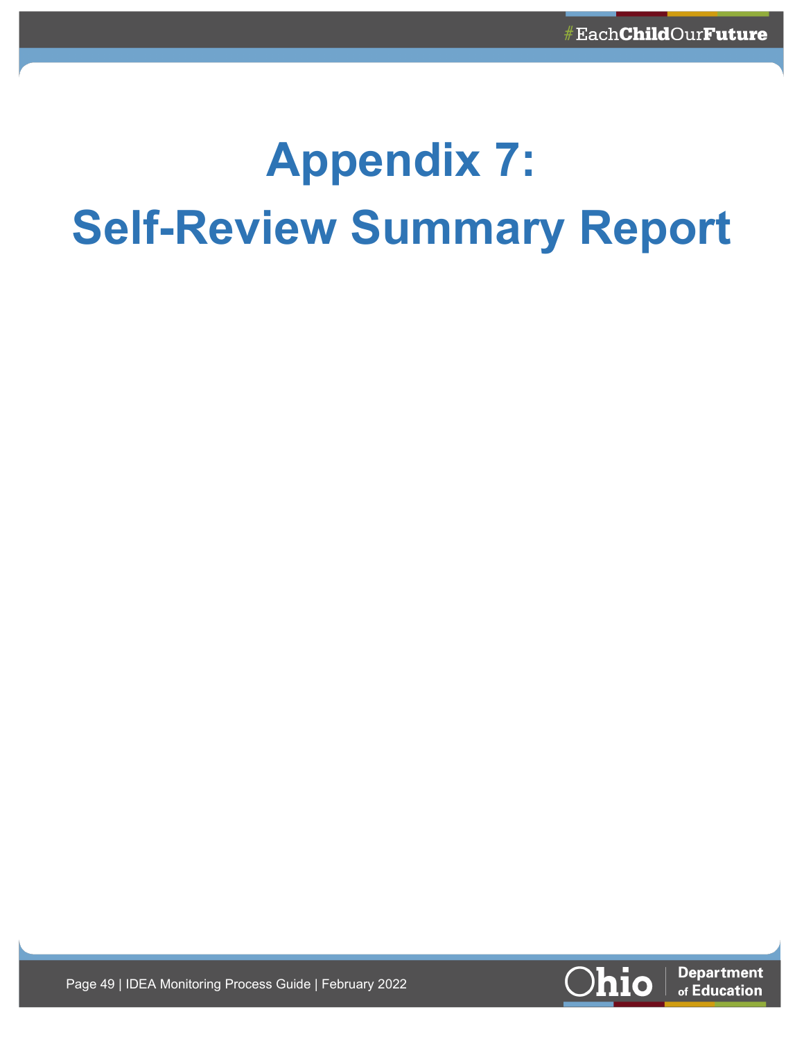# Appendix 7: Self-Review Summary Report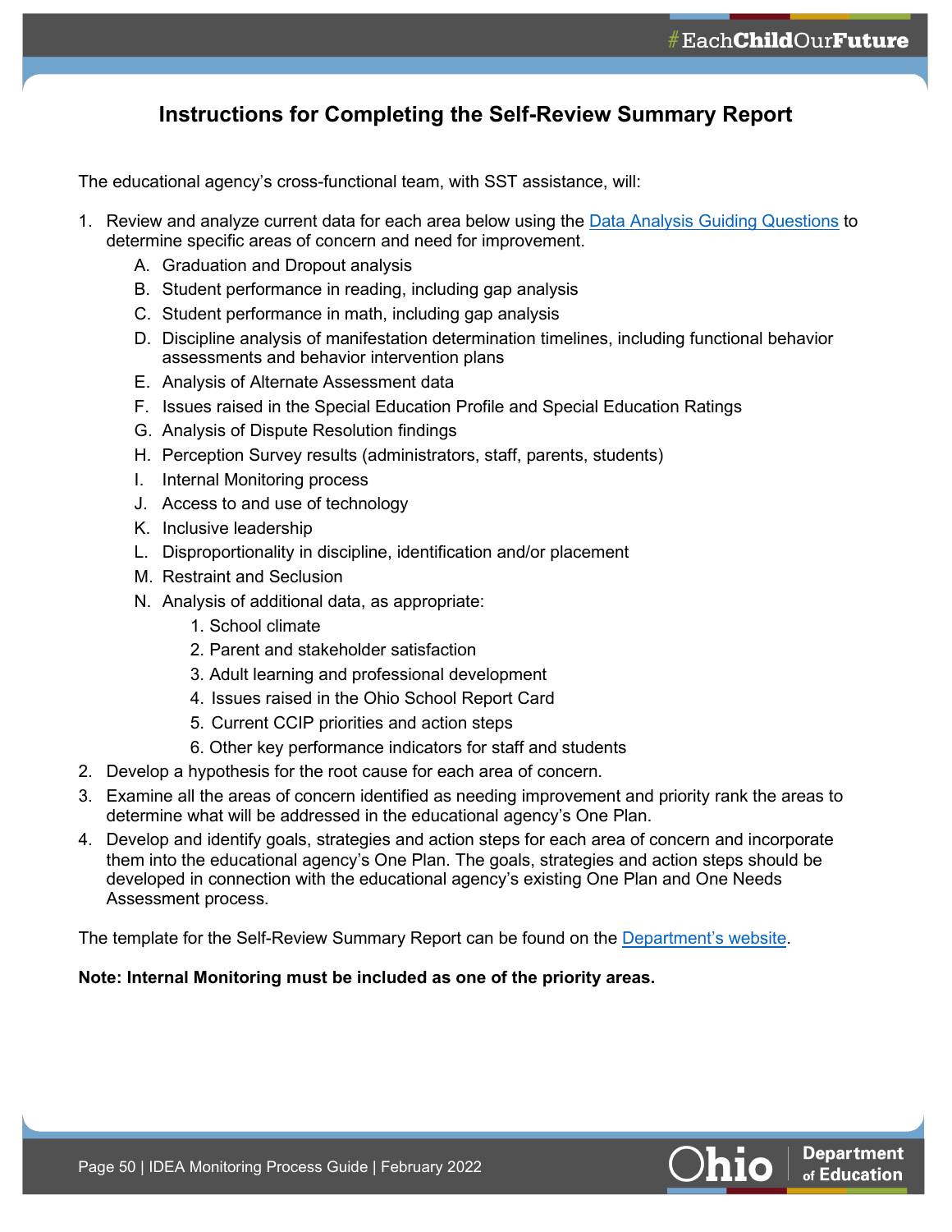# Instructions for Completing the Self-Review Summary Report

The educational agency's cross-functional team, with SST assistance, will:

1. Review and analyze current data for each area below using the [Data Analysis Guiding Questions]() to determine specific areas of concern and need for improvement.
    A. Graduation and Dropout analysis
    B. Student performance in reading, including gap analysis
    C. Student performance in math, including gap analysis
    D. Discipline analysis of manifestation determination timelines, including functional behavior assessments and behavior intervention plans
    E. Analysis of Alternate Assessment data
    F. Issues raised in the Special Education Profile and Special Education Ratings
    G. Analysis of Dispute Resolution findings
    H. Perception Survey results (administrators, staff, parents, students)
    I. Internal Monitoring process
    J. Access to and use of technology
    K. Inclusive leadership
    L. Disproportionality in discipline, identification and/or placement
    M. Restraint and Seclusion
    N. Analysis of additional data, as appropriate:
        1. School climate
        2. Parent and stakeholder satisfaction
        3. Adult learning and professional development
        4. Issues raised in the Ohio School Report Card
        5. Current CCIP priorities and action steps
        6. Other key performance indicators for staff and students
2. Develop a hypothesis for the root cause for each area of concern.
3. Examine all the areas of concern identified as needing improvement and priority rank the areas to determine what will be addressed in the educational agency's One Plan.
4. Develop and identify goals, strategies and action steps for each area of concern and incorporate them into the educational agency's One Plan. The goals, strategies and action steps should be developed in connection with the educational agency's existing One Plan and One Needs Assessment process.

The template for the Self-Review Summary Report can be found on the [Department's website]().

**Note: Internal Monitoring must be included as one of the priority areas.**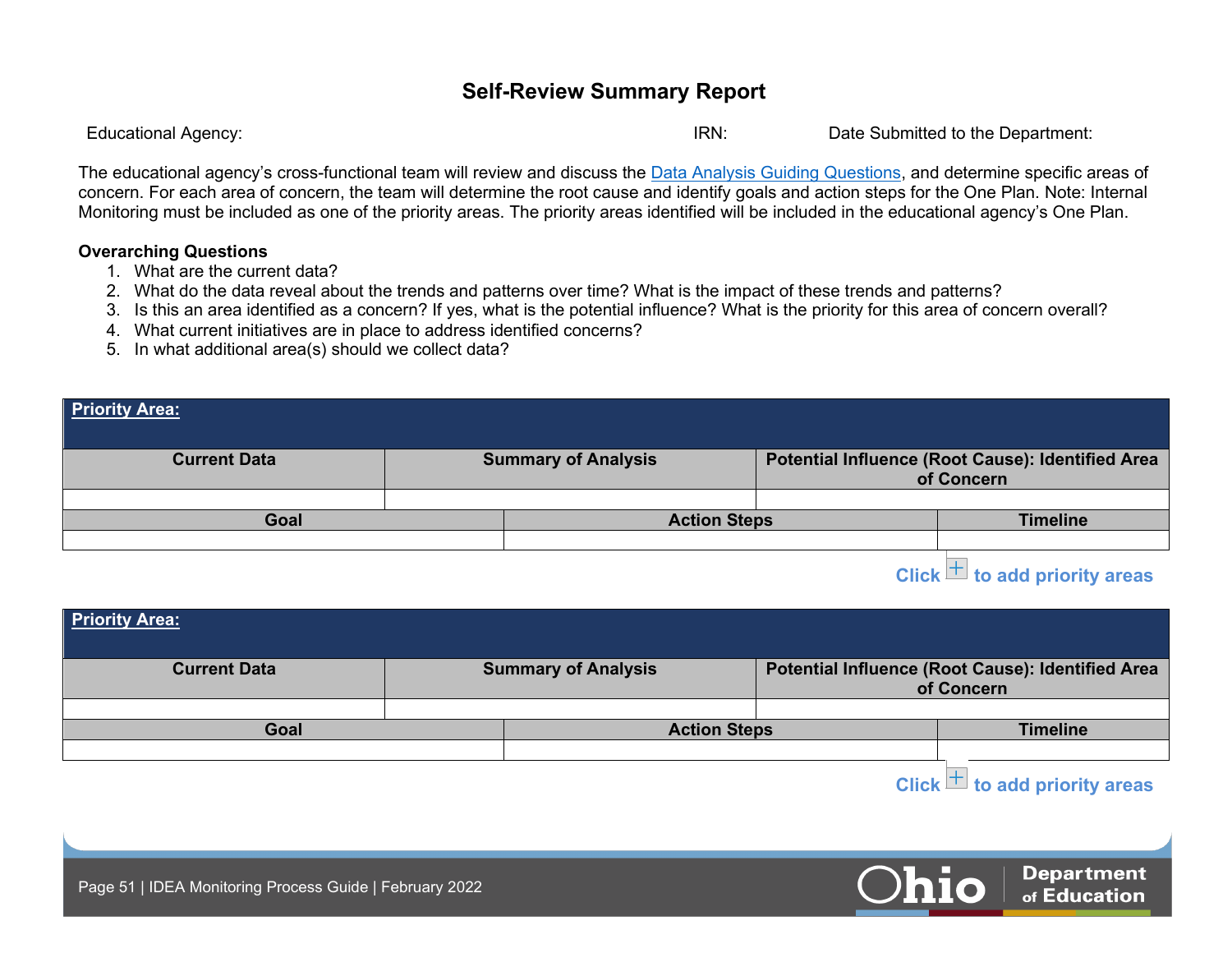# Self-Review Summary Report

Educational Agency: IRN: Date Submitted to the Department:

The educational agency's cross-functional team will review and discuss the Data Analysis Guiding Questions, and determine specific areas of concern. For each area of concern, the team will determine the root cause and identify goals and action steps for the One Plan. Note: Internal Monitoring must be included as one of the priority areas. The priority areas identified will be included in the educational agency's One Plan.

**Overarching Questions**

1. What are the current data?
2. What do the data reveal about the trends and patterns over time? What is the impact of these trends and patterns?
3. Is this an area identified as a concern? If yes, what is the potential influence? What is the priority for this area of concern overall?
4. What current initiatives are in place to address identified concerns?
5. In what additional area(s) should we collect data?

| **Priority Area:** | | |
|---|---|---|
| **Current Data** | **Summary of Analysis** | **Potential Influence (Root Cause): Identified Area of Concern** |
| | | |
| **Goal** | **Action Steps** | **Timeline** |
| | | |

Click to add priority areas

| **Priority Area:** | | |
|---|---|---|
| **Current Data** | **Summary of Analysis** | **Potential Influence (Root Cause): Identified Area of Concern** |
| | | |
| **Goal** | **Action Steps** | **Timeline** |
| | | |

Click to add priority areas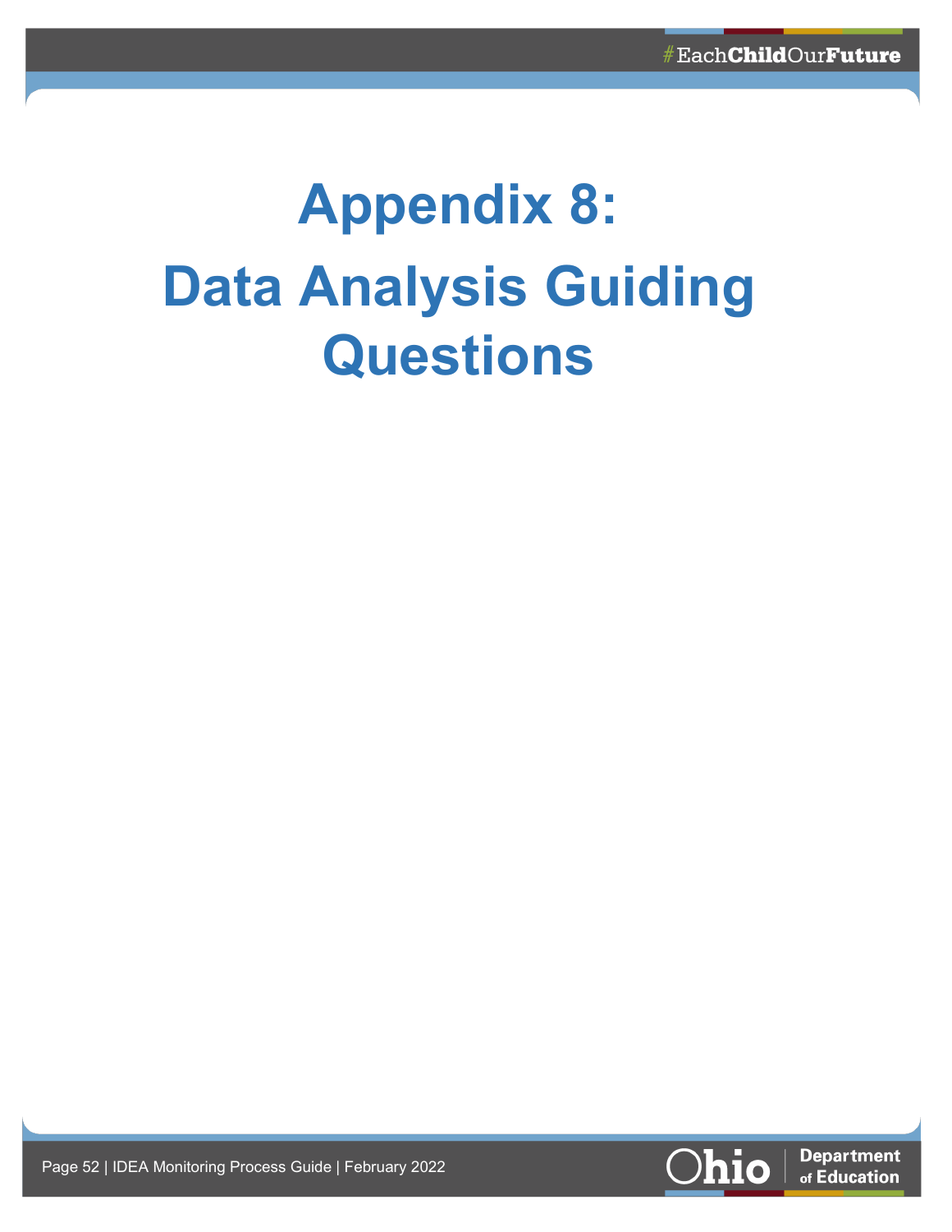# Appendix 8: Data Analysis Guiding Questions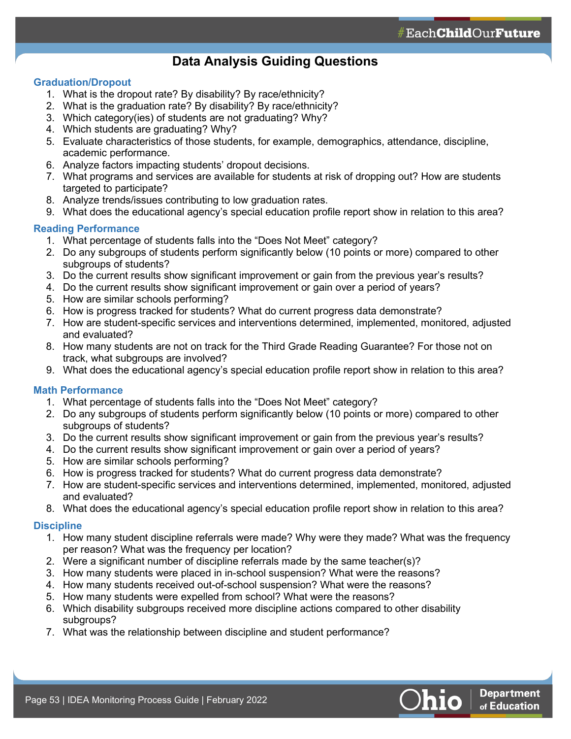# Data Analysis Guiding Questions

## Graduation/Dropout

1. What is the dropout rate? By disability? By race/ethnicity?
2. What is the graduation rate? By disability? By race/ethnicity?
3. Which category(ies) of students are not graduating? Why?
4. Which students are graduating? Why?
5. Evaluate characteristics of those students, for example, demographics, attendance, discipline, academic performance.
6. Analyze factors impacting students' dropout decisions.
7. What programs and services are available for students at risk of dropping out? How are students targeted to participate?
8. Analyze trends/issues contributing to low graduation rates.
9. What does the educational agency's special education profile report show in relation to this area?

## Reading Performance

1. What percentage of students falls into the "Does Not Meet" category?
2. Do any subgroups of students perform significantly below (10 points or more) compared to other subgroups of students?
3. Do the current results show significant improvement or gain from the previous year's results?
4. Do the current results show significant improvement or gain over a period of years?
5. How are similar schools performing?
6. How is progress tracked for students? What do current progress data demonstrate?
7. How are student-specific services and interventions determined, implemented, monitored, adjusted and evaluated?
8. How many students are not on track for the Third Grade Reading Guarantee? For those not on track, what subgroups are involved?
9. What does the educational agency's special education profile report show in relation to this area?

## Math Performance

1. What percentage of students falls into the "Does Not Meet" category?
2. Do any subgroups of students perform significantly below (10 points or more) compared to other subgroups of students?
3. Do the current results show significant improvement or gain from the previous year's results?
4. Do the current results show significant improvement or gain over a period of years?
5. How are similar schools performing?
6. How is progress tracked for students? What do current progress data demonstrate?
7. How are student-specific services and interventions determined, implemented, monitored, adjusted and evaluated?
8. What does the educational agency's special education profile report show in relation to this area?

## Discipline

1. How many student discipline referrals were made? Why were they made? What was the frequency per reason? What was the frequency per location?
2. Were a significant number of discipline referrals made by the same teacher(s)?
3. How many students were placed in in-school suspension? What were the reasons?
4. How many students received out-of-school suspension? What were the reasons?
5. How many students were expelled from school? What were the reasons?
6. Which disability subgroups received more discipline actions compared to other disability subgroups?
7. What was the relationship between discipline and student performance?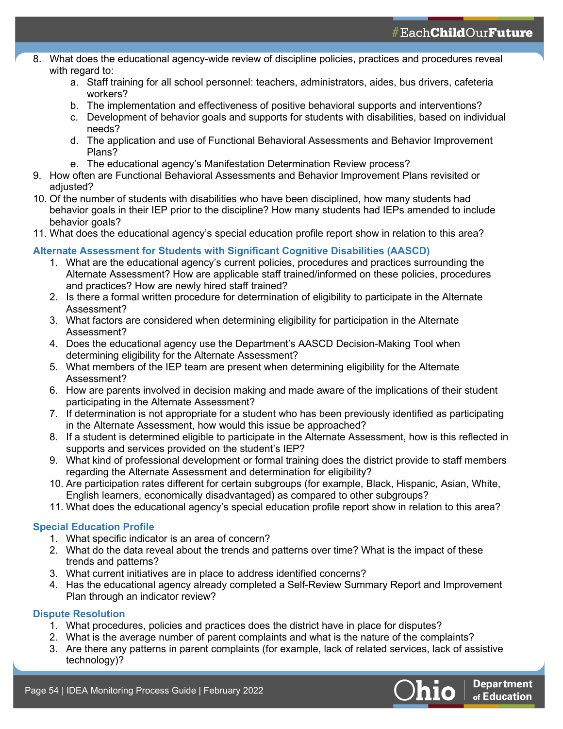8. What does the educational agency-wide review of discipline policies, practices and procedures reveal with regard to:
    a. Staff training for all school personnel: teachers, administrators, aides, bus drivers, cafeteria workers?
    b. The implementation and effectiveness of positive behavioral supports and interventions?
    c. Development of behavior goals and supports for students with disabilities, based on individual needs?
    d. The application and use of Functional Behavioral Assessments and Behavior Improvement Plans?
    e. The educational agency's Manifestation Determination Review process?
9. How often are Functional Behavioral Assessments and Behavior Improvement Plans revisited or adjusted?
10. Of the number of students with disabilities who have been disciplined, how many students had behavior goals in their IEP prior to the discipline? How many students had IEPs amended to include behavior goals?
11. What does the educational agency's special education profile report show in relation to this area?

### Alternate Assessment for Students with Significant Cognitive Disabilities (AASCD)

1. What are the educational agency's current policies, procedures and practices surrounding the Alternate Assessment? How are applicable staff trained/informed on these policies, procedures and practices? How are newly hired staff trained?
2. Is there a formal written procedure for determination of eligibility to participate in the Alternate Assessment?
3. What factors are considered when determining eligibility for participation in the Alternate Assessment?
4. Does the educational agency use the Department's AASCD Decision-Making Tool when determining eligibility for the Alternate Assessment?
5. What members of the IEP team are present when determining eligibility for the Alternate Assessment?
6. How are parents involved in decision making and made aware of the implications of their student participating in the Alternate Assessment?
7. If determination is not appropriate for a student who has been previously identified as participating in the Alternate Assessment, how would this issue be approached?
8. If a student is determined eligible to participate in the Alternate Assessment, how is this reflected in supports and services provided on the student's IEP?
9. What kind of professional development or formal training does the district provide to staff members regarding the Alternate Assessment and determination for eligibility?
10. Are participation rates different for certain subgroups (for example, Black, Hispanic, Asian, White, English learners, economically disadvantaged) as compared to other subgroups?
11. What does the educational agency's special education profile report show in relation to this area?

### Special Education Profile

1. What specific indicator is an area of concern?
2. What do the data reveal about the trends and patterns over time? What is the impact of these trends and patterns?
3. What current initiatives are in place to address identified concerns?
4. Has the educational agency already completed a Self-Review Summary Report and Improvement Plan through an indicator review?

### Dispute Resolution

1. What procedures, policies and practices does the district have in place for disputes?
2. What is the average number of parent complaints and what is the nature of the complaints?
3. Are there any patterns in parent complaints (for example, lack of related services, lack of assistive technology)?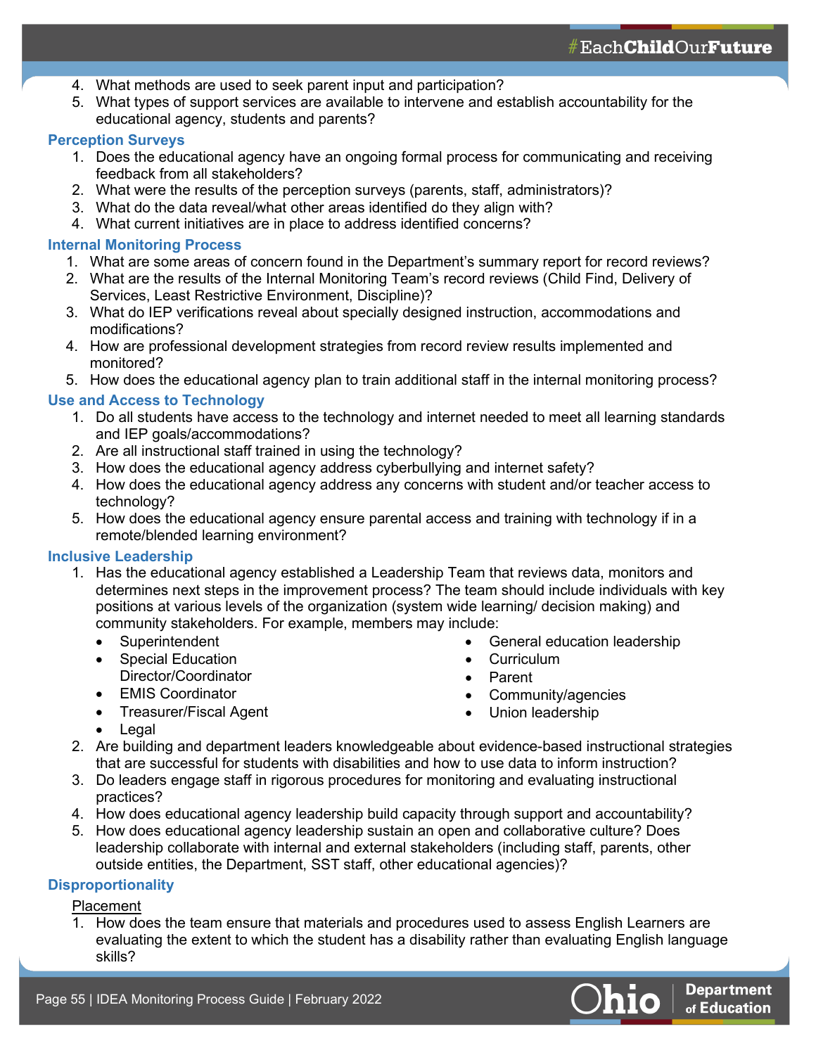4. What methods are used to seek parent input and participation?
5. What types of support services are available to intervene and establish accountability for the educational agency, students and parents?

### Perception Surveys

1. Does the educational agency have an ongoing formal process for communicating and receiving feedback from all stakeholders?
2. What were the results of the perception surveys (parents, staff, administrators)?
3. What do the data reveal/what other areas identified do they align with?
4. What current initiatives are in place to address identified concerns?

### Internal Monitoring Process

1. What are some areas of concern found in the Department's summary report for record reviews?
2. What are the results of the Internal Monitoring Team's record reviews (Child Find, Delivery of Services, Least Restrictive Environment, Discipline)?
3. What do IEP verifications reveal about specially designed instruction, accommodations and modifications?
4. How are professional development strategies from record review results implemented and monitored?
5. How does the educational agency plan to train additional staff in the internal monitoring process?

### Use and Access to Technology

1. Do all students have access to the technology and internet needed to meet all learning standards and IEP goals/accommodations?
2. Are all instructional staff trained in using the technology?
3. How does the educational agency address cyberbullying and internet safety?
4. How does the educational agency address any concerns with student and/or teacher access to technology?
5. How does the educational agency ensure parental access and training with technology if in a remote/blended learning environment?

### Inclusive Leadership

1. Has the educational agency established a Leadership Team that reviews data, monitors and determines next steps in the improvement process? The team should include individuals with key positions at various levels of the organization (system wide learning/ decision making) and community stakeholders. For example, members may include:
   - Superintendent
   - Special Education Director/Coordinator
   - EMIS Coordinator
   - Treasurer/Fiscal Agent
   - Legal
   - General education leadership
   - Curriculum
   - Parent
   - Community/agencies
   - Union leadership
2. Are building and department leaders knowledgeable about evidence-based instructional strategies that are successful for students with disabilities and how to use data to inform instruction?
3. Do leaders engage staff in rigorous procedures for monitoring and evaluating instructional practices?
4. How does educational agency leadership build capacity through support and accountability?
5. How does educational agency leadership sustain an open and collaborative culture? Does leadership collaborate with internal and external stakeholders (including staff, parents, other outside entities, the Department, SST staff, other educational agencies)?

### Disproportionality

<u>Placement</u>

1. How does the team ensure that materials and procedures used to assess English Learners are evaluating the extent to which the student has a disability rather than evaluating English language skills?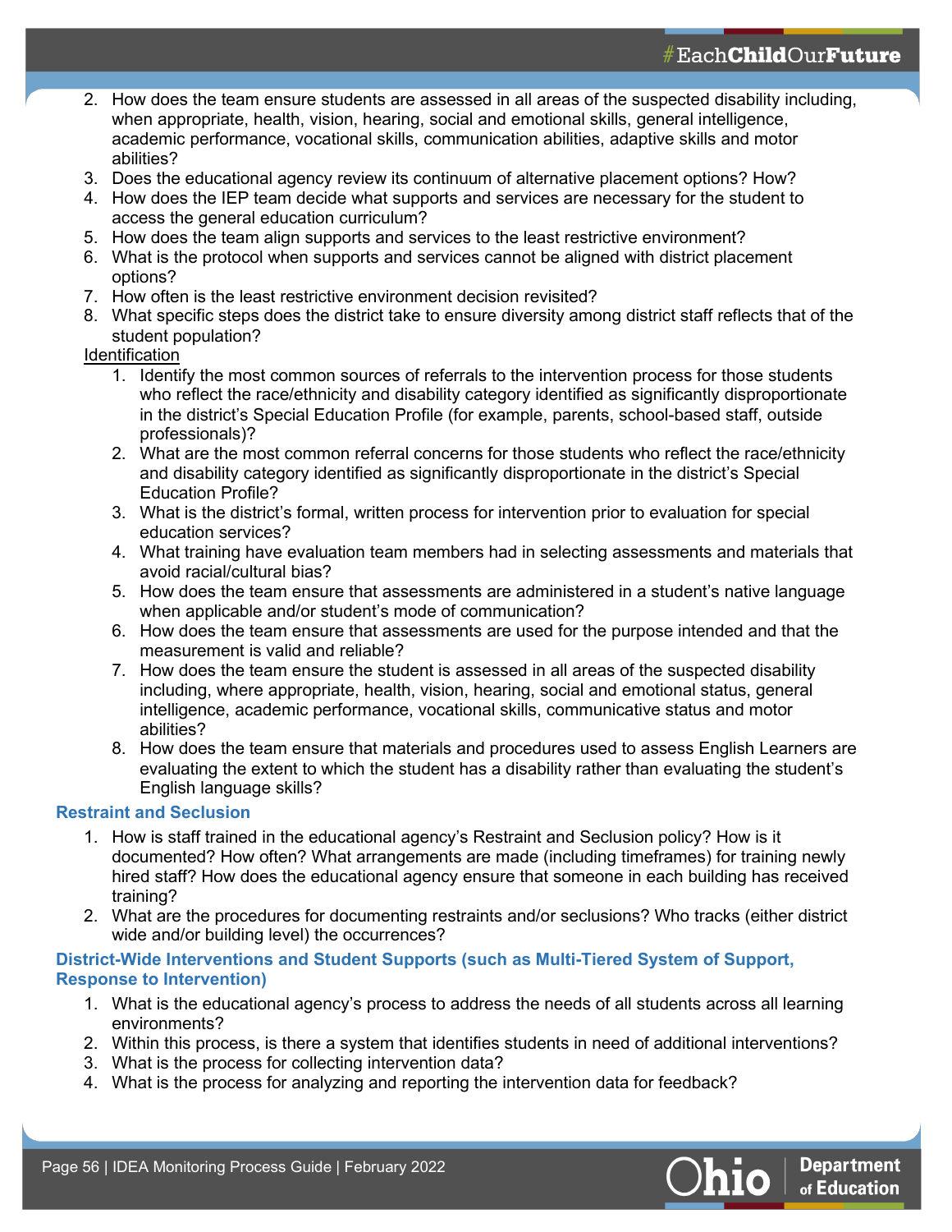2. How does the team ensure students are assessed in all areas of the suspected disability including, when appropriate, health, vision, hearing, social and emotional skills, general intelligence, academic performance, vocational skills, communication abilities, adaptive skills and motor abilities?
3. Does the educational agency review its continuum of alternative placement options? How?
4. How does the IEP team decide what supports and services are necessary for the student to access the general education curriculum?
5. How does the team align supports and services to the least restrictive environment?
6. What is the protocol when supports and services cannot be aligned with district placement options?
7. How often is the least restrictive environment decision revisited?
8. What specific steps does the district take to ensure diversity among district staff reflects that of the student population?

Identification

1. Identify the most common sources of referrals to the intervention process for those students who reflect the race/ethnicity and disability category identified as significantly disproportionate in the district's Special Education Profile (for example, parents, school-based staff, outside professionals)?
2. What are the most common referral concerns for those students who reflect the race/ethnicity and disability category identified as significantly disproportionate in the district's Special Education Profile?
3. What is the district's formal, written process for intervention prior to evaluation for special education services?
4. What training have evaluation team members had in selecting assessments and materials that avoid racial/cultural bias?
5. How does the team ensure that assessments are administered in a student's native language when applicable and/or student's mode of communication?
6. How does the team ensure that assessments are used for the purpose intended and that the measurement is valid and reliable?
7. How does the team ensure the student is assessed in all areas of the suspected disability including, where appropriate, health, vision, hearing, social and emotional status, general intelligence, academic performance, vocational skills, communicative status and motor abilities?
8. How does the team ensure that materials and procedures used to assess English Learners are evaluating the extent to which the student has a disability rather than evaluating the student's English language skills?

### Restraint and Seclusion

1. How is staff trained in the educational agency's Restraint and Seclusion policy? How is it documented? How often? What arrangements are made (including timeframes) for training newly hired staff? How does the educational agency ensure that someone in each building has received training?
2. What are the procedures for documenting restraints and/or seclusions? Who tracks (either district wide and/or building level) the occurrences?

### District-Wide Interventions and Student Supports (such as Multi-Tiered System of Support, Response to Intervention)

1. What is the educational agency's process to address the needs of all students across all learning environments?
2. Within this process, is there a system that identifies students in need of additional interventions?
3. What is the process for collecting intervention data?
4. What is the process for analyzing and reporting the intervention data for feedback?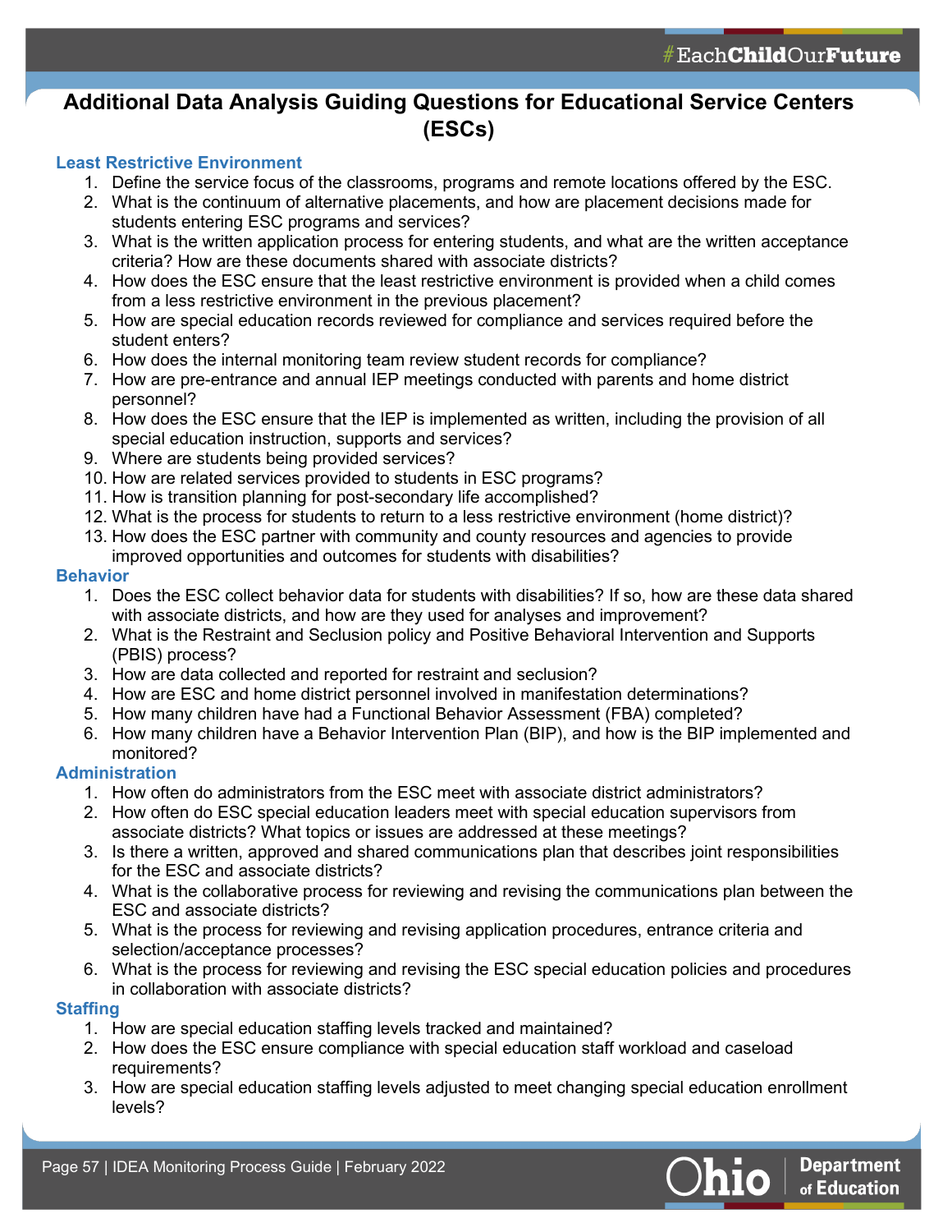# Additional Data Analysis Guiding Questions for Educational Service Centers (ESCs)

## Least Restrictive Environment

1. Define the service focus of the classrooms, programs and remote locations offered by the ESC.
2. What is the continuum of alternative placements, and how are placement decisions made for students entering ESC programs and services?
3. What is the written application process for entering students, and what are the written acceptance criteria? How are these documents shared with associate districts?
4. How does the ESC ensure that the least restrictive environment is provided when a child comes from a less restrictive environment in the previous placement?
5. How are special education records reviewed for compliance and services required before the student enters?
6. How does the internal monitoring team review student records for compliance?
7. How are pre-entrance and annual IEP meetings conducted with parents and home district personnel?
8. How does the ESC ensure that the IEP is implemented as written, including the provision of all special education instruction, supports and services?
9. Where are students being provided services?
10. How are related services provided to students in ESC programs?
11. How is transition planning for post-secondary life accomplished?
12. What is the process for students to return to a less restrictive environment (home district)?
13. How does the ESC partner with community and county resources and agencies to provide improved opportunities and outcomes for students with disabilities?

## Behavior

1. Does the ESC collect behavior data for students with disabilities? If so, how are these data shared with associate districts, and how are they used for analyses and improvement?
2. What is the Restraint and Seclusion policy and Positive Behavioral Intervention and Supports (PBIS) process?
3. How are data collected and reported for restraint and seclusion?
4. How are ESC and home district personnel involved in manifestation determinations?
5. How many children have had a Functional Behavior Assessment (FBA) completed?
6. How many children have a Behavior Intervention Plan (BIP), and how is the BIP implemented and monitored?

## Administration

1. How often do administrators from the ESC meet with associate district administrators?
2. How often do ESC special education leaders meet with special education supervisors from associate districts? What topics or issues are addressed at these meetings?
3. Is there a written, approved and shared communications plan that describes joint responsibilities for the ESC and associate districts?
4. What is the collaborative process for reviewing and revising the communications plan between the ESC and associate districts?
5. What is the process for reviewing and revising application procedures, entrance criteria and selection/acceptance processes?
6. What is the process for reviewing and revising the ESC special education policies and procedures in collaboration with associate districts?

## Staffing

1. How are special education staffing levels tracked and maintained?
2. How does the ESC ensure compliance with special education staff workload and caseload requirements?
3. How are special education staffing levels adjusted to meet changing special education enrollment levels?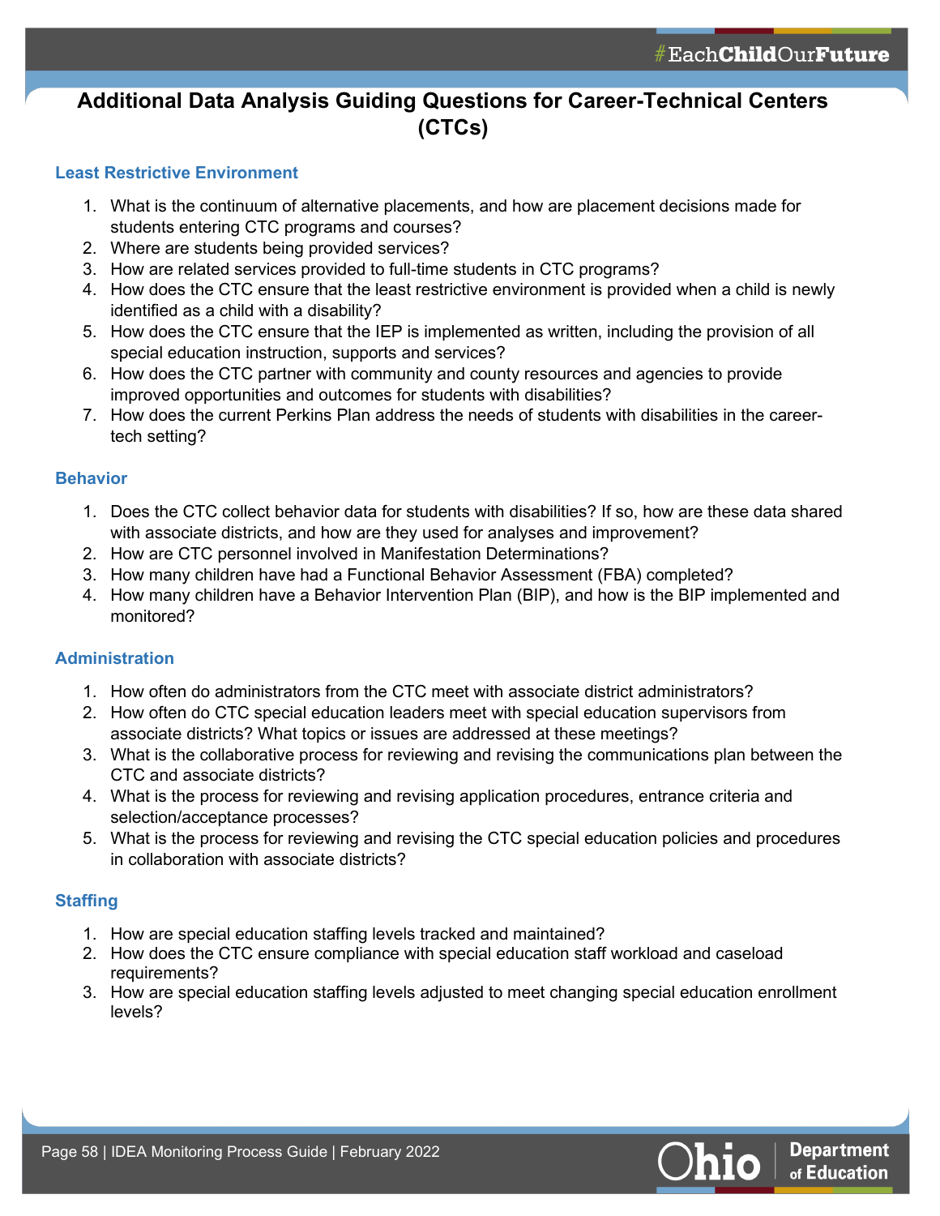# Additional Data Analysis Guiding Questions for Career-Technical Centers (CTCs)

## Least Restrictive Environment

1. What is the continuum of alternative placements, and how are placement decisions made for students entering CTC programs and courses?
2. Where are students being provided services?
3. How are related services provided to full-time students in CTC programs?
4. How does the CTC ensure that the least restrictive environment is provided when a child is newly identified as a child with a disability?
5. How does the CTC ensure that the IEP is implemented as written, including the provision of all special education instruction, supports and services?
6. How does the CTC partner with community and county resources and agencies to provide improved opportunities and outcomes for students with disabilities?
7. How does the current Perkins Plan address the needs of students with disabilities in the career-tech setting?

## Behavior

1. Does the CTC collect behavior data for students with disabilities? If so, how are these data shared with associate districts, and how are they used for analyses and improvement?
2. How are CTC personnel involved in Manifestation Determinations?
3. How many children have had a Functional Behavior Assessment (FBA) completed?
4. How many children have a Behavior Intervention Plan (BIP), and how is the BIP implemented and monitored?

## Administration

1. How often do administrators from the CTC meet with associate district administrators?
2. How often do CTC special education leaders meet with special education supervisors from associate districts? What topics or issues are addressed at these meetings?
3. What is the collaborative process for reviewing and revising the communications plan between the CTC and associate districts?
4. What is the process for reviewing and revising application procedures, entrance criteria and selection/acceptance processes?
5. What is the process for reviewing and revising the CTC special education policies and procedures in collaboration with associate districts?

## Staffing

1. How are special education staffing levels tracked and maintained?
2. How does the CTC ensure compliance with special education staff workload and caseload requirements?
3. How are special education staffing levels adjusted to meet changing special education enrollment levels?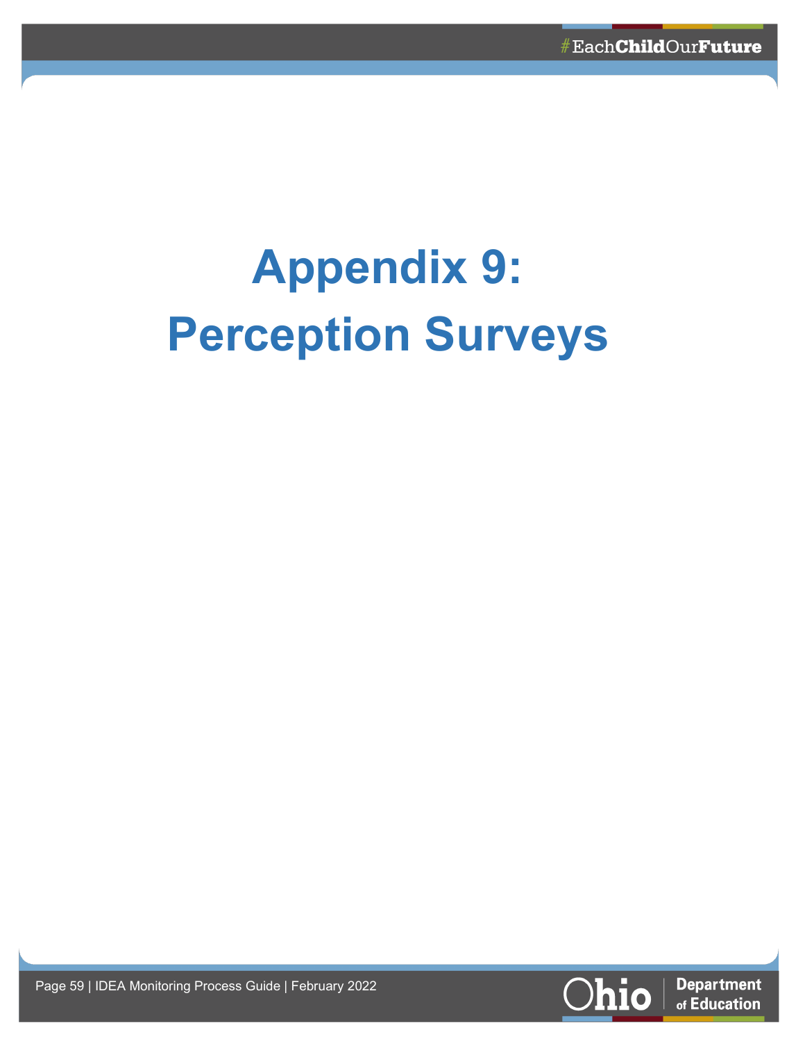# Appendix 9: Perception Surveys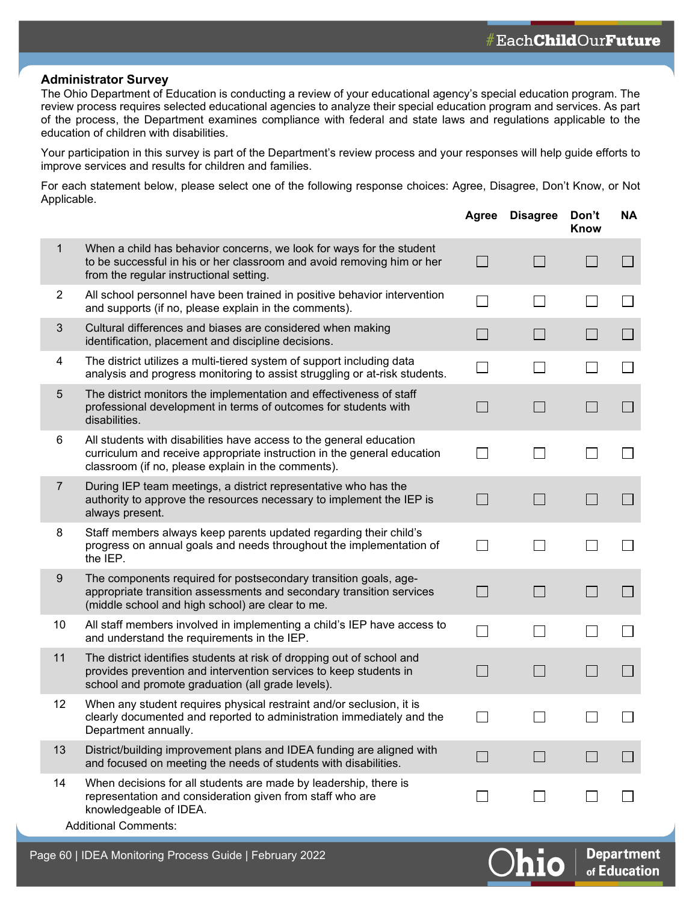## Administrator Survey

The Ohio Department of Education is conducting a review of your educational agency's special education program. The review process requires selected educational agencies to analyze their special education program and services. As part of the process, the Department examines compliance with federal and state laws and regulations applicable to the education of children with disabilities.

Your participation in this survey is part of the Department's review process and your responses will help guide efforts to improve services and results for children and families.

For each statement below, please select one of the following response choices: Agree, Disagree, Don't Know, or Not Applicable.

| | | Agree | Disagree | Don't Know | NA |
|---|---|---|---|---|---|
| 1 | When a child has behavior concerns, we look for ways for the student to be successful in his or her classroom and avoid removing him or her from the regular instructional setting. | ☐ | ☐ | ☐ | ☐ |
| 2 | All school personnel have been trained in positive behavior intervention and supports (if no, please explain in the comments). | ☐ | ☐ | ☐ | ☐ |
| 3 | Cultural differences and biases are considered when making identification, placement and discipline decisions. | ☐ | ☐ | ☐ | ☐ |
| 4 | The district utilizes a multi-tiered system of support including data analysis and progress monitoring to assist struggling or at-risk students. | ☐ | ☐ | ☐ | ☐ |
| 5 | The district monitors the implementation and effectiveness of staff professional development in terms of outcomes for students with disabilities. | ☐ | ☐ | ☐ | ☐ |
| 6 | All students with disabilities have access to the general education curriculum and receive appropriate instruction in the general education classroom (if no, please explain in the comments). | ☐ | ☐ | ☐ | ☐ |
| 7 | During IEP team meetings, a district representative who has the authority to approve the resources necessary to implement the IEP is always present. | ☐ | ☐ | ☐ | ☐ |
| 8 | Staff members always keep parents updated regarding their child's progress on annual goals and needs throughout the implementation of the IEP. | ☐ | ☐ | ☐ | ☐ |
| 9 | The components required for postsecondary transition goals, age-appropriate transition assessments and secondary transition services (middle school and high school) are clear to me. | ☐ | ☐ | ☐ | ☐ |
| 10 | All staff members involved in implementing a child's IEP have access to and understand the requirements in the IEP. | ☐ | ☐ | ☐ | ☐ |
| 11 | The district identifies students at risk of dropping out of school and provides prevention and intervention services to keep students in school and promote graduation (all grade levels). | ☐ | ☐ | ☐ | ☐ |
| 12 | When any student requires physical restraint and/or seclusion, it is clearly documented and reported to administration immediately and the Department annually. | ☐ | ☐ | ☐ | ☐ |
| 13 | District/building improvement plans and IDEA funding are aligned with and focused on meeting the needs of students with disabilities. | ☐ | ☐ | ☐ | ☐ |
| 14 | When decisions for all students are made by leadership, there is representation and consideration given from staff who are knowledgeable of IDEA. | ☐ | ☐ | ☐ | ☐ |

Additional Comments: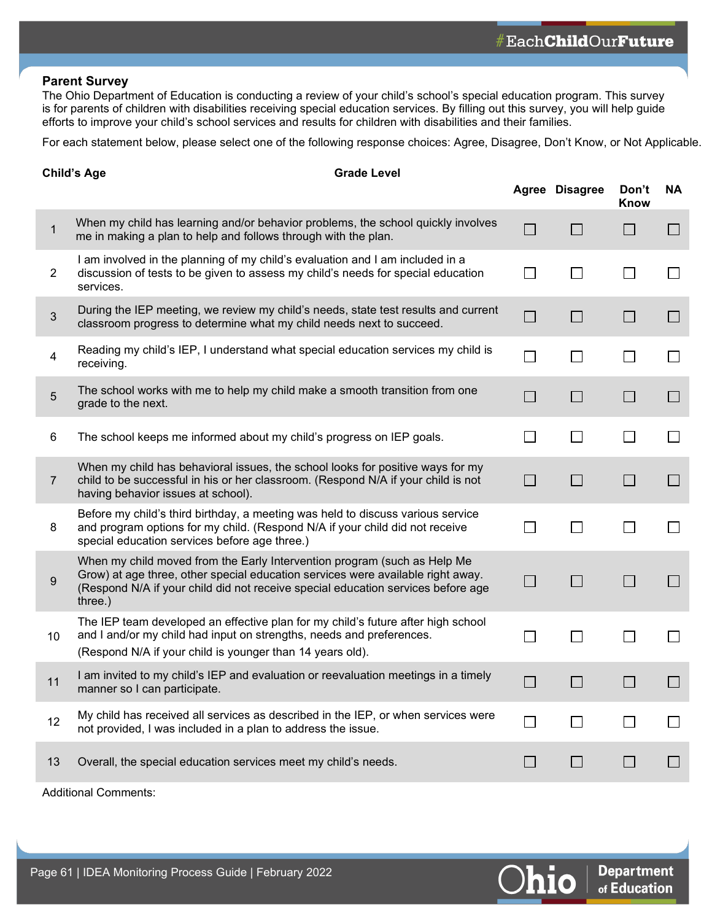**Parent Survey**

The Ohio Department of Education is conducting a review of your child's school's special education program. This survey is for parents of children with disabilities receiving special education services. By filling out this survey, you will help guide efforts to improve your child's school services and results for children with disabilities and their families.

For each statement below, please select one of the following response choices: Agree, Disagree, Don't Know, or Not Applicable.

**Child's Age** **Grade Level**

| | | Agree | Disagree | Don't Know | NA |
|---|---|---|---|---|---|
| 1 | When my child has learning and/or behavior problems, the school quickly involves me in making a plan to help and follows through with the plan. | ☐ | ☐ | ☐ | ☐ |
| 2 | I am involved in the planning of my child's evaluation and I am included in a discussion of tests to be given to assess my child's needs for special education services. | ☐ | ☐ | ☐ | ☐ |
| 3 | During the IEP meeting, we review my child's needs, state test results and current classroom progress to determine what my child needs next to succeed. | ☐ | ☐ | ☐ | ☐ |
| 4 | Reading my child's IEP, I understand what special education services my child is receiving. | ☐ | ☐ | ☐ | ☐ |
| 5 | The school works with me to help my child make a smooth transition from one grade to the next. | ☐ | ☐ | ☐ | ☐ |
| 6 | The school keeps me informed about my child's progress on IEP goals. | ☐ | ☐ | ☐ | ☐ |
| 7 | When my child has behavioral issues, the school looks for positive ways for my child to be successful in his or her classroom. (Respond N/A if your child is not having behavior issues at school). | ☐ | ☐ | ☐ | ☐ |
| 8 | Before my child's third birthday, a meeting was held to discuss various service and program options for my child. (Respond N/A if your child did not receive special education services before age three.) | ☐ | ☐ | ☐ | ☐ |
| 9 | When my child moved from the Early Intervention program (such as Help Me Grow) at age three, other special education services were available right away. (Respond N/A if your child did not receive special education services before age three.) | ☐ | ☐ | ☐ | ☐ |
| 10 | The IEP team developed an effective plan for my child's future after high school and I and/or my child had input on strengths, needs and preferences. (Respond N/A if your child is younger than 14 years old). | ☐ | ☐ | ☐ | ☐ |
| 11 | I am invited to my child's IEP and evaluation or reevaluation meetings in a timely manner so I can participate. | ☐ | ☐ | ☐ | ☐ |
| 12 | My child has received all services as described in the IEP, or when services were not provided, I was included in a plan to address the issue. | ☐ | ☐ | ☐ | ☐ |
| 13 | Overall, the special education services meet my child's needs. | ☐ | ☐ | ☐ | ☐ |

Additional Comments: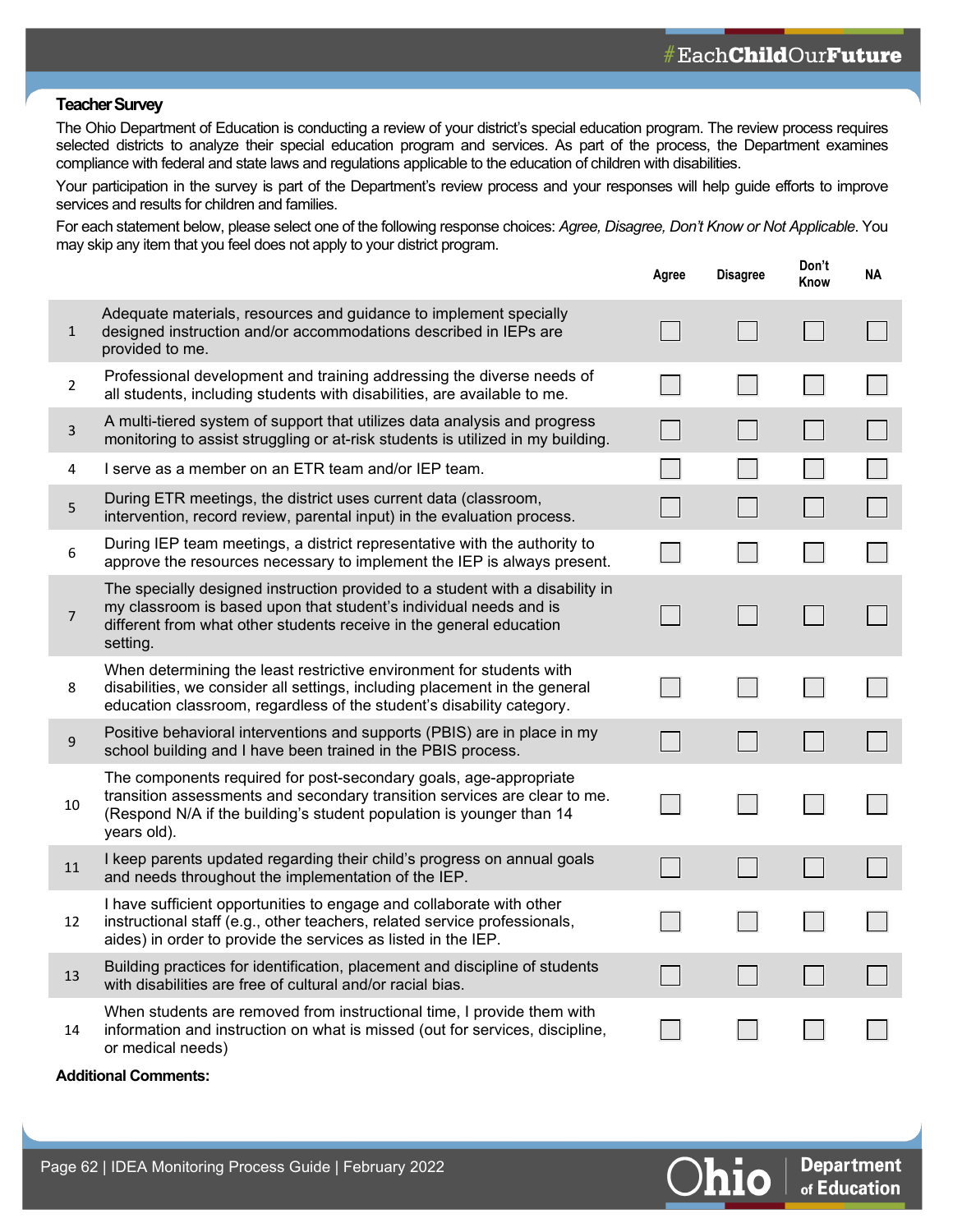### Teacher Survey

The Ohio Department of Education is conducting a review of your district's special education program. The review process requires selected districts to analyze their special education program and services. As part of the process, the Department examines compliance with federal and state laws and regulations applicable to the education of children with disabilities.

Your participation in the survey is part of the Department's review process and your responses will help guide efforts to improve services and results for children and families.

For each statement below, please select one of the following response choices: *Agree, Disagree, Don't Know or Not Applicable*. You may skip any item that you feel does not apply to your district program.

| | | Agree | Disagree | Don't Know | NA |
|---|---|---|---|---|---|
| 1 | Adequate materials, resources and guidance to implement specially designed instruction and/or accommodations described in IEPs are provided to me. | ☐ | ☐ | ☐ | ☐ |
| 2 | Professional development and training addressing the diverse needs of all students, including students with disabilities, are available to me. | ☐ | ☐ | ☐ | ☐ |
| 3 | A multi-tiered system of support that utilizes data analysis and progress monitoring to assist struggling or at-risk students is utilized in my building. | ☐ | ☐ | ☐ | ☐ |
| 4 | I serve as a member on an ETR team and/or IEP team. | ☐ | ☐ | ☐ | ☐ |
| 5 | During ETR meetings, the district uses current data (classroom, intervention, record review, parental input) in the evaluation process. | ☐ | ☐ | ☐ | ☐ |
| 6 | During IEP team meetings, a district representative with the authority to approve the resources necessary to implement the IEP is always present. | ☐ | ☐ | ☐ | ☐ |
| 7 | The specially designed instruction provided to a student with a disability in my classroom is based upon that student's individual needs and is different from what other students receive in the general education setting. | ☐ | ☐ | ☐ | ☐ |
| 8 | When determining the least restrictive environment for students with disabilities, we consider all settings, including placement in the general education classroom, regardless of the student's disability category. | ☐ | ☐ | ☐ | ☐ |
| 9 | Positive behavioral interventions and supports (PBIS) are in place in my school building and I have been trained in the PBIS process. | ☐ | ☐ | ☐ | ☐ |
| 10 | The components required for post-secondary goals, age-appropriate transition assessments and secondary transition services are clear to me. (Respond N/A if the building's student population is younger than 14 years old). | ☐ | ☐ | ☐ | ☐ |
| 11 | I keep parents updated regarding their child's progress on annual goals and needs throughout the implementation of the IEP. | ☐ | ☐ | ☐ | ☐ |
| 12 | I have sufficient opportunities to engage and collaborate with other instructional staff (e.g., other teachers, related service professionals, aides) in order to provide the services as listed in the IEP. | ☐ | ☐ | ☐ | ☐ |
| 13 | Building practices for identification, placement and discipline of students with disabilities are free of cultural and/or racial bias. | ☐ | ☐ | ☐ | ☐ |
| 14 | When students are removed from instructional time, I provide them with information and instruction on what is missed (out for services, discipline, or medical needs) | ☐ | ☐ | ☐ | ☐ |

**Additional Comments:**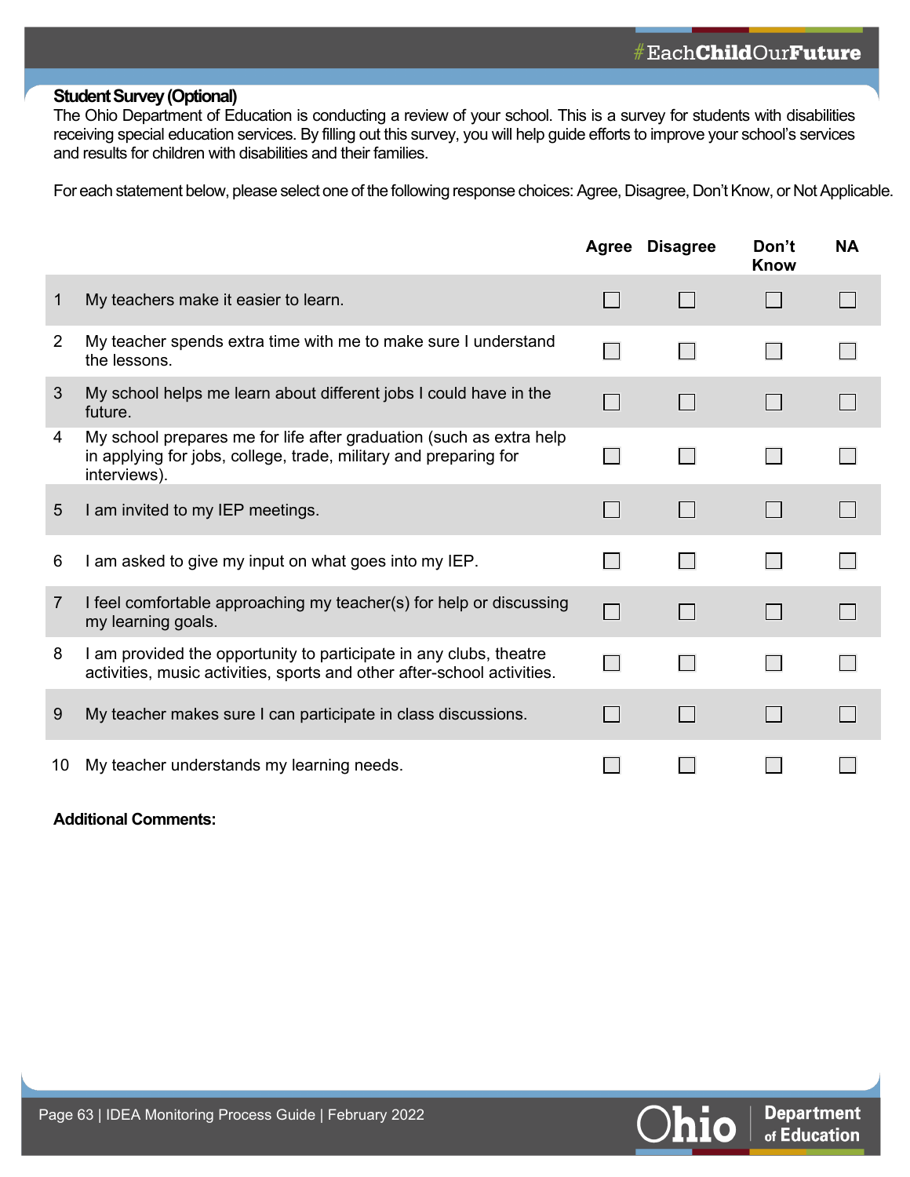## Student Survey (Optional)

The Ohio Department of Education is conducting a review of your school. This is a survey for students with disabilities receiving special education services. By filling out this survey, you will help guide efforts to improve your school's services and results for children with disabilities and their families.

For each statement below, please select one of the following response choices: Agree, Disagree, Don't Know, or Not Applicable.

| | | Agree | Disagree | Don't Know | NA |
|---|---|---|---|---|---|
| 1 | My teachers make it easier to learn. | ☐ | ☐ | ☐ | ☐ |
| 2 | My teacher spends extra time with me to make sure I understand the lessons. | ☐ | ☐ | ☐ | ☐ |
| 3 | My school helps me learn about different jobs I could have in the future. | ☐ | ☐ | ☐ | ☐ |
| 4 | My school prepares me for life after graduation (such as extra help in applying for jobs, college, trade, military and preparing for interviews). | ☐ | ☐ | ☐ | ☐ |
| 5 | I am invited to my IEP meetings. | ☐ | ☐ | ☐ | ☐ |
| 6 | I am asked to give my input on what goes into my IEP. | ☐ | ☐ | ☐ | ☐ |
| 7 | I feel comfortable approaching my teacher(s) for help or discussing my learning goals. | ☐ | ☐ | ☐ | ☐ |
| 8 | I am provided the opportunity to participate in any clubs, theatre activities, music activities, sports and other after-school activities. | ☐ | ☐ | ☐ | ☐ |
| 9 | My teacher makes sure I can participate in class discussions. | ☐ | ☐ | ☐ | ☐ |
| 10 | My teacher understands my learning needs. | ☐ | ☐ | ☐ | ☐ |

**Additional Comments:**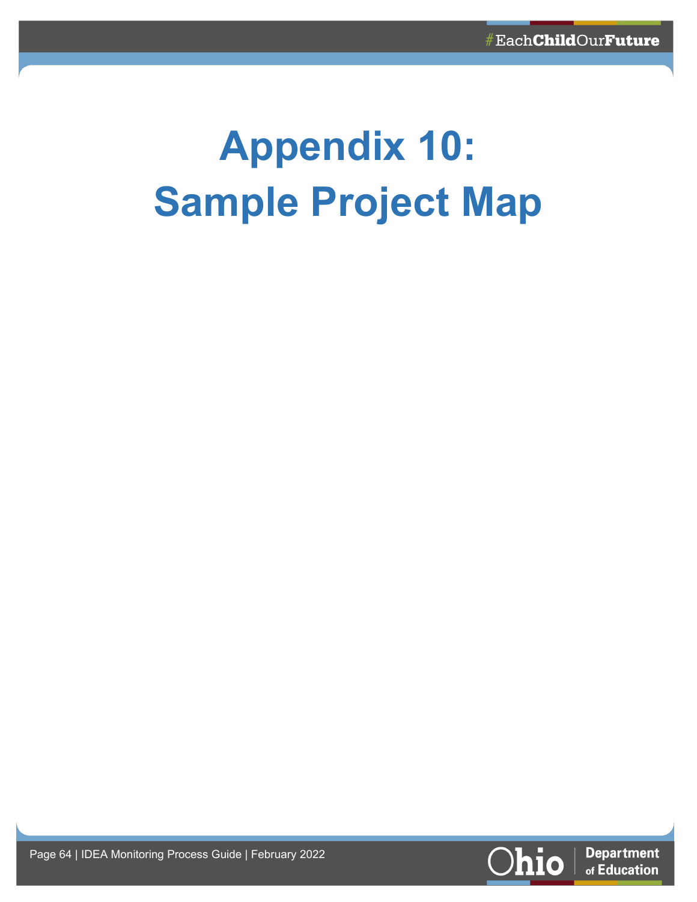# Appendix 10: Sample Project Map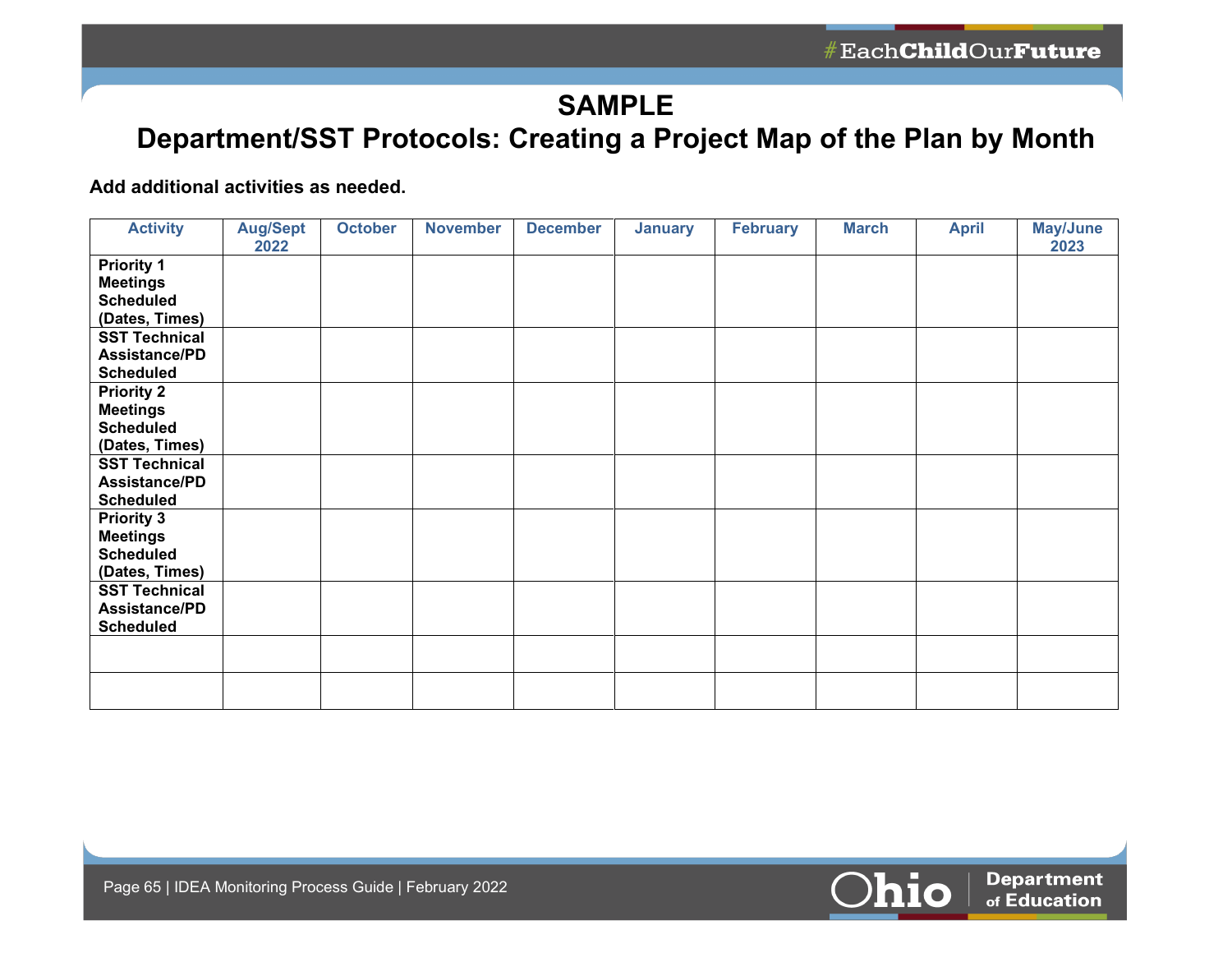# SAMPLE

## Department/SST Protocols: Creating a Project Map of the Plan by Month

**Add additional activities as needed.**

| Activity | Aug/Sept 2022 | October | November | December | January | February | March | April | May/June 2023 |
|---|---|---|---|---|---|---|---|---|---|
| **Priority 1 Meetings Scheduled (Dates, Times)** | | | | | | | | | |
| **SST Technical Assistance/PD Scheduled** | | | | | | | | | |
| **Priority 2 Meetings Scheduled (Dates, Times)** | | | | | | | | | |
| **SST Technical Assistance/PD Scheduled** | | | | | | | | | |
| **Priority 3 Meetings Scheduled (Dates, Times)** | | | | | | | | | |
| **SST Technical Assistance/PD Scheduled** | | | | | | | | | |
| | | | | | | | | | |
| | | | | | | | | | |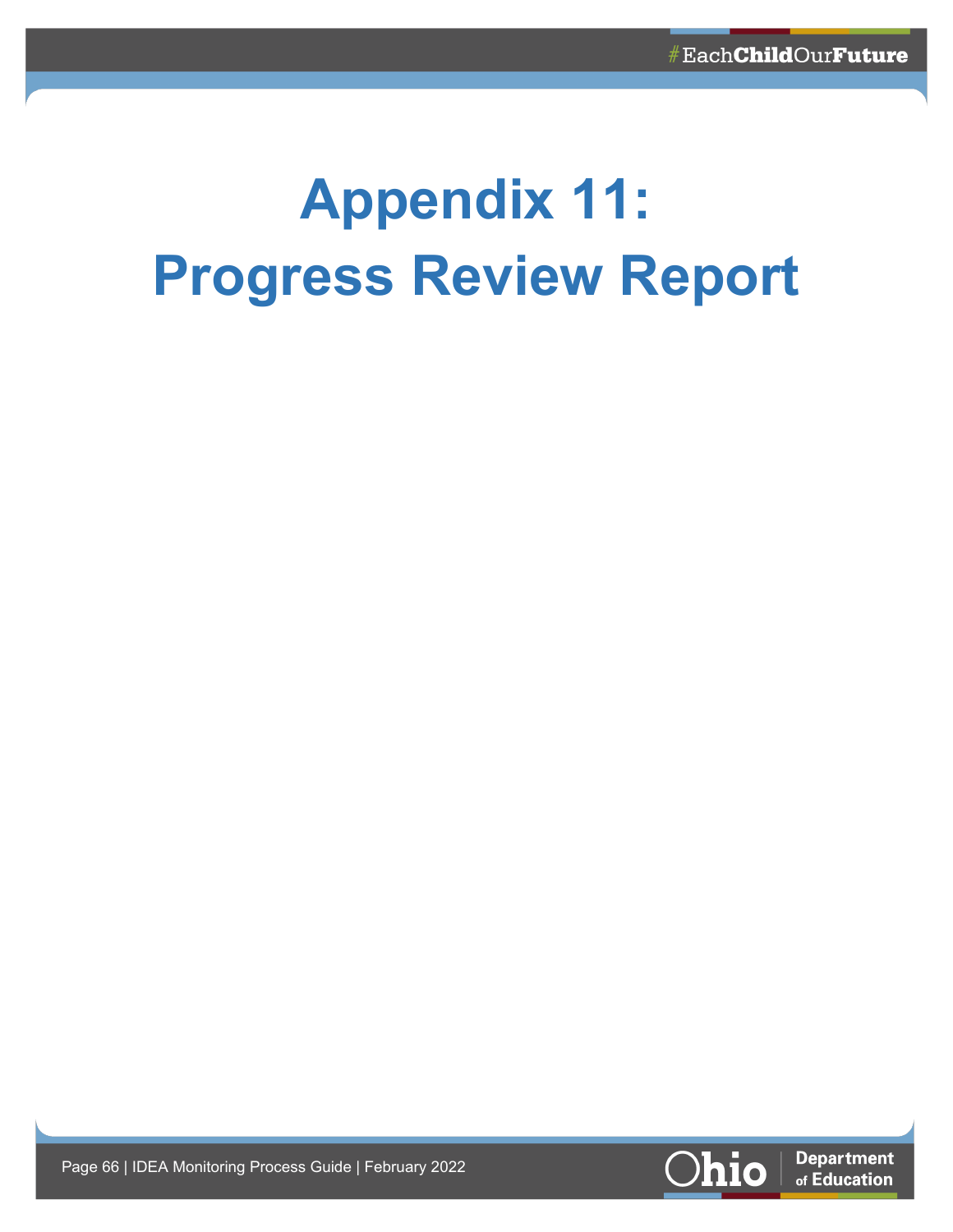# Appendix 11: Progress Review Report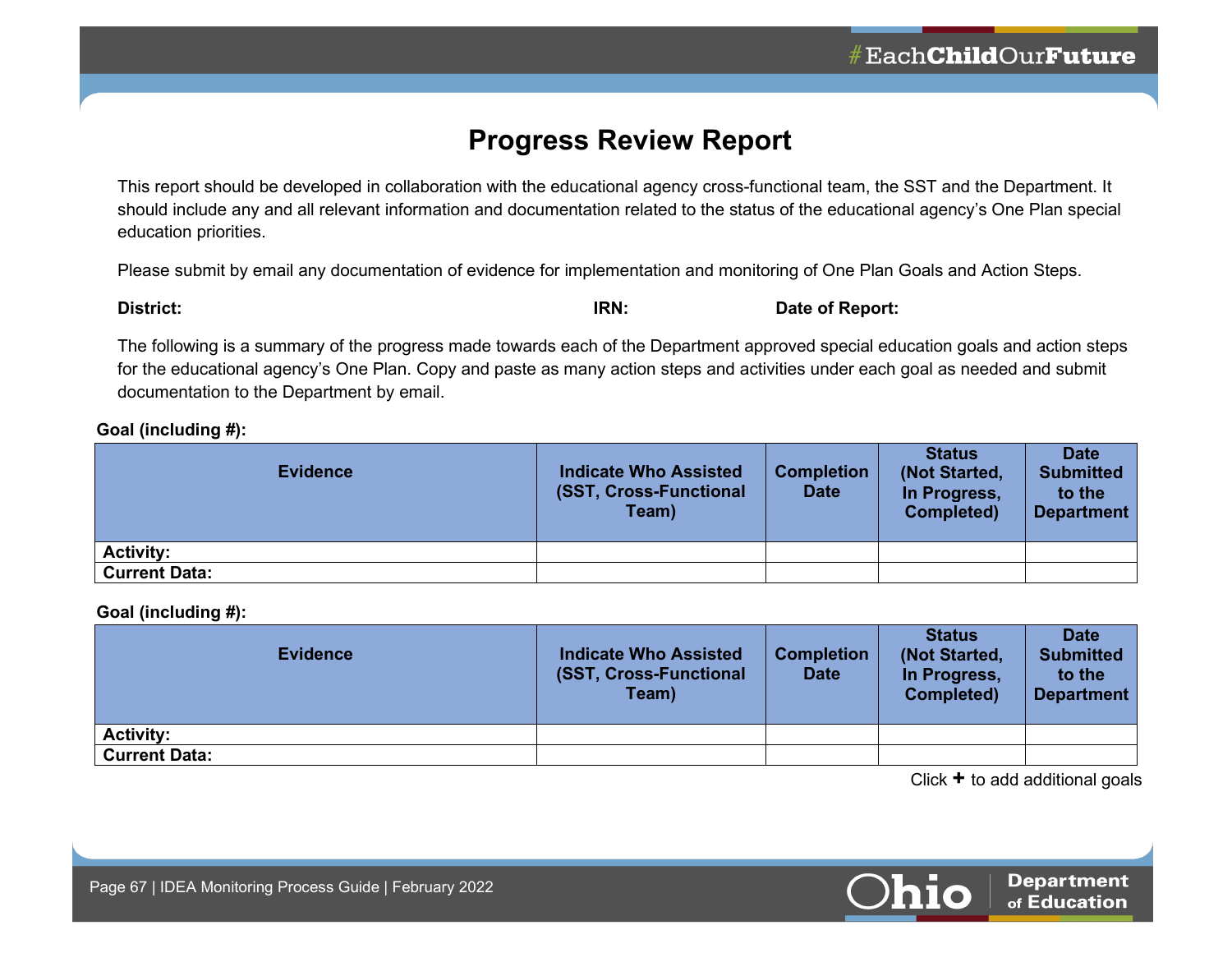# Progress Review Report

This report should be developed in collaboration with the educational agency cross-functional team, the SST and the Department. It should include any and all relevant information and documentation related to the status of the educational agency's One Plan special education priorities.

Please submit by email any documentation of evidence for implementation and monitoring of One Plan Goals and Action Steps.

**District:** **IRN:** **Date of Report:**

The following is a summary of the progress made towards each of the Department approved special education goals and action steps for the educational agency's One Plan. Copy and paste as many action steps and activities under each goal as needed and submit documentation to the Department by email.

**Goal (including #):**

| Evidence | Indicate Who Assisted (SST, Cross-Functional Team) | Completion Date | Status (Not Started, In Progress, Completed) | Date Submitted to the Department |
|---|---|---|---|---|
| **Activity:** | | | | |
| **Current Data:** | | | | |

**Goal (including #):**

| Evidence | Indicate Who Assisted (SST, Cross-Functional Team) | Completion Date | Status (Not Started, In Progress, Completed) | Date Submitted to the Department |
|---|---|---|---|---|
| **Activity:** | | | | |
| **Current Data:** | | | | |

Click **+** to add additional goals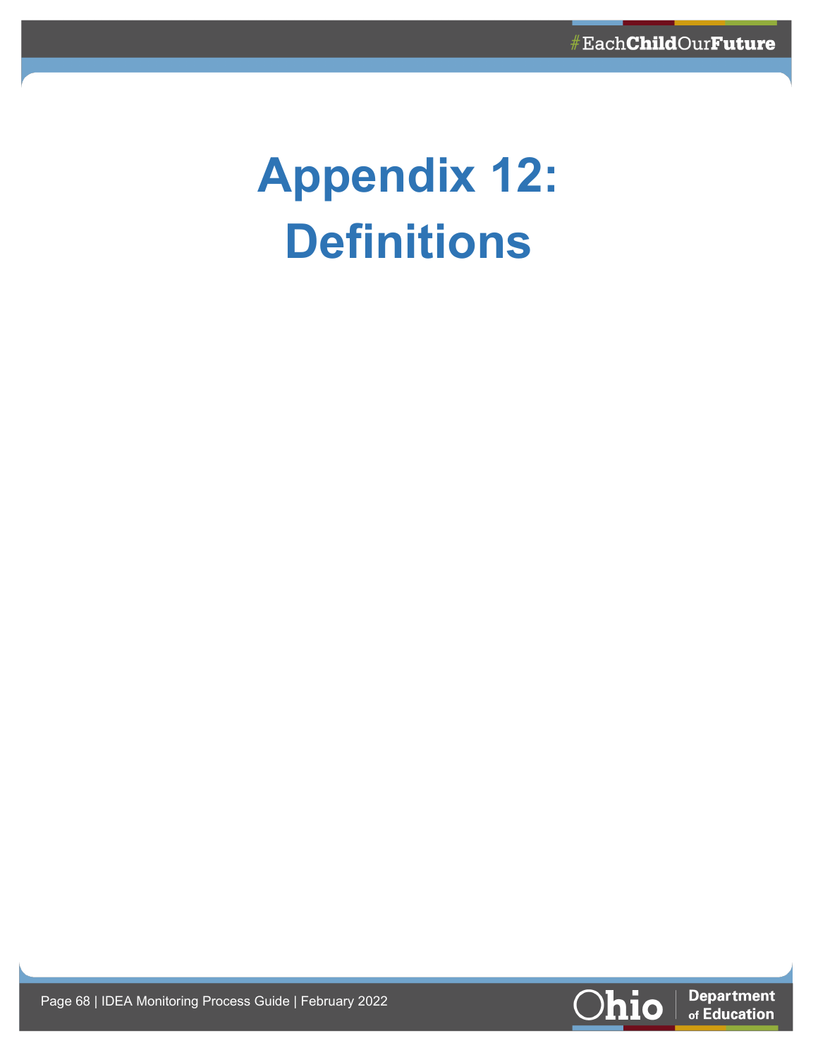# Appendix 12: Definitions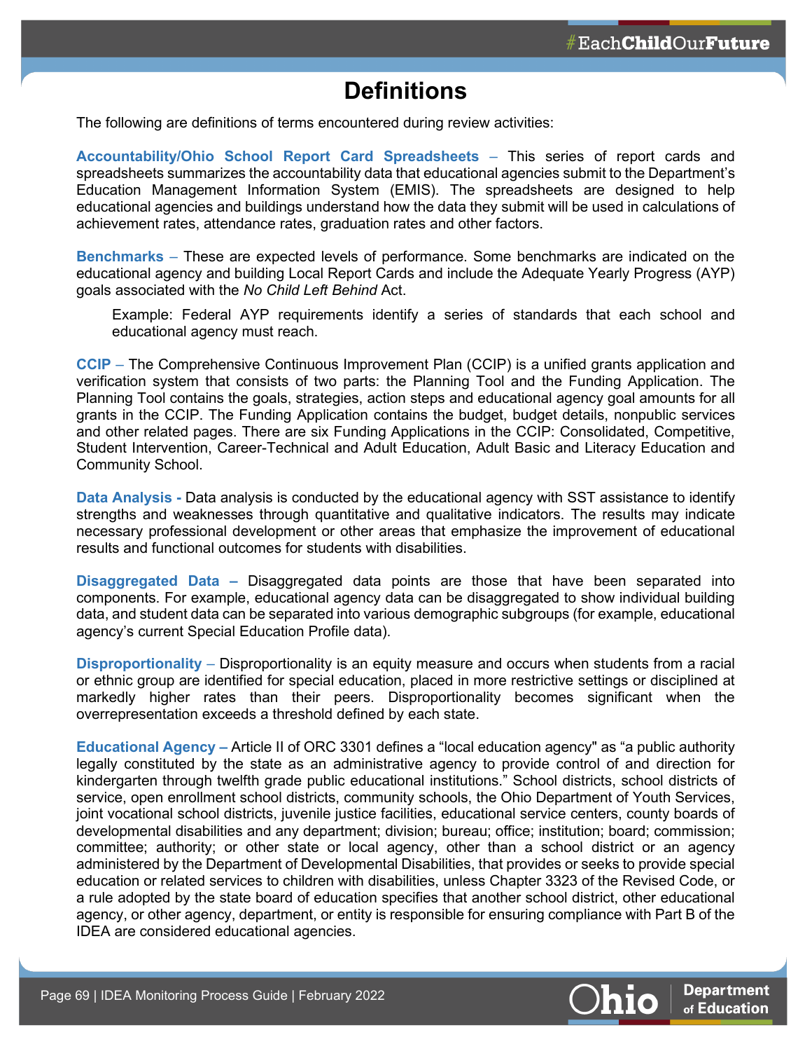# Definitions

The following are definitions of terms encountered during review activities:

**Accountability/Ohio School Report Card Spreadsheets** – This series of report cards and spreadsheets summarizes the accountability data that educational agencies submit to the Department's Education Management Information System (EMIS). The spreadsheets are designed to help educational agencies and buildings understand how the data they submit will be used in calculations of achievement rates, attendance rates, graduation rates and other factors.

**Benchmarks** – These are expected levels of performance. Some benchmarks are indicated on the educational agency and building Local Report Cards and include the Adequate Yearly Progress (AYP) goals associated with the *No Child Left Behind* Act.

> Example: Federal AYP requirements identify a series of standards that each school and educational agency must reach.

**CCIP** – The Comprehensive Continuous Improvement Plan (CCIP) is a unified grants application and verification system that consists of two parts: the Planning Tool and the Funding Application. The Planning Tool contains the goals, strategies, action steps and educational agency goal amounts for all grants in the CCIP. The Funding Application contains the budget, budget details, nonpublic services and other related pages. There are six Funding Applications in the CCIP: Consolidated, Competitive, Student Intervention, Career-Technical and Adult Education, Adult Basic and Literacy Education and Community School.

**Data Analysis -** Data analysis is conducted by the educational agency with SST assistance to identify strengths and weaknesses through quantitative and qualitative indicators. The results may indicate necessary professional development or other areas that emphasize the improvement of educational results and functional outcomes for students with disabilities.

**Disaggregated Data –** Disaggregated data points are those that have been separated into components. For example, educational agency data can be disaggregated to show individual building data, and student data can be separated into various demographic subgroups (for example, educational agency's current Special Education Profile data).

**Disproportionality** – Disproportionality is an equity measure and occurs when students from a racial or ethnic group are identified for special education, placed in more restrictive settings or disciplined at markedly higher rates than their peers. Disproportionality becomes significant when the overrepresentation exceeds a threshold defined by each state.

**Educational Agency –** Article II of ORC 3301 defines a "local education agency" as "a public authority legally constituted by the state as an administrative agency to provide control of and direction for kindergarten through twelfth grade public educational institutions." School districts, school districts of service, open enrollment school districts, community schools, the Ohio Department of Youth Services, joint vocational school districts, juvenile justice facilities, educational service centers, county boards of developmental disabilities and any department; division; bureau; office; institution; board; commission; committee; authority; or other state or local agency, other than a school district or an agency administered by the Department of Developmental Disabilities, that provides or seeks to provide special education or related services to children with disabilities, unless Chapter 3323 of the Revised Code, or a rule adopted by the state board of education specifies that another school district, other educational agency, or other agency, department, or entity is responsible for ensuring compliance with Part B of the IDEA are considered educational agencies.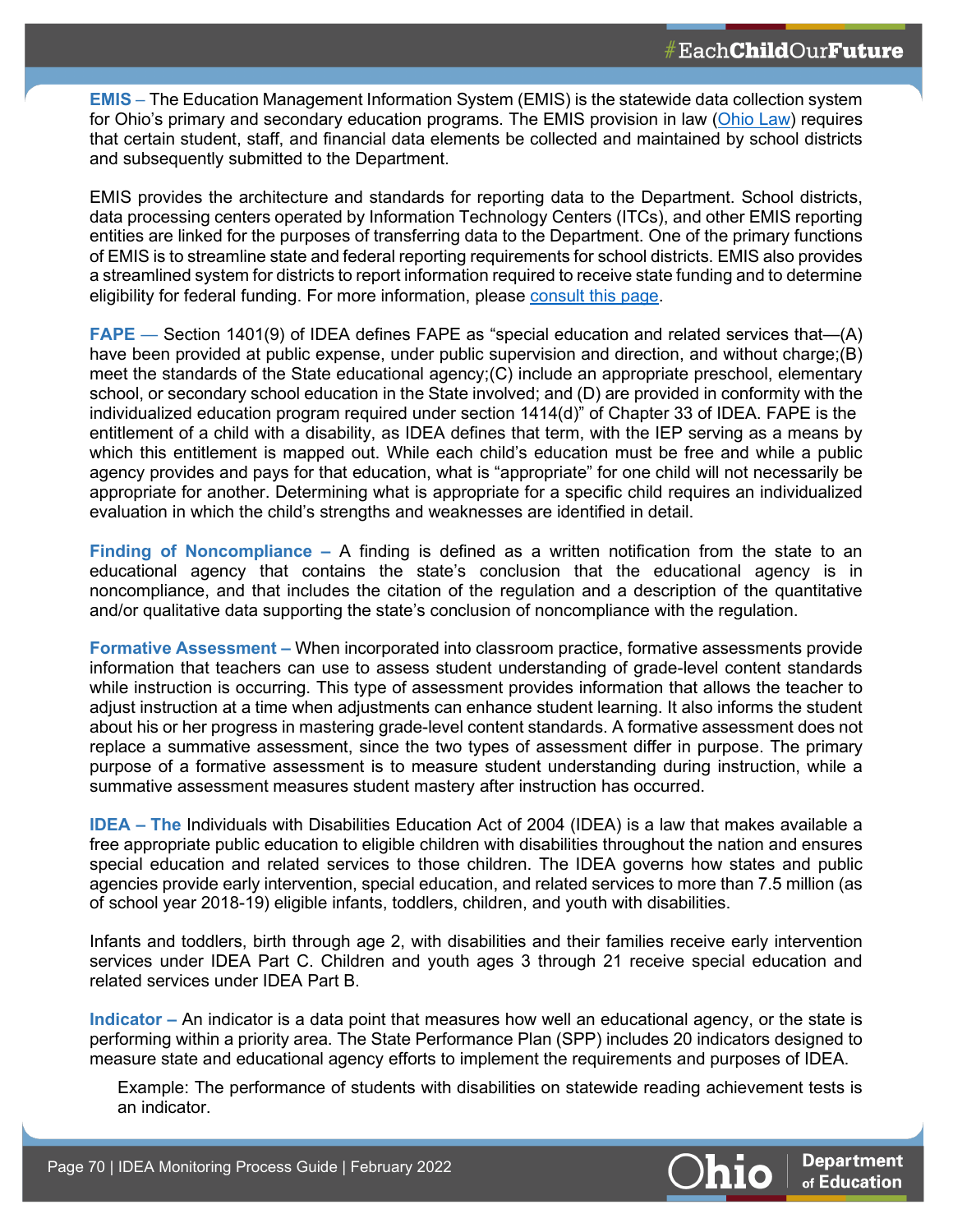**EMIS** – The Education Management Information System (EMIS) is the statewide data collection system for Ohio's primary and secondary education programs. The EMIS provision in law ([Ohio Law]()) requires that certain student, staff, and financial data elements be collected and maintained by school districts and subsequently submitted to the Department.

EMIS provides the architecture and standards for reporting data to the Department. School districts, data processing centers operated by Information Technology Centers (ITCs), and other EMIS reporting entities are linked for the purposes of transferring data to the Department. One of the primary functions of EMIS is to streamline state and federal reporting requirements for school districts. EMIS also provides a streamlined system for districts to report information required to receive state funding and to determine eligibility for federal funding. For more information, please [consult this page]().

**FAPE** — Section 1401(9) of IDEA defines FAPE as "special education and related services that—(A) have been provided at public expense, under public supervision and direction, and without charge;(B) meet the standards of the State educational agency;(C) include an appropriate preschool, elementary school, or secondary school education in the State involved; and (D) are provided in conformity with the individualized education program required under section 1414(d)" of Chapter 33 of IDEA. FAPE is the entitlement of a child with a disability, as IDEA defines that term, with the IEP serving as a means by which this entitlement is mapped out. While each child's education must be free and while a public agency provides and pays for that education, what is "appropriate" for one child will not necessarily be appropriate for another. Determining what is appropriate for a specific child requires an individualized evaluation in which the child's strengths and weaknesses are identified in detail.

**Finding of Noncompliance** – A finding is defined as a written notification from the state to an educational agency that contains the state's conclusion that the educational agency is in noncompliance, and that includes the citation of the regulation and a description of the quantitative and/or qualitative data supporting the state's conclusion of noncompliance with the regulation.

**Formative Assessment** – When incorporated into classroom practice, formative assessments provide information that teachers can use to assess student understanding of grade-level content standards while instruction is occurring. This type of assessment provides information that allows the teacher to adjust instruction at a time when adjustments can enhance student learning. It also informs the student about his or her progress in mastering grade-level content standards. A formative assessment does not replace a summative assessment, since the two types of assessment differ in purpose. The primary purpose of a formative assessment is to measure student understanding during instruction, while a summative assessment measures student mastery after instruction has occurred.

**IDEA – The** Individuals with Disabilities Education Act of 2004 (IDEA) is a law that makes available a free appropriate public education to eligible children with disabilities throughout the nation and ensures special education and related services to those children. The IDEA governs how states and public agencies provide early intervention, special education, and related services to more than 7.5 million (as of school year 2018-19) eligible infants, toddlers, children, and youth with disabilities.

Infants and toddlers, birth through age 2, with disabilities and their families receive early intervention services under IDEA Part C. Children and youth ages 3 through 21 receive special education and related services under IDEA Part B.

**Indicator** – An indicator is a data point that measures how well an educational agency, or the state is performing within a priority area. The State Performance Plan (SPP) includes 20 indicators designed to measure state and educational agency efforts to implement the requirements and purposes of IDEA.

> Example: The performance of students with disabilities on statewide reading achievement tests is an indicator.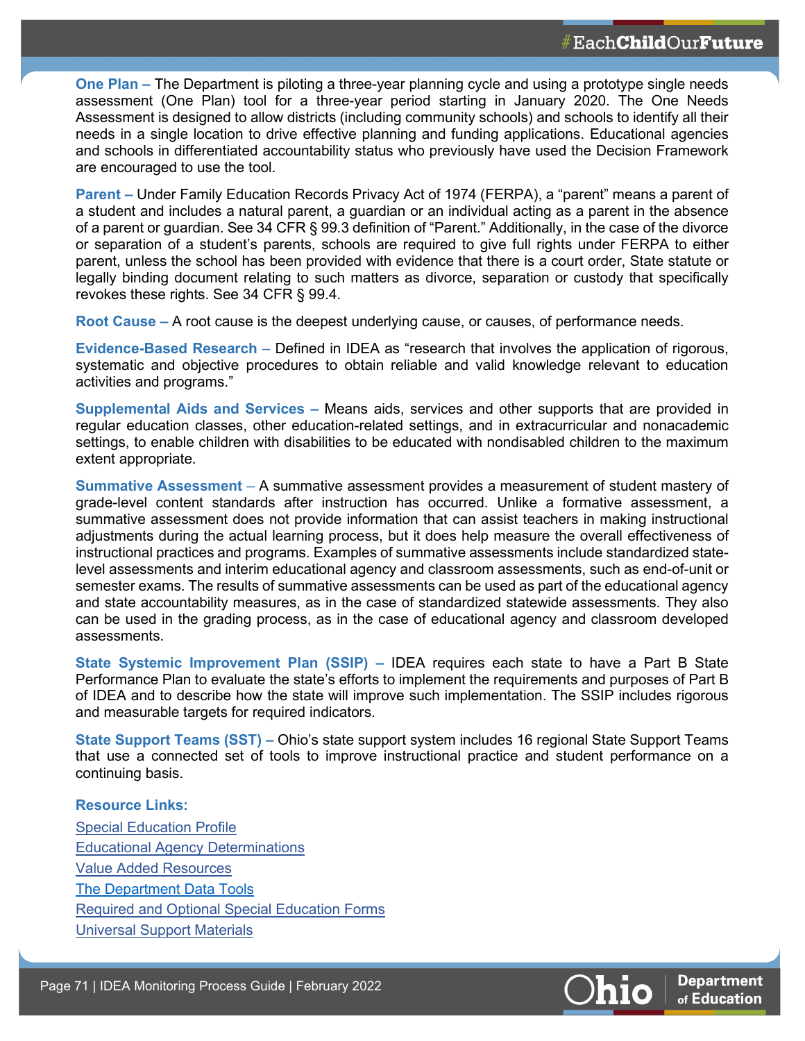**One Plan –** The Department is piloting a three-year planning cycle and using a prototype single needs assessment (One Plan) tool for a three-year period starting in January 2020. The One Needs Assessment is designed to allow districts (including community schools) and schools to identify all their needs in a single location to drive effective planning and funding applications. Educational agencies and schools in differentiated accountability status who previously have used the Decision Framework are encouraged to use the tool.

**Parent –** Under Family Education Records Privacy Act of 1974 (FERPA), a "parent" means a parent of a student and includes a natural parent, a guardian or an individual acting as a parent in the absence of a parent or guardian. See 34 CFR § 99.3 definition of "Parent." Additionally, in the case of the divorce or separation of a student's parents, schools are required to give full rights under FERPA to either parent, unless the school has been provided with evidence that there is a court order, State statute or legally binding document relating to such matters as divorce, separation or custody that specifically revokes these rights. See 34 CFR § 99.4.

**Root Cause –** A root cause is the deepest underlying cause, or causes, of performance needs.

**Evidence-Based Research** – Defined in IDEA as "research that involves the application of rigorous, systematic and objective procedures to obtain reliable and valid knowledge relevant to education activities and programs."

**Supplemental Aids and Services –** Means aids, services and other supports that are provided in regular education classes, other education-related settings, and in extracurricular and nonacademic settings, to enable children with disabilities to be educated with nondisabled children to the maximum extent appropriate.

**Summative Assessment** – A summative assessment provides a measurement of student mastery of grade-level content standards after instruction has occurred. Unlike a formative assessment, a summative assessment does not provide information that can assist teachers in making instructional adjustments during the actual learning process, but it does help measure the overall effectiveness of instructional practices and programs. Examples of summative assessments include standardized state-level assessments and interim educational agency and classroom assessments, such as end-of-unit or semester exams. The results of summative assessments can be used as part of the educational agency and state accountability measures, as in the case of standardized statewide assessments. They also can be used in the grading process, as in the case of educational agency and classroom developed assessments.

**State Systemic Improvement Plan (SSIP) –** IDEA requires each state to have a Part B State Performance Plan to evaluate the state's efforts to implement the requirements and purposes of Part B of IDEA and to describe how the state will improve such implementation. The SSIP includes rigorous and measurable targets for required indicators.

**State Support Teams (SST) –** Ohio's state support system includes 16 regional State Support Teams that use a connected set of tools to improve instructional practice and student performance on a continuing basis.

**Resource Links:**

Special Education Profile

Educational Agency Determinations

Value Added Resources

The Department Data Tools

Required and Optional Special Education Forms

Universal Support Materials